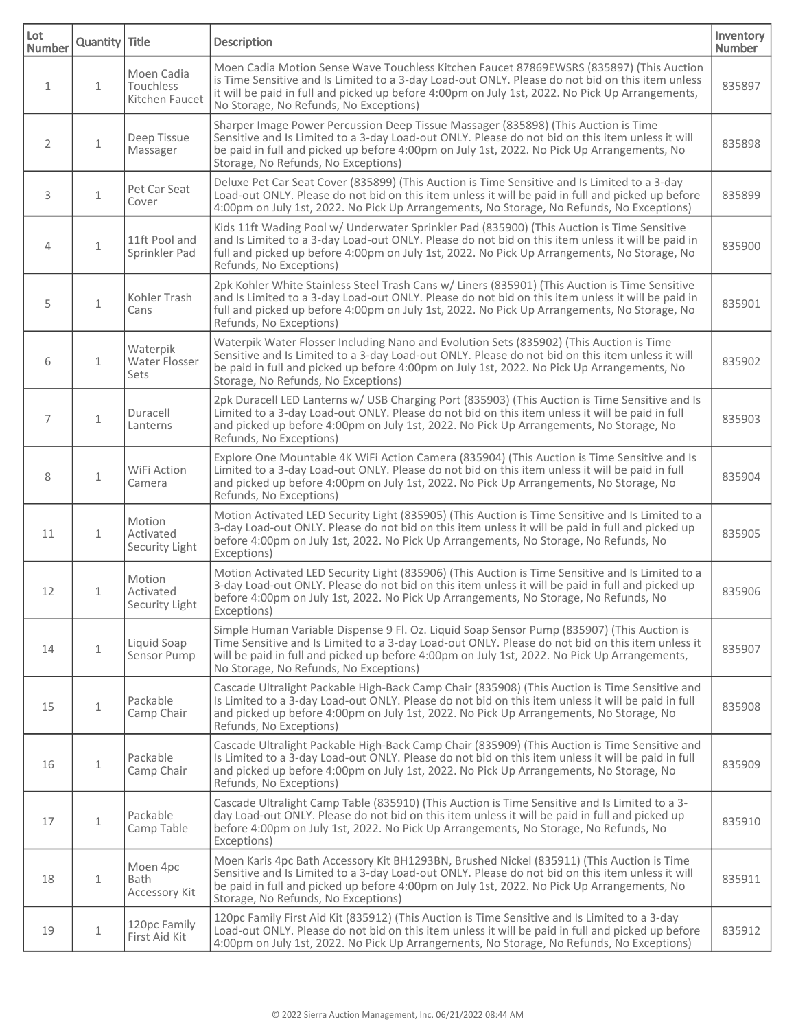| Lot Number | Quantity | Title | Description | Inventory Number |
|---|---|---|---|---|
| 1 | 1 | Moen Cadia Touchless Kitchen Faucet | Moen Cadia Motion Sense Wave Touchless Kitchen Faucet 87869EWSRS (835897) (This Auction is Time Sensitive and Is Limited to a 3-day Load-out ONLY. Please do not bid on this item unless it will be paid in full and picked up before 4:00pm on July 1st, 2022. No Pick Up Arrangements, No Storage, No Refunds, No Exceptions) | 835897 |
| 2 | 1 | Deep Tissue Massager | Sharper Image Power Percussion Deep Tissue Massager (835898) (This Auction is Time Sensitive and Is Limited to a 3-day Load-out ONLY. Please do not bid on this item unless it will be paid in full and picked up before 4:00pm on July 1st, 2022. No Pick Up Arrangements, No Storage, No Refunds, No Exceptions) | 835898 |
| 3 | 1 | Pet Car Seat Cover | Deluxe Pet Car Seat Cover (835899) (This Auction is Time Sensitive and Is Limited to a 3-day Load-out ONLY. Please do not bid on this item unless it will be paid in full and picked up before 4:00pm on July 1st, 2022. No Pick Up Arrangements, No Storage, No Refunds, No Exceptions) | 835899 |
| 4 | 1 | 11ft Pool and Sprinkler Pad | Kids 11ft Wading Pool w/ Underwater Sprinkler Pad (835900) (This Auction is Time Sensitive and Is Limited to a 3-day Load-out ONLY. Please do not bid on this item unless it will be paid in full and picked up before 4:00pm on July 1st, 2022. No Pick Up Arrangements, No Storage, No Refunds, No Exceptions) | 835900 |
| 5 | 1 | Kohler Trash Cans | 2pk Kohler White Stainless Steel Trash Cans w/ Liners (835901) (This Auction is Time Sensitive and Is Limited to a 3-day Load-out ONLY. Please do not bid on this item unless it will be paid in full and picked up before 4:00pm on July 1st, 2022. No Pick Up Arrangements, No Storage, No Refunds, No Exceptions) | 835901 |
| 6 | 1 | Waterpik Water Flosser Sets | Waterpik Water Flosser Including Nano and Evolution Sets (835902) (This Auction is Time Sensitive and Is Limited to a 3-day Load-out ONLY. Please do not bid on this item unless it will be paid in full and picked up before 4:00pm on July 1st, 2022. No Pick Up Arrangements, No Storage, No Refunds, No Exceptions) | 835902 |
| 7 | 1 | Duracell Lanterns | 2pk Duracell LED Lanterns w/ USB Charging Port (835903) (This Auction is Time Sensitive and Is Limited to a 3-day Load-out ONLY. Please do not bid on this item unless it will be paid in full and picked up before 4:00pm on July 1st, 2022. No Pick Up Arrangements, No Storage, No Refunds, No Exceptions) | 835903 |
| 8 | 1 | WiFi Action Camera | Explore One Mountable 4K WiFi Action Camera (835904) (This Auction is Time Sensitive and Is Limited to a 3-day Load-out ONLY. Please do not bid on this item unless it will be paid in full and picked up before 4:00pm on July 1st, 2022. No Pick Up Arrangements, No Storage, No Refunds, No Exceptions) | 835904 |
| 11 | 1 | Motion Activated Security Light | Motion Activated LED Security Light (835905) (This Auction is Time Sensitive and Is Limited to a 3-day Load-out ONLY. Please do not bid on this item unless it will be paid in full and picked up before 4:00pm on July 1st, 2022. No Pick Up Arrangements, No Storage, No Refunds, No Exceptions) | 835905 |
| 12 | 1 | Motion Activated Security Light | Motion Activated LED Security Light (835906) (This Auction is Time Sensitive and Is Limited to a 3-day Load-out ONLY. Please do not bid on this item unless it will be paid in full and picked up before 4:00pm on July 1st, 2022. No Pick Up Arrangements, No Storage, No Refunds, No Exceptions) | 835906 |
| 14 | 1 | Liquid Soap Sensor Pump | Simple Human Variable Dispense 9 Fl. Oz. Liquid Soap Sensor Pump (835907) (This Auction is Time Sensitive and Is Limited to a 3-day Load-out ONLY. Please do not bid on this item unless it will be paid in full and picked up before 4:00pm on July 1st, 2022. No Pick Up Arrangements, No Storage, No Refunds, No Exceptions) | 835907 |
| 15 | 1 | Packable Camp Chair | Cascade Ultralight Packable High-Back Camp Chair (835908) (This Auction is Time Sensitive and Is Limited to a 3-day Load-out ONLY. Please do not bid on this item unless it will be paid in full and picked up before 4:00pm on July 1st, 2022. No Pick Up Arrangements, No Storage, No Refunds, No Exceptions) | 835908 |
| 16 | 1 | Packable Camp Chair | Cascade Ultralight Packable High-Back Camp Chair (835909) (This Auction is Time Sensitive and Is Limited to a 3-day Load-out ONLY. Please do not bid on this item unless it will be paid in full and picked up before 4:00pm on July 1st, 2022. No Pick Up Arrangements, No Storage, No Refunds, No Exceptions) | 835909 |
| 17 | 1 | Packable Camp Table | Cascade Ultralight Camp Table (835910) (This Auction is Time Sensitive and Is Limited to a 3-day Load-out ONLY. Please do not bid on this item unless it will be paid in full and picked up before 4:00pm on July 1st, 2022. No Pick Up Arrangements, No Storage, No Refunds, No Exceptions) | 835910 |
| 18 | 1 | Moen 4pc Bath Accessory Kit | Moen Karis 4pc Bath Accessory Kit BH1293BN, Brushed Nickel (835911) (This Auction is Time Sensitive and Is Limited to a 3-day Load-out ONLY. Please do not bid on this item unless it will be paid in full and picked up before 4:00pm on July 1st, 2022. No Pick Up Arrangements, No Storage, No Refunds, No Exceptions) | 835911 |
| 19 | 1 | 120pc Family First Aid Kit | 120pc Family First Aid Kit (835912) (This Auction is Time Sensitive and Is Limited to a 3-day Load-out ONLY. Please do not bid on this item unless it will be paid in full and picked up before 4:00pm on July 1st, 2022. No Pick Up Arrangements, No Storage, No Refunds, No Exceptions) | 835912 |

© 2022 Sierra Auction Management, Inc. 06/21/2022 08:44 AM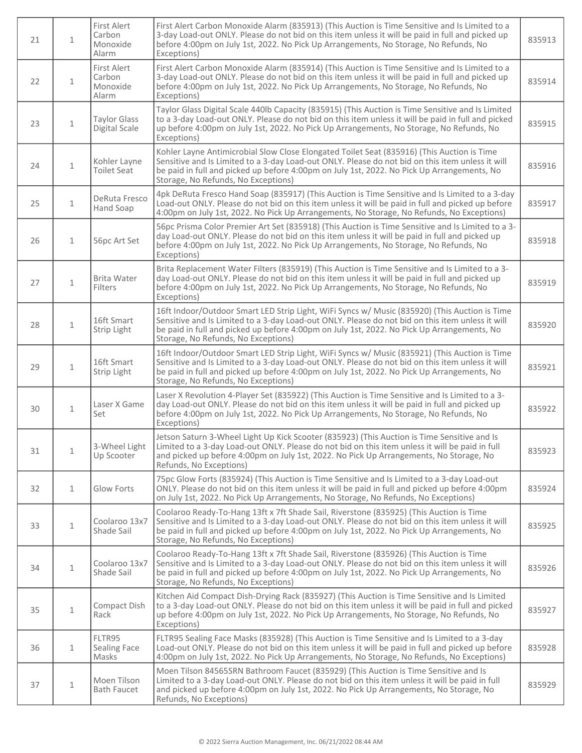| 21 | 1 | First Alert Carbon Monoxide Alarm | First Alert Carbon Monoxide Alarm (835913) (This Auction is Time Sensitive and Is Limited to a 3-day Load-out ONLY. Please do not bid on this item unless it will be paid in full and picked up before 4:00pm on July 1st, 2022. No Pick Up Arrangements, No Storage, No Refunds, No Exceptions) | 835913 |
|---|---|---|---|---|
| 22 | 1 | First Alert Carbon Monoxide Alarm | First Alert Carbon Monoxide Alarm (835914) (This Auction is Time Sensitive and Is Limited to a 3-day Load-out ONLY. Please do not bid on this item unless it will be paid in full and picked up before 4:00pm on July 1st, 2022. No Pick Up Arrangements, No Storage, No Refunds, No Exceptions) | 835914 |
| 23 | 1 | Taylor Glass Digital Scale | Taylor Glass Digital Scale 440lb Capacity (835915) (This Auction is Time Sensitive and Is Limited to a 3-day Load-out ONLY. Please do not bid on this item unless it will be paid in full and picked up before 4:00pm on July 1st, 2022. No Pick Up Arrangements, No Storage, No Refunds, No Exceptions) | 835915 |
| 24 | 1 | Kohler Layne Toilet Seat | Kohler Layne Antimicrobial Slow Close Elongated Toilet Seat (835916) (This Auction is Time Sensitive and Is Limited to a 3-day Load-out ONLY. Please do not bid on this item unless it will be paid in full and picked up before 4:00pm on July 1st, 2022. No Pick Up Arrangements, No Storage, No Refunds, No Exceptions) | 835916 |
| 25 | 1 | DeRuta Fresco Hand Soap | 4pk DeRuta Fresco Hand Soap (835917) (This Auction is Time Sensitive and Is Limited to a 3-day Load-out ONLY. Please do not bid on this item unless it will be paid in full and picked up before 4:00pm on July 1st, 2022. No Pick Up Arrangements, No Storage, No Refunds, No Exceptions) | 835917 |
| 26 | 1 | 56pc Art Set | 56pc Prisma Color Premier Art Set (835918) (This Auction is Time Sensitive and Is Limited to a 3-day Load-out ONLY. Please do not bid on this item unless it will be paid in full and picked up before 4:00pm on July 1st, 2022. No Pick Up Arrangements, No Storage, No Refunds, No Exceptions) | 835918 |
| 27 | 1 | Brita Water Filters | Brita Replacement Water Filters (835919) (This Auction is Time Sensitive and Is Limited to a 3-day Load-out ONLY. Please do not bid on this item unless it will be paid in full and picked up before 4:00pm on July 1st, 2022. No Pick Up Arrangements, No Storage, No Refunds, No Exceptions) | 835919 |
| 28 | 1 | 16ft Smart Strip Light | 16ft Indoor/Outdoor Smart LED Strip Light, WiFi Syncs w/ Music (835920) (This Auction is Time Sensitive and Is Limited to a 3-day Load-out ONLY. Please do not bid on this item unless it will be paid in full and picked up before 4:00pm on July 1st, 2022. No Pick Up Arrangements, No Storage, No Refunds, No Exceptions) | 835920 |
| 29 | 1 | 16ft Smart Strip Light | 16ft Indoor/Outdoor Smart LED Strip Light, WiFi Syncs w/ Music (835921) (This Auction is Time Sensitive and Is Limited to a 3-day Load-out ONLY. Please do not bid on this item unless it will be paid in full and picked up before 4:00pm on July 1st, 2022. No Pick Up Arrangements, No Storage, No Refunds, No Exceptions) | 835921 |
| 30 | 1 | Laser X Game Set | Laser X Revolution 4-Player Set (835922) (This Auction is Time Sensitive and Is Limited to a 3-day Load-out ONLY. Please do not bid on this item unless it will be paid in full and picked up before 4:00pm on July 1st, 2022. No Pick Up Arrangements, No Storage, No Refunds, No Exceptions) | 835922 |
| 31 | 1 | 3-Wheel Light Up Scooter | Jetson Saturn 3-Wheel Light Up Kick Scooter (835923) (This Auction is Time Sensitive and Is Limited to a 3-day Load-out ONLY. Please do not bid on this item unless it will be paid in full and picked up before 4:00pm on July 1st, 2022. No Pick Up Arrangements, No Storage, No Refunds, No Exceptions) | 835923 |
| 32 | 1 | Glow Forts | 75pc Glow Forts (835924) (This Auction is Time Sensitive and Is Limited to a 3-day Load-out ONLY. Please do not bid on this item unless it will be paid in full and picked up before 4:00pm on July 1st, 2022. No Pick Up Arrangements, No Storage, No Refunds, No Exceptions) | 835924 |
| 33 | 1 | Coolaroo 13x7 Shade Sail | Coolaroo Ready-To-Hang 13ft x 7ft Shade Sail, Riverstone (835925) (This Auction is Time Sensitive and Is Limited to a 3-day Load-out ONLY. Please do not bid on this item unless it will be paid in full and picked up before 4:00pm on July 1st, 2022. No Pick Up Arrangements, No Storage, No Refunds, No Exceptions) | 835925 |
| 34 | 1 | Coolaroo 13x7 Shade Sail | Coolaroo Ready-To-Hang 13ft x 7ft Shade Sail, Riverstone (835926) (This Auction is Time Sensitive and Is Limited to a 3-day Load-out ONLY. Please do not bid on this item unless it will be paid in full and picked up before 4:00pm on July 1st, 2022. No Pick Up Arrangements, No Storage, No Refunds, No Exceptions) | 835926 |
| 35 | 1 | Compact Dish Rack | Kitchen Aid Compact Dish-Drying Rack (835927) (This Auction is Time Sensitive and Is Limited to a 3-day Load-out ONLY. Please do not bid on this item unless it will be paid in full and picked up before 4:00pm on July 1st, 2022. No Pick Up Arrangements, No Storage, No Refunds, No Exceptions) | 835927 |
| 36 | 1 | FLTR95 Sealing Face Masks | FLTR95 Sealing Face Masks (835928) (This Auction is Time Sensitive and Is Limited to a 3-day Load-out ONLY. Please do not bid on this item unless it will be paid in full and picked up before 4:00pm on July 1st, 2022. No Pick Up Arrangements, No Storage, No Refunds, No Exceptions) | 835928 |
| 37 | 1 | Moen Tilson Bath Faucet | Moen Tilson 84565SRN Bathroom Faucet (835929) (This Auction is Time Sensitive and Is Limited to a 3-day Load-out ONLY. Please do not bid on this item unless it will be paid in full and picked up before 4:00pm on July 1st, 2022. No Pick Up Arrangements, No Storage, No Refunds, No Exceptions) | 835929 |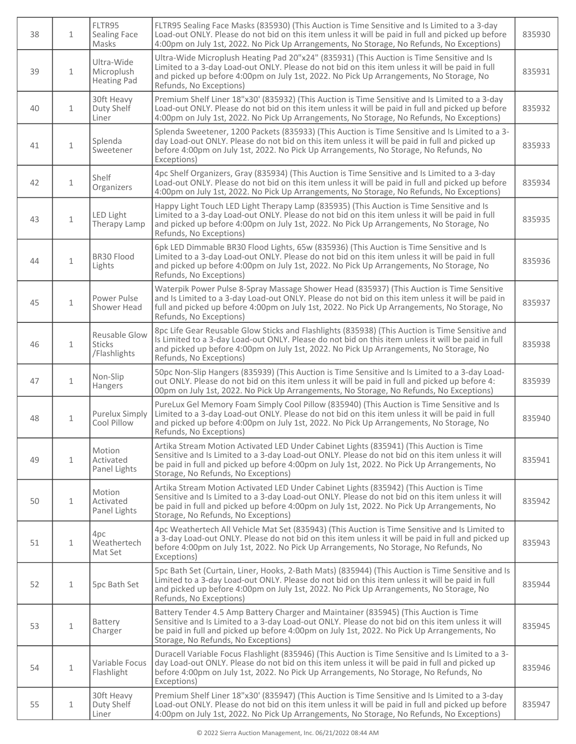| 38 | 1 | FLTR95 Sealing Face Masks | FLTR95 Sealing Face Masks (835930) (This Auction is Time Sensitive and Is Limited to a 3-day Load-out ONLY. Please do not bid on this item unless it will be paid in full and picked up before 4:00pm on July 1st, 2022. No Pick Up Arrangements, No Storage, No Refunds, No Exceptions) | 835930 |
|---|---|---|---|---|
| 39 | 1 | Ultra-Wide Microplush Heating Pad | Ultra-Wide Microplush Heating Pad 20"x24" (835931) (This Auction is Time Sensitive and Is Limited to a 3-day Load-out ONLY. Please do not bid on this item unless it will be paid in full and picked up before 4:00pm on July 1st, 2022. No Pick Up Arrangements, No Storage, No Refunds, No Exceptions) | 835931 |
| 40 | 1 | 30ft Heavy Duty Shelf Liner | Premium Shelf Liner 18"x30' (835932) (This Auction is Time Sensitive and Is Limited to a 3-day Load-out ONLY. Please do not bid on this item unless it will be paid in full and picked up before 4:00pm on July 1st, 2022. No Pick Up Arrangements, No Storage, No Refunds, No Exceptions) | 835932 |
| 41 | 1 | Splenda Sweetener | Splenda Sweetener, 1200 Packets (835933) (This Auction is Time Sensitive and Is Limited to a 3-day Load-out ONLY. Please do not bid on this item unless it will be paid in full and picked up before 4:00pm on July 1st, 2022. No Pick Up Arrangements, No Storage, No Refunds, No Exceptions) | 835933 |
| 42 | 1 | Shelf Organizers | 4pc Shelf Organizers, Gray (835934) (This Auction is Time Sensitive and Is Limited to a 3-day Load-out ONLY. Please do not bid on this item unless it will be paid in full and picked up before 4:00pm on July 1st, 2022. No Pick Up Arrangements, No Storage, No Refunds, No Exceptions) | 835934 |
| 43 | 1 | LED Light Therapy Lamp | Happy Light Touch LED Light Therapy Lamp (835935) (This Auction is Time Sensitive and Is Limited to a 3-day Load-out ONLY. Please do not bid on this item unless it will be paid in full and picked up before 4:00pm on July 1st, 2022. No Pick Up Arrangements, No Storage, No Refunds, No Exceptions) | 835935 |
| 44 | 1 | BR30 Flood Lights | 6pk LED Dimmable BR30 Flood Lights, 65w (835936) (This Auction is Time Sensitive and Is Limited to a 3-day Load-out ONLY. Please do not bid on this item unless it will be paid in full and picked up before 4:00pm on July 1st, 2022. No Pick Up Arrangements, No Storage, No Refunds, No Exceptions) | 835936 |
| 45 | 1 | Power Pulse Shower Head | Waterpik Power Pulse 8-Spray Massage Shower Head (835937) (This Auction is Time Sensitive and Is Limited to a 3-day Load-out ONLY. Please do not bid on this item unless it will be paid in full and picked up before 4:00pm on July 1st, 2022. No Pick Up Arrangements, No Storage, No Refunds, No Exceptions) | 835937 |
| 46 | 1 | Reusable Glow Sticks /Flashlights | 8pc Life Gear Reusable Glow Sticks and Flashlights (835938) (This Auction is Time Sensitive and Is Limited to a 3-day Load-out ONLY. Please do not bid on this item unless it will be paid in full and picked up before 4:00pm on July 1st, 2022. No Pick Up Arrangements, No Storage, No Refunds, No Exceptions) | 835938 |
| 47 | 1 | Non-Slip Hangers | 50pc Non-Slip Hangers (835939) (This Auction is Time Sensitive and Is Limited to a 3-day Load-out ONLY. Please do not bid on this item unless it will be paid in full and picked up before 4:00pm on July 1st, 2022. No Pick Up Arrangements, No Storage, No Refunds, No Exceptions) | 835939 |
| 48 | 1 | Purelux Simply Cool Pillow | PureLux Gel Memory Foam Simply Cool Pillow (835940) (This Auction is Time Sensitive and Is Limited to a 3-day Load-out ONLY. Please do not bid on this item unless it will be paid in full and picked up before 4:00pm on July 1st, 2022. No Pick Up Arrangements, No Storage, No Refunds, No Exceptions) | 835940 |
| 49 | 1 | Motion Activated Panel Lights | Artika Stream Motion Activated LED Under Cabinet Lights (835941) (This Auction is Time Sensitive and Is Limited to a 3-day Load-out ONLY. Please do not bid on this item unless it will be paid in full and picked up before 4:00pm on July 1st, 2022. No Pick Up Arrangements, No Storage, No Refunds, No Exceptions) | 835941 |
| 50 | 1 | Motion Activated Panel Lights | Artika Stream Motion Activated LED Under Cabinet Lights (835942) (This Auction is Time Sensitive and Is Limited to a 3-day Load-out ONLY. Please do not bid on this item unless it will be paid in full and picked up before 4:00pm on July 1st, 2022. No Pick Up Arrangements, No Storage, No Refunds, No Exceptions) | 835942 |
| 51 | 1 | 4pc Weathertech Mat Set | 4pc Weathertech All Vehicle Mat Set (835943) (This Auction is Time Sensitive and Is Limited to a 3-day Load-out ONLY. Please do not bid on this item unless it will be paid in full and picked up before 4:00pm on July 1st, 2022. No Pick Up Arrangements, No Storage, No Refunds, No Exceptions) | 835943 |
| 52 | 1 | 5pc Bath Set | 5pc Bath Set (Curtain, Liner, Hooks, 2-Bath Mats) (835944) (This Auction is Time Sensitive and Is Limited to a 3-day Load-out ONLY. Please do not bid on this item unless it will be paid in full and picked up before 4:00pm on July 1st, 2022. No Pick Up Arrangements, No Storage, No Refunds, No Exceptions) | 835944 |
| 53 | 1 | Battery Charger | Battery Tender 4.5 Amp Battery Charger and Maintainer (835945) (This Auction is Time Sensitive and Is Limited to a 3-day Load-out ONLY. Please do not bid on this item unless it will be paid in full and picked up before 4:00pm on July 1st, 2022. No Pick Up Arrangements, No Storage, No Refunds, No Exceptions) | 835945 |
| 54 | 1 | Variable Focus Flashlight | Duracell Variable Focus Flashlight (835946) (This Auction is Time Sensitive and Is Limited to a 3-day Load-out ONLY. Please do not bid on this item unless it will be paid in full and picked up before 4:00pm on July 1st, 2022. No Pick Up Arrangements, No Storage, No Refunds, No Exceptions) | 835946 |
| 55 | 1 | 30ft Heavy Duty Shelf Liner | Premium Shelf Liner 18"x30' (835947) (This Auction is Time Sensitive and Is Limited to a 3-day Load-out ONLY. Please do not bid on this item unless it will be paid in full and picked up before 4:00pm on July 1st, 2022. No Pick Up Arrangements, No Storage, No Refunds, No Exceptions) | 835947 |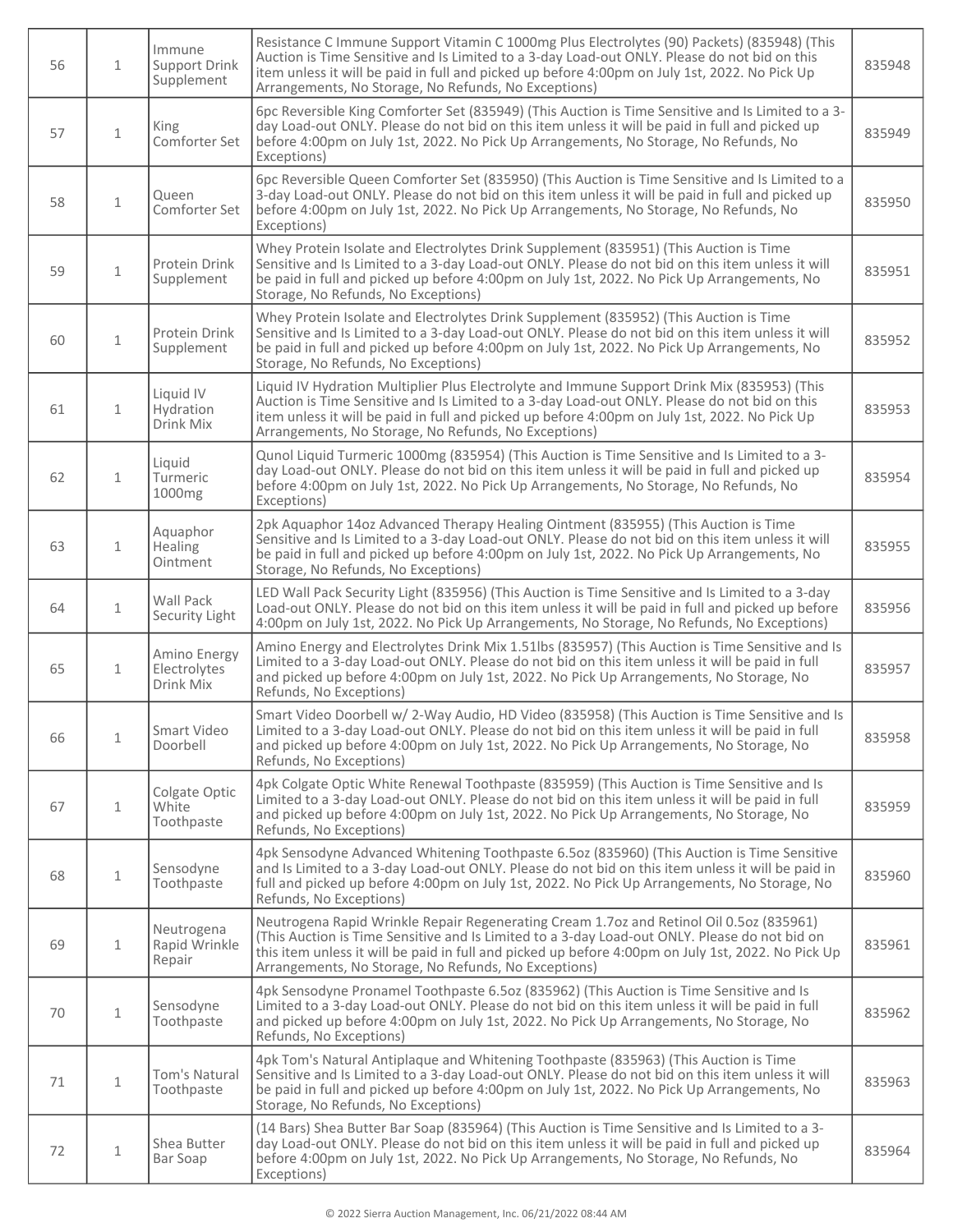| 56 | 1 | Immune Support Drink Supplement | Resistance C Immune Support Vitamin C 1000mg Plus Electrolytes (90) Packets) (835948) (This Auction is Time Sensitive and Is Limited to a 3-day Load-out ONLY. Please do not bid on this item unless it will be paid in full and picked up before 4:00pm on July 1st, 2022. No Pick Up Arrangements, No Storage, No Refunds, No Exceptions) | 835948 |
|---|---|---|---|---|
| 57 | 1 | King Comforter Set | 6pc Reversible King Comforter Set (835949) (This Auction is Time Sensitive and Is Limited to a 3-day Load-out ONLY. Please do not bid on this item unless it will be paid in full and picked up before 4:00pm on July 1st, 2022. No Pick Up Arrangements, No Storage, No Refunds, No Exceptions) | 835949 |
| 58 | 1 | Queen Comforter Set | 6pc Reversible Queen Comforter Set (835950) (This Auction is Time Sensitive and Is Limited to a 3-day Load-out ONLY. Please do not bid on this item unless it will be paid in full and picked up before 4:00pm on July 1st, 2022. No Pick Up Arrangements, No Storage, No Refunds, No Exceptions) | 835950 |
| 59 | 1 | Protein Drink Supplement | Whey Protein Isolate and Electrolytes Drink Supplement (835951) (This Auction is Time Sensitive and Is Limited to a 3-day Load-out ONLY. Please do not bid on this item unless it will be paid in full and picked up before 4:00pm on July 1st, 2022. No Pick Up Arrangements, No Storage, No Refunds, No Exceptions) | 835951 |
| 60 | 1 | Protein Drink Supplement | Whey Protein Isolate and Electrolytes Drink Supplement (835952) (This Auction is Time Sensitive and Is Limited to a 3-day Load-out ONLY. Please do not bid on this item unless it will be paid in full and picked up before 4:00pm on July 1st, 2022. No Pick Up Arrangements, No Storage, No Refunds, No Exceptions) | 835952 |
| 61 | 1 | Liquid IV Hydration Drink Mix | Liquid IV Hydration Multiplier Plus Electrolyte and Immune Support Drink Mix (835953) (This Auction is Time Sensitive and Is Limited to a 3-day Load-out ONLY. Please do not bid on this item unless it will be paid in full and picked up before 4:00pm on July 1st, 2022. No Pick Up Arrangements, No Storage, No Refunds, No Exceptions) | 835953 |
| 62 | 1 | Liquid Turmeric 1000mg | Qunol Liquid Turmeric 1000mg (835954) (This Auction is Time Sensitive and Is Limited to a 3-day Load-out ONLY. Please do not bid on this item unless it will be paid in full and picked up before 4:00pm on July 1st, 2022. No Pick Up Arrangements, No Storage, No Refunds, No Exceptions) | 835954 |
| 63 | 1 | Aquaphor Healing Ointment | 2pk Aquaphor 14oz Advanced Therapy Healing Ointment (835955) (This Auction is Time Sensitive and Is Limited to a 3-day Load-out ONLY. Please do not bid on this item unless it will be paid in full and picked up before 4:00pm on July 1st, 2022. No Pick Up Arrangements, No Storage, No Refunds, No Exceptions) | 835955 |
| 64 | 1 | Wall Pack Security Light | LED Wall Pack Security Light (835956) (This Auction is Time Sensitive and Is Limited to a 3-day Load-out ONLY. Please do not bid on this item unless it will be paid in full and picked up before 4:00pm on July 1st, 2022. No Pick Up Arrangements, No Storage, No Refunds, No Exceptions) | 835956 |
| 65 | 1 | Amino Energy Electrolytes Drink Mix | Amino Energy and Electrolytes Drink Mix 1.51lbs (835957) (This Auction is Time Sensitive and Is Limited to a 3-day Load-out ONLY. Please do not bid on this item unless it will be paid in full and picked up before 4:00pm on July 1st, 2022. No Pick Up Arrangements, No Storage, No Refunds, No Exceptions) | 835957 |
| 66 | 1 | Smart Video Doorbell | Smart Video Doorbell w/ 2-Way Audio, HD Video (835958) (This Auction is Time Sensitive and Is Limited to a 3-day Load-out ONLY. Please do not bid on this item unless it will be paid in full and picked up before 4:00pm on July 1st, 2022. No Pick Up Arrangements, No Storage, No Refunds, No Exceptions) | 835958 |
| 67 | 1 | Colgate Optic White Toothpaste | 4pk Colgate Optic White Renewal Toothpaste (835959) (This Auction is Time Sensitive and Is Limited to a 3-day Load-out ONLY. Please do not bid on this item unless it will be paid in full and picked up before 4:00pm on July 1st, 2022. No Pick Up Arrangements, No Storage, No Refunds, No Exceptions) | 835959 |
| 68 | 1 | Sensodyne Toothpaste | 4pk Sensodyne Advanced Whitening Toothpaste 6.5oz (835960) (This Auction is Time Sensitive and Is Limited to a 3-day Load-out ONLY. Please do not bid on this item unless it will be paid in full and picked up before 4:00pm on July 1st, 2022. No Pick Up Arrangements, No Storage, No Refunds, No Exceptions) | 835960 |
| 69 | 1 | Neutrogena Rapid Wrinkle Repair | Neutrogena Rapid Wrinkle Repair Regenerating Cream 1.7oz and Retinol Oil 0.5oz (835961) (This Auction is Time Sensitive and Is Limited to a 3-day Load-out ONLY. Please do not bid on this item unless it will be paid in full and picked up before 4:00pm on July 1st, 2022. No Pick Up Arrangements, No Storage, No Refunds, No Exceptions) | 835961 |
| 70 | 1 | Sensodyne Toothpaste | 4pk Sensodyne Pronamel Toothpaste 6.5oz (835962) (This Auction is Time Sensitive and Is Limited to a 3-day Load-out ONLY. Please do not bid on this item unless it will be paid in full and picked up before 4:00pm on July 1st, 2022. No Pick Up Arrangements, No Storage, No Refunds, No Exceptions) | 835962 |
| 71 | 1 | Tom's Natural Toothpaste | 4pk Tom's Natural Antiplaque and Whitening Toothpaste (835963) (This Auction is Time Sensitive and Is Limited to a 3-day Load-out ONLY. Please do not bid on this item unless it will be paid in full and picked up before 4:00pm on July 1st, 2022. No Pick Up Arrangements, No Storage, No Refunds, No Exceptions) | 835963 |
| 72 | 1 | Shea Butter Bar Soap | (14 Bars) Shea Butter Bar Soap (835964) (This Auction is Time Sensitive and Is Limited to a 3-day Load-out ONLY. Please do not bid on this item unless it will be paid in full and picked up before 4:00pm on July 1st, 2022. No Pick Up Arrangements, No Storage, No Refunds, No Exceptions) | 835964 |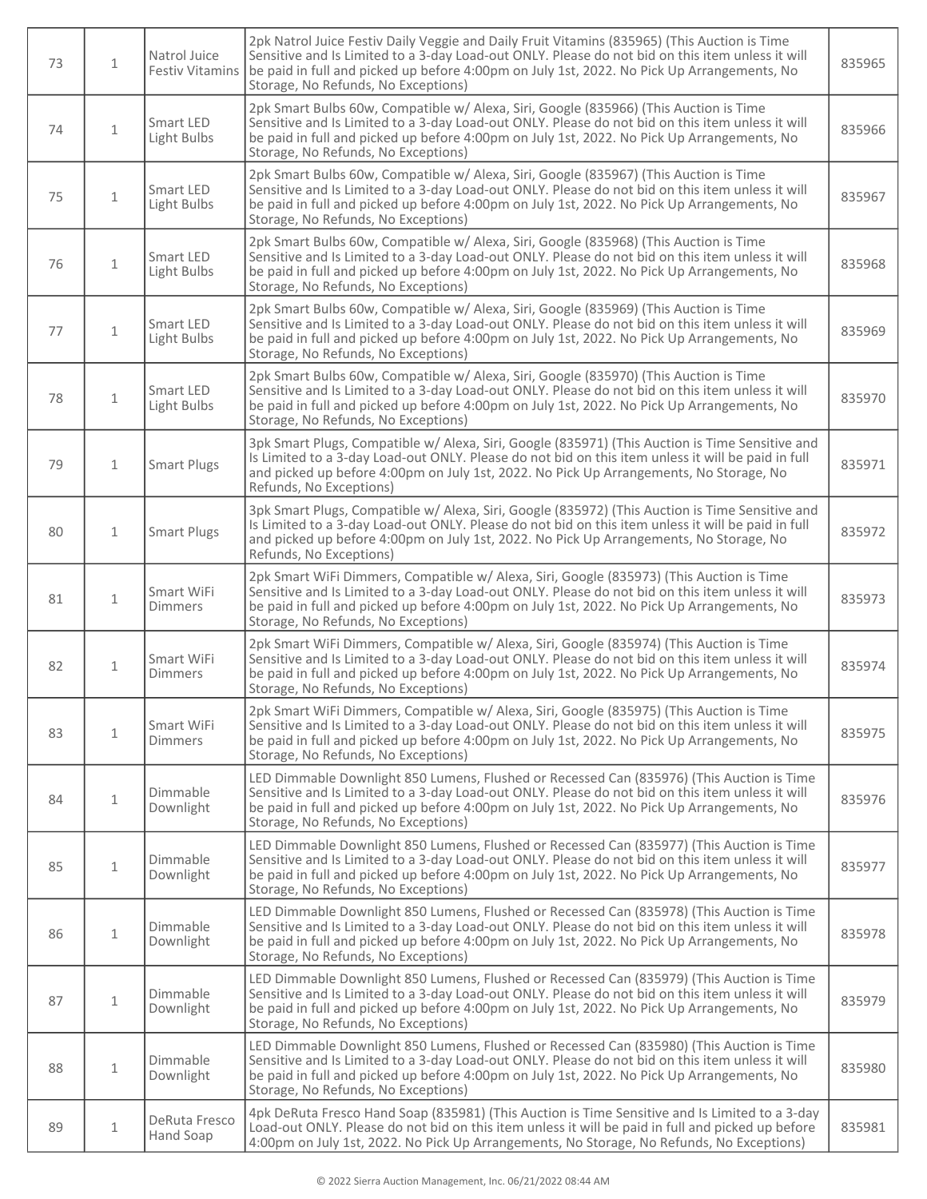| 73 | 1 | Natrol Juice Festiv Vitamins | 2pk Natrol Juice Festiv Daily Veggie and Daily Fruit Vitamins (835965) (This Auction is Time Sensitive and Is Limited to a 3-day Load-out ONLY. Please do not bid on this item unless it will be paid in full and picked up before 4:00pm on July 1st, 2022. No Pick Up Arrangements, No Storage, No Refunds, No Exceptions) | 835965 |
|---|---|---|---|---|
| 74 | 1 | Smart LED Light Bulbs | 2pk Smart Bulbs 60w, Compatible w/ Alexa, Siri, Google (835966) (This Auction is Time Sensitive and Is Limited to a 3-day Load-out ONLY. Please do not bid on this item unless it will be paid in full and picked up before 4:00pm on July 1st, 2022. No Pick Up Arrangements, No Storage, No Refunds, No Exceptions) | 835966 |
| 75 | 1 | Smart LED Light Bulbs | 2pk Smart Bulbs 60w, Compatible w/ Alexa, Siri, Google (835967) (This Auction is Time Sensitive and Is Limited to a 3-day Load-out ONLY. Please do not bid on this item unless it will be paid in full and picked up before 4:00pm on July 1st, 2022. No Pick Up Arrangements, No Storage, No Refunds, No Exceptions) | 835967 |
| 76 | 1 | Smart LED Light Bulbs | 2pk Smart Bulbs 60w, Compatible w/ Alexa, Siri, Google (835968) (This Auction is Time Sensitive and Is Limited to a 3-day Load-out ONLY. Please do not bid on this item unless it will be paid in full and picked up before 4:00pm on July 1st, 2022. No Pick Up Arrangements, No Storage, No Refunds, No Exceptions) | 835968 |
| 77 | 1 | Smart LED Light Bulbs | 2pk Smart Bulbs 60w, Compatible w/ Alexa, Siri, Google (835969) (This Auction is Time Sensitive and Is Limited to a 3-day Load-out ONLY. Please do not bid on this item unless it will be paid in full and picked up before 4:00pm on July 1st, 2022. No Pick Up Arrangements, No Storage, No Refunds, No Exceptions) | 835969 |
| 78 | 1 | Smart LED Light Bulbs | 2pk Smart Bulbs 60w, Compatible w/ Alexa, Siri, Google (835970) (This Auction is Time Sensitive and Is Limited to a 3-day Load-out ONLY. Please do not bid on this item unless it will be paid in full and picked up before 4:00pm on July 1st, 2022. No Pick Up Arrangements, No Storage, No Refunds, No Exceptions) | 835970 |
| 79 | 1 | Smart Plugs | 3pk Smart Plugs, Compatible w/ Alexa, Siri, Google (835971) (This Auction is Time Sensitive and Is Limited to a 3-day Load-out ONLY. Please do not bid on this item unless it will be paid in full and picked up before 4:00pm on July 1st, 2022. No Pick Up Arrangements, No Storage, No Refunds, No Exceptions) | 835971 |
| 80 | 1 | Smart Plugs | 3pk Smart Plugs, Compatible w/ Alexa, Siri, Google (835972) (This Auction is Time Sensitive and Is Limited to a 3-day Load-out ONLY. Please do not bid on this item unless it will be paid in full and picked up before 4:00pm on July 1st, 2022. No Pick Up Arrangements, No Storage, No Refunds, No Exceptions) | 835972 |
| 81 | 1 | Smart WiFi Dimmers | 2pk Smart WiFi Dimmers, Compatible w/ Alexa, Siri, Google (835973) (This Auction is Time Sensitive and Is Limited to a 3-day Load-out ONLY. Please do not bid on this item unless it will be paid in full and picked up before 4:00pm on July 1st, 2022. No Pick Up Arrangements, No Storage, No Refunds, No Exceptions) | 835973 |
| 82 | 1 | Smart WiFi Dimmers | 2pk Smart WiFi Dimmers, Compatible w/ Alexa, Siri, Google (835974) (This Auction is Time Sensitive and Is Limited to a 3-day Load-out ONLY. Please do not bid on this item unless it will be paid in full and picked up before 4:00pm on July 1st, 2022. No Pick Up Arrangements, No Storage, No Refunds, No Exceptions) | 835974 |
| 83 | 1 | Smart WiFi Dimmers | 2pk Smart WiFi Dimmers, Compatible w/ Alexa, Siri, Google (835975) (This Auction is Time Sensitive and Is Limited to a 3-day Load-out ONLY. Please do not bid on this item unless it will be paid in full and picked up before 4:00pm on July 1st, 2022. No Pick Up Arrangements, No Storage, No Refunds, No Exceptions) | 835975 |
| 84 | 1 | Dimmable Downlight | LED Dimmable Downlight 850 Lumens, Flushed or Recessed Can (835976) (This Auction is Time Sensitive and Is Limited to a 3-day Load-out ONLY. Please do not bid on this item unless it will be paid in full and picked up before 4:00pm on July 1st, 2022. No Pick Up Arrangements, No Storage, No Refunds, No Exceptions) | 835976 |
| 85 | 1 | Dimmable Downlight | LED Dimmable Downlight 850 Lumens, Flushed or Recessed Can (835977) (This Auction is Time Sensitive and Is Limited to a 3-day Load-out ONLY. Please do not bid on this item unless it will be paid in full and picked up before 4:00pm on July 1st, 2022. No Pick Up Arrangements, No Storage, No Refunds, No Exceptions) | 835977 |
| 86 | 1 | Dimmable Downlight | LED Dimmable Downlight 850 Lumens, Flushed or Recessed Can (835978) (This Auction is Time Sensitive and Is Limited to a 3-day Load-out ONLY. Please do not bid on this item unless it will be paid in full and picked up before 4:00pm on July 1st, 2022. No Pick Up Arrangements, No Storage, No Refunds, No Exceptions) | 835978 |
| 87 | 1 | Dimmable Downlight | LED Dimmable Downlight 850 Lumens, Flushed or Recessed Can (835979) (This Auction is Time Sensitive and Is Limited to a 3-day Load-out ONLY. Please do not bid on this item unless it will be paid in full and picked up before 4:00pm on July 1st, 2022. No Pick Up Arrangements, No Storage, No Refunds, No Exceptions) | 835979 |
| 88 | 1 | Dimmable Downlight | LED Dimmable Downlight 850 Lumens, Flushed or Recessed Can (835980) (This Auction is Time Sensitive and Is Limited to a 3-day Load-out ONLY. Please do not bid on this item unless it will be paid in full and picked up before 4:00pm on July 1st, 2022. No Pick Up Arrangements, No Storage, No Refunds, No Exceptions) | 835980 |
| 89 | 1 | DeRuta Fresco Hand Soap | 4pk DeRuta Fresco Hand Soap (835981) (This Auction is Time Sensitive and Is Limited to a 3-day Load-out ONLY. Please do not bid on this item unless it will be paid in full and picked up before 4:00pm on July 1st, 2022. No Pick Up Arrangements, No Storage, No Refunds, No Exceptions) | 835981 |

© 2022 Sierra Auction Management, Inc. 06/21/2022 08:44 AM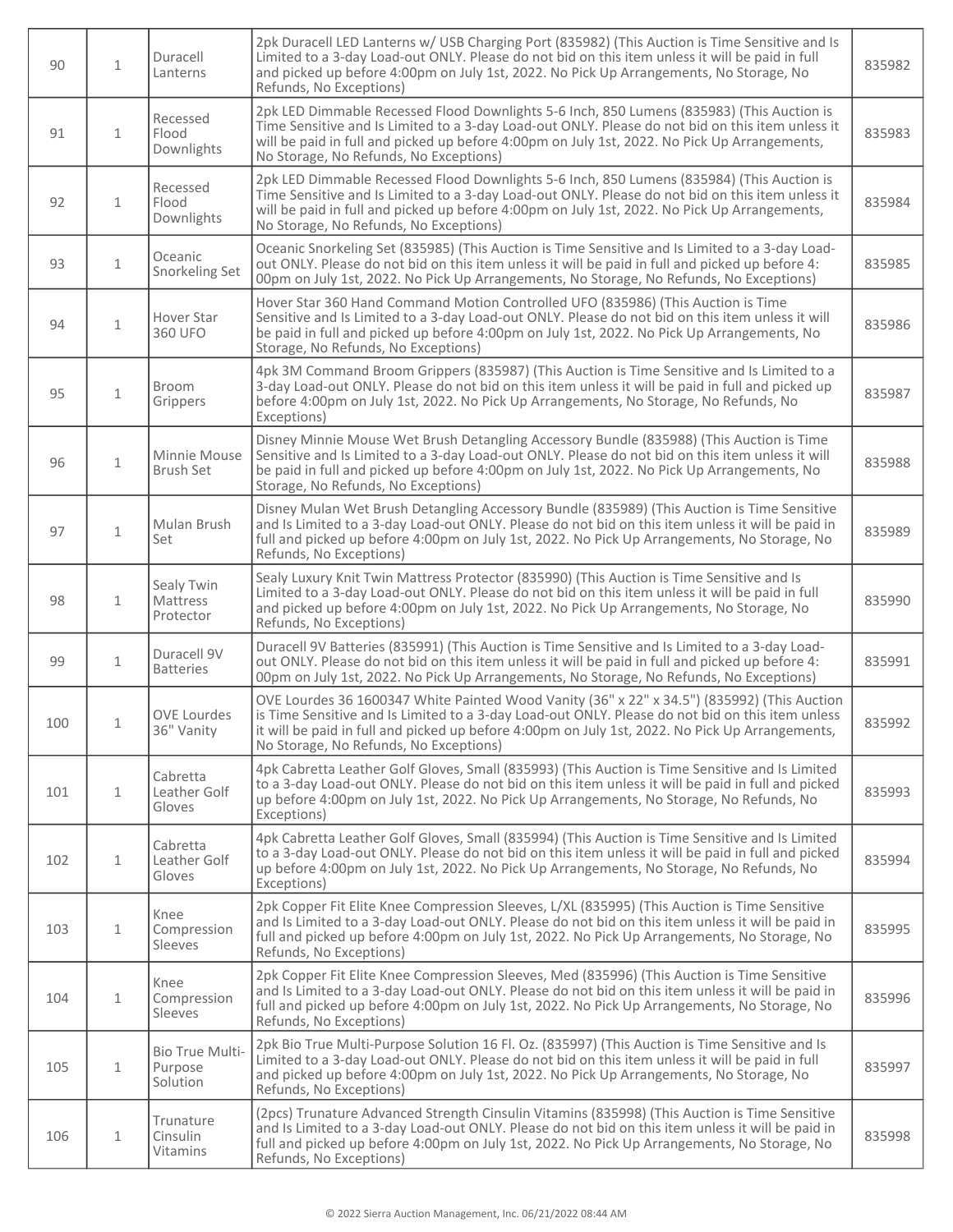| 90 | 1 | Duracell Lanterns | 2pk Duracell LED Lanterns w/ USB Charging Port (835982) (This Auction is Time Sensitive and Is Limited to a 3-day Load-out ONLY. Please do not bid on this item unless it will be paid in full and picked up before 4:00pm on July 1st, 2022. No Pick Up Arrangements, No Storage, No Refunds, No Exceptions) | 835982 |
|---|---|---|---|---|
| 91 | 1 | Recessed Flood Downlights | 2pk LED Dimmable Recessed Flood Downlights 5-6 Inch, 850 Lumens (835983) (This Auction is Time Sensitive and Is Limited to a 3-day Load-out ONLY. Please do not bid on this item unless it will be paid in full and picked up before 4:00pm on July 1st, 2022. No Pick Up Arrangements, No Storage, No Refunds, No Exceptions) | 835983 |
| 92 | 1 | Recessed Flood Downlights | 2pk LED Dimmable Recessed Flood Downlights 5-6 Inch, 850 Lumens (835984) (This Auction is Time Sensitive and Is Limited to a 3-day Load-out ONLY. Please do not bid on this item unless it will be paid in full and picked up before 4:00pm on July 1st, 2022. No Pick Up Arrangements, No Storage, No Refunds, No Exceptions) | 835984 |
| 93 | 1 | Oceanic Snorkeling Set | Oceanic Snorkeling Set (835985) (This Auction is Time Sensitive and Is Limited to a 3-day Load-out ONLY. Please do not bid on this item unless it will be paid in full and picked up before 4:00pm on July 1st, 2022. No Pick Up Arrangements, No Storage, No Refunds, No Exceptions) | 835985 |
| 94 | 1 | Hover Star 360 UFO | Hover Star 360 Hand Command Motion Controlled UFO (835986) (This Auction is Time Sensitive and Is Limited to a 3-day Load-out ONLY. Please do not bid on this item unless it will be paid in full and picked up before 4:00pm on July 1st, 2022. No Pick Up Arrangements, No Storage, No Refunds, No Exceptions) | 835986 |
| 95 | 1 | Broom Grippers | 4pk 3M Command Broom Grippers (835987) (This Auction is Time Sensitive and Is Limited to a 3-day Load-out ONLY. Please do not bid on this item unless it will be paid in full and picked up before 4:00pm on July 1st, 2022. No Pick Up Arrangements, No Storage, No Refunds, No Exceptions) | 835987 |
| 96 | 1 | Minnie Mouse Brush Set | Disney Minnie Mouse Wet Brush Detangling Accessory Bundle (835988) (This Auction is Time Sensitive and Is Limited to a 3-day Load-out ONLY. Please do not bid on this item unless it will be paid in full and picked up before 4:00pm on July 1st, 2022. No Pick Up Arrangements, No Storage, No Refunds, No Exceptions) | 835988 |
| 97 | 1 | Mulan Brush Set | Disney Mulan Wet Brush Detangling Accessory Bundle (835989) (This Auction is Time Sensitive and Is Limited to a 3-day Load-out ONLY. Please do not bid on this item unless it will be paid in full and picked up before 4:00pm on July 1st, 2022. No Pick Up Arrangements, No Storage, No Refunds, No Exceptions) | 835989 |
| 98 | 1 | Sealy Twin Mattress Protector | Sealy Luxury Knit Twin Mattress Protector (835990) (This Auction is Time Sensitive and Is Limited to a 3-day Load-out ONLY. Please do not bid on this item unless it will be paid in full and picked up before 4:00pm on July 1st, 2022. No Pick Up Arrangements, No Storage, No Refunds, No Exceptions) | 835990 |
| 99 | 1 | Duracell 9V Batteries | Duracell 9V Batteries (835991) (This Auction is Time Sensitive and Is Limited to a 3-day Load-out ONLY. Please do not bid on this item unless it will be paid in full and picked up before 4:00pm on July 1st, 2022. No Pick Up Arrangements, No Storage, No Refunds, No Exceptions) | 835991 |
| 100 | 1 | OVE Lourdes 36" Vanity | OVE Lourdes 36 1600347 White Painted Wood Vanity (36" x 22" x 34.5") (835992) (This Auction is Time Sensitive and Is Limited to a 3-day Load-out ONLY. Please do not bid on this item unless it will be paid in full and picked up before 4:00pm on July 1st, 2022. No Pick Up Arrangements, No Storage, No Refunds, No Exceptions) | 835992 |
| 101 | 1 | Cabretta Leather Golf Gloves | 4pk Cabretta Leather Golf Gloves, Small (835993) (This Auction is Time Sensitive and Is Limited to a 3-day Load-out ONLY. Please do not bid on this item unless it will be paid in full and picked up before 4:00pm on July 1st, 2022. No Pick Up Arrangements, No Storage, No Refunds, No Exceptions) | 835993 |
| 102 | 1 | Cabretta Leather Golf Gloves | 4pk Cabretta Leather Golf Gloves, Small (835994) (This Auction is Time Sensitive and Is Limited to a 3-day Load-out ONLY. Please do not bid on this item unless it will be paid in full and picked up before 4:00pm on July 1st, 2022. No Pick Up Arrangements, No Storage, No Refunds, No Exceptions) | 835994 |
| 103 | 1 | Knee Compression Sleeves | 2pk Copper Fit Elite Knee Compression Sleeves, L/XL (835995) (This Auction is Time Sensitive and Is Limited to a 3-day Load-out ONLY. Please do not bid on this item unless it will be paid in full and picked up before 4:00pm on July 1st, 2022. No Pick Up Arrangements, No Storage, No Refunds, No Exceptions) | 835995 |
| 104 | 1 | Knee Compression Sleeves | 2pk Copper Fit Elite Knee Compression Sleeves, Med (835996) (This Auction is Time Sensitive and Is Limited to a 3-day Load-out ONLY. Please do not bid on this item unless it will be paid in full and picked up before 4:00pm on July 1st, 2022. No Pick Up Arrangements, No Storage, No Refunds, No Exceptions) | 835996 |
| 105 | 1 | Bio True Multi-Purpose Solution | 2pk Bio True Multi-Purpose Solution 16 Fl. Oz. (835997) (This Auction is Time Sensitive and Is Limited to a 3-day Load-out ONLY. Please do not bid on this item unless it will be paid in full and picked up before 4:00pm on July 1st, 2022. No Pick Up Arrangements, No Storage, No Refunds, No Exceptions) | 835997 |
| 106 | 1 | Trunature Cinsulin Vitamins | (2pcs) Trunature Advanced Strength Cinsulin Vitamins (835998) (This Auction is Time Sensitive and Is Limited to a 3-day Load-out ONLY. Please do not bid on this item unless it will be paid in full and picked up before 4:00pm on July 1st, 2022. No Pick Up Arrangements, No Storage, No Refunds, No Exceptions) | 835998 |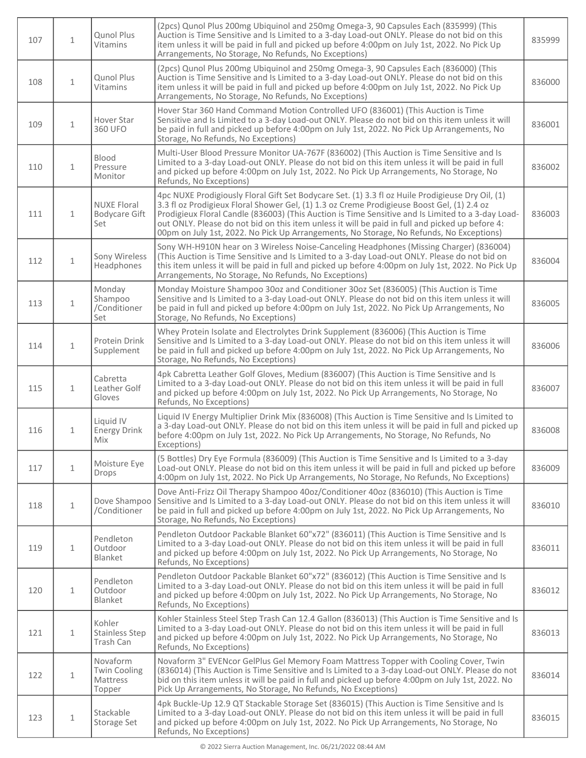| 107 | 1 | Qunol Plus Vitamins | (2pcs) Qunol Plus 200mg Ubiquinol and 250mg Omega-3, 90 Capsules Each (835999) (This Auction is Time Sensitive and Is Limited to a 3-day Load-out ONLY. Please do not bid on this item unless it will be paid in full and picked up before 4:00pm on July 1st, 2022. No Pick Up Arrangements, No Storage, No Refunds, No Exceptions) | 835999 |
|---|---|---|---|---|
| 108 | 1 | Qunol Plus Vitamins | (2pcs) Qunol Plus 200mg Ubiquinol and 250mg Omega-3, 90 Capsules Each (836000) (This Auction is Time Sensitive and Is Limited to a 3-day Load-out ONLY. Please do not bid on this item unless it will be paid in full and picked up before 4:00pm on July 1st, 2022. No Pick Up Arrangements, No Storage, No Refunds, No Exceptions) | 836000 |
| 109 | 1 | Hover Star 360 UFO | Hover Star 360 Hand Command Motion Controlled UFO (836001) (This Auction is Time Sensitive and Is Limited to a 3-day Load-out ONLY. Please do not bid on this item unless it will be paid in full and picked up before 4:00pm on July 1st, 2022. No Pick Up Arrangements, No Storage, No Refunds, No Exceptions) | 836001 |
| 110 | 1 | Blood Pressure Monitor | Multi-User Blood Pressure Monitor UA-767F (836002) (This Auction is Time Sensitive and Is Limited to a 3-day Load-out ONLY. Please do not bid on this item unless it will be paid in full and picked up before 4:00pm on July 1st, 2022. No Pick Up Arrangements, No Storage, No Refunds, No Exceptions) | 836002 |
| 111 | 1 | NUXE Floral Bodycare Gift Set | 4pc NUXE Prodigiously Floral Gift Set Bodycare Set. (1) 3.3 fl oz Huile Prodigieuse Dry Oil, (1) 3.3 fl oz Prodigieux Floral Shower Gel, (1) 1.3 oz Creme Prodigieuse Boost Gel, (1) 2.4 oz Prodigieux Floral Candle (836003) (This Auction is Time Sensitive and Is Limited to a 3-day Load-out ONLY. Please do not bid on this item unless it will be paid in full and picked up before 4: 00pm on July 1st, 2022. No Pick Up Arrangements, No Storage, No Refunds, No Exceptions) | 836003 |
| 112 | 1 | Sony Wireless Headphones | Sony WH-H910N hear on 3 Wireless Noise-Canceling Headphones (Missing Charger) (836004) (This Auction is Time Sensitive and Is Limited to a 3-day Load-out ONLY. Please do not bid on this item unless it will be paid in full and picked up before 4:00pm on July 1st, 2022. No Pick Up Arrangements, No Storage, No Refunds, No Exceptions) | 836004 |
| 113 | 1 | Monday Shampoo /Conditioner Set | Monday Moisture Shampoo 30oz and Conditioner 30oz Set (836005) (This Auction is Time Sensitive and Is Limited to a 3-day Load-out ONLY. Please do not bid on this item unless it will be paid in full and picked up before 4:00pm on July 1st, 2022. No Pick Up Arrangements, No Storage, No Refunds, No Exceptions) | 836005 |
| 114 | 1 | Protein Drink Supplement | Whey Protein Isolate and Electrolytes Drink Supplement (836006) (This Auction is Time Sensitive and Is Limited to a 3-day Load-out ONLY. Please do not bid on this item unless it will be paid in full and picked up before 4:00pm on July 1st, 2022. No Pick Up Arrangements, No Storage, No Refunds, No Exceptions) | 836006 |
| 115 | 1 | Cabretta Leather Golf Gloves | 4pk Cabretta Leather Golf Gloves, Medium (836007) (This Auction is Time Sensitive and Is Limited to a 3-day Load-out ONLY. Please do not bid on this item unless it will be paid in full and picked up before 4:00pm on July 1st, 2022. No Pick Up Arrangements, No Storage, No Refunds, No Exceptions) | 836007 |
| 116 | 1 | Liquid IV Energy Drink Mix | Liquid IV Energy Multiplier Drink Mix (836008) (This Auction is Time Sensitive and Is Limited to a 3-day Load-out ONLY. Please do not bid on this item unless it will be paid in full and picked up before 4:00pm on July 1st, 2022. No Pick Up Arrangements, No Storage, No Refunds, No Exceptions) | 836008 |
| 117 | 1 | Moisture Eye Drops | (5 Bottles) Dry Eye Formula (836009) (This Auction is Time Sensitive and Is Limited to a 3-day Load-out ONLY. Please do not bid on this item unless it will be paid in full and picked up before 4:00pm on July 1st, 2022. No Pick Up Arrangements, No Storage, No Refunds, No Exceptions) | 836009 |
| 118 | 1 | Dove Shampoo /Conditioner | Dove Anti-Frizz Oil Therapy Shampoo 40oz/Conditioner 40oz (836010) (This Auction is Time Sensitive and Is Limited to a 3-day Load-out ONLY. Please do not bid on this item unless it will be paid in full and picked up before 4:00pm on July 1st, 2022. No Pick Up Arrangements, No Storage, No Refunds, No Exceptions) | 836010 |
| 119 | 1 | Pendleton Outdoor Blanket | Pendleton Outdoor Packable Blanket 60"x72" (836011) (This Auction is Time Sensitive and Is Limited to a 3-day Load-out ONLY. Please do not bid on this item unless it will be paid in full and picked up before 4:00pm on July 1st, 2022. No Pick Up Arrangements, No Storage, No Refunds, No Exceptions) | 836011 |
| 120 | 1 | Pendleton Outdoor Blanket | Pendleton Outdoor Packable Blanket 60"x72" (836012) (This Auction is Time Sensitive and Is Limited to a 3-day Load-out ONLY. Please do not bid on this item unless it will be paid in full and picked up before 4:00pm on July 1st, 2022. No Pick Up Arrangements, No Storage, No Refunds, No Exceptions) | 836012 |
| 121 | 1 | Kohler Stainless Step Trash Can | Kohler Stainless Steel Step Trash Can 12.4 Gallon (836013) (This Auction is Time Sensitive and Is Limited to a 3-day Load-out ONLY. Please do not bid on this item unless it will be paid in full and picked up before 4:00pm on July 1st, 2022. No Pick Up Arrangements, No Storage, No Refunds, No Exceptions) | 836013 |
| 122 | 1 | Novaform Twin Cooling Mattress Topper | Novaform 3" EVENcor GelPlus Gel Memory Foam Mattress Topper with Cooling Cover, Twin (836014) (This Auction is Time Sensitive and Is Limited to a 3-day Load-out ONLY. Please do not bid on this item unless it will be paid in full and picked up before 4:00pm on July 1st, 2022. No Pick Up Arrangements, No Storage, No Refunds, No Exceptions) | 836014 |
| 123 | 1 | Stackable Storage Set | 4pk Buckle-Up 12.9 QT Stackable Storage Set (836015) (This Auction is Time Sensitive and Is Limited to a 3-day Load-out ONLY. Please do not bid on this item unless it will be paid in full and picked up before 4:00pm on July 1st, 2022. No Pick Up Arrangements, No Storage, No Refunds, No Exceptions) | 836015 |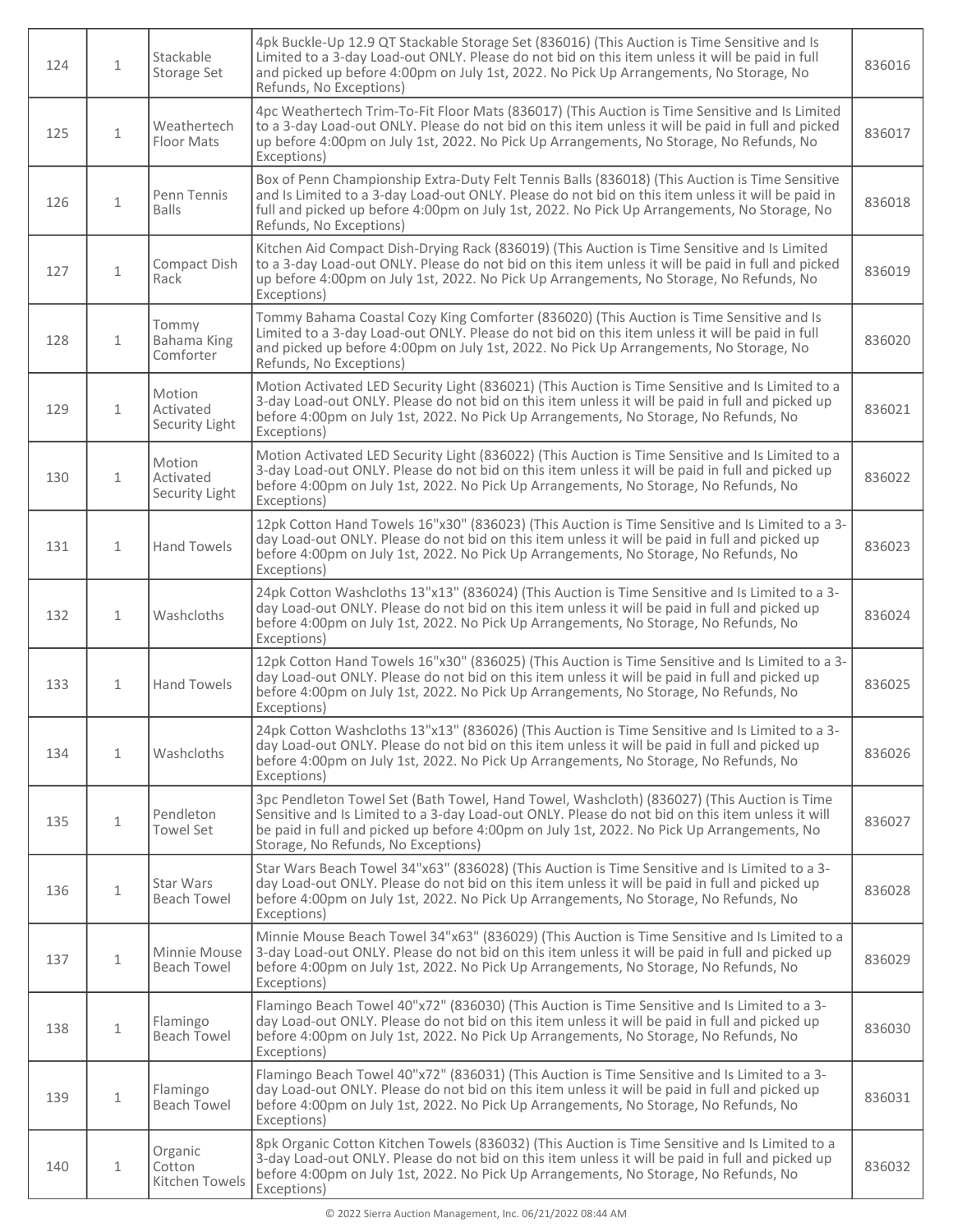| 124 | 1 | Stackable Storage Set | 4pk Buckle-Up 12.9 QT Stackable Storage Set (836016) (This Auction is Time Sensitive and Is Limited to a 3-day Load-out ONLY. Please do not bid on this item unless it will be paid in full and picked up before 4:00pm on July 1st, 2022. No Pick Up Arrangements, No Storage, No Refunds, No Exceptions) | 836016 |
|---|---|---|---|---|
| 125 | 1 | Weathertech Floor Mats | 4pc Weathertech Trim-To-Fit Floor Mats (836017) (This Auction is Time Sensitive and Is Limited to a 3-day Load-out ONLY. Please do not bid on this item unless it will be paid in full and picked up before 4:00pm on July 1st, 2022. No Pick Up Arrangements, No Storage, No Refunds, No Exceptions) | 836017 |
| 126 | 1 | Penn Tennis Balls | Box of Penn Championship Extra-Duty Felt Tennis Balls (836018) (This Auction is Time Sensitive and Is Limited to a 3-day Load-out ONLY. Please do not bid on this item unless it will be paid in full and picked up before 4:00pm on July 1st, 2022. No Pick Up Arrangements, No Storage, No Refunds, No Exceptions) | 836018 |
| 127 | 1 | Compact Dish Rack | Kitchen Aid Compact Dish-Drying Rack (836019) (This Auction is Time Sensitive and Is Limited to a 3-day Load-out ONLY. Please do not bid on this item unless it will be paid in full and picked up before 4:00pm on July 1st, 2022. No Pick Up Arrangements, No Storage, No Refunds, No Exceptions) | 836019 |
| 128 | 1 | Tommy Bahama King Comforter | Tommy Bahama Coastal Cozy King Comforter (836020) (This Auction is Time Sensitive and Is Limited to a 3-day Load-out ONLY. Please do not bid on this item unless it will be paid in full and picked up before 4:00pm on July 1st, 2022. No Pick Up Arrangements, No Storage, No Refunds, No Exceptions) | 836020 |
| 129 | 1 | Motion Activated Security Light | Motion Activated LED Security Light (836021) (This Auction is Time Sensitive and Is Limited to a 3-day Load-out ONLY. Please do not bid on this item unless it will be paid in full and picked up before 4:00pm on July 1st, 2022. No Pick Up Arrangements, No Storage, No Refunds, No Exceptions) | 836021 |
| 130 | 1 | Motion Activated Security Light | Motion Activated LED Security Light (836022) (This Auction is Time Sensitive and Is Limited to a 3-day Load-out ONLY. Please do not bid on this item unless it will be paid in full and picked up before 4:00pm on July 1st, 2022. No Pick Up Arrangements, No Storage, No Refunds, No Exceptions) | 836022 |
| 131 | 1 | Hand Towels | 12pk Cotton Hand Towels 16"x30" (836023) (This Auction is Time Sensitive and Is Limited to a 3-day Load-out ONLY. Please do not bid on this item unless it will be paid in full and picked up before 4:00pm on July 1st, 2022. No Pick Up Arrangements, No Storage, No Refunds, No Exceptions) | 836023 |
| 132 | 1 | Washcloths | 24pk Cotton Washcloths 13"x13" (836024) (This Auction is Time Sensitive and Is Limited to a 3-day Load-out ONLY. Please do not bid on this item unless it will be paid in full and picked up before 4:00pm on July 1st, 2022. No Pick Up Arrangements, No Storage, No Refunds, No Exceptions) | 836024 |
| 133 | 1 | Hand Towels | 12pk Cotton Hand Towels 16"x30" (836025) (This Auction is Time Sensitive and Is Limited to a 3-day Load-out ONLY. Please do not bid on this item unless it will be paid in full and picked up before 4:00pm on July 1st, 2022. No Pick Up Arrangements, No Storage, No Refunds, No Exceptions) | 836025 |
| 134 | 1 | Washcloths | 24pk Cotton Washcloths 13"x13" (836026) (This Auction is Time Sensitive and Is Limited to a 3-day Load-out ONLY. Please do not bid on this item unless it will be paid in full and picked up before 4:00pm on July 1st, 2022. No Pick Up Arrangements, No Storage, No Refunds, No Exceptions) | 836026 |
| 135 | 1 | Pendleton Towel Set | 3pc Pendleton Towel Set (Bath Towel, Hand Towel, Washcloth) (836027) (This Auction is Time Sensitive and Is Limited to a 3-day Load-out ONLY. Please do not bid on this item unless it will be paid in full and picked up before 4:00pm on July 1st, 2022. No Pick Up Arrangements, No Storage, No Refunds, No Exceptions) | 836027 |
| 136 | 1 | Star Wars Beach Towel | Star Wars Beach Towel 34"x63" (836028) (This Auction is Time Sensitive and Is Limited to a 3-day Load-out ONLY. Please do not bid on this item unless it will be paid in full and picked up before 4:00pm on July 1st, 2022. No Pick Up Arrangements, No Storage, No Refunds, No Exceptions) | 836028 |
| 137 | 1 | Minnie Mouse Beach Towel | Minnie Mouse Beach Towel 34"x63" (836029) (This Auction is Time Sensitive and Is Limited to a 3-day Load-out ONLY. Please do not bid on this item unless it will be paid in full and picked up before 4:00pm on July 1st, 2022. No Pick Up Arrangements, No Storage, No Refunds, No Exceptions) | 836029 |
| 138 | 1 | Flamingo Beach Towel | Flamingo Beach Towel 40"x72" (836030) (This Auction is Time Sensitive and Is Limited to a 3-day Load-out ONLY. Please do not bid on this item unless it will be paid in full and picked up before 4:00pm on July 1st, 2022. No Pick Up Arrangements, No Storage, No Refunds, No Exceptions) | 836030 |
| 139 | 1 | Flamingo Beach Towel | Flamingo Beach Towel 40"x72" (836031) (This Auction is Time Sensitive and Is Limited to a 3-day Load-out ONLY. Please do not bid on this item unless it will be paid in full and picked up before 4:00pm on July 1st, 2022. No Pick Up Arrangements, No Storage, No Refunds, No Exceptions) | 836031 |
| 140 | 1 | Organic Cotton Kitchen Towels | 8pk Organic Cotton Kitchen Towels (836032) (This Auction is Time Sensitive and Is Limited to a 3-day Load-out ONLY. Please do not bid on this item unless it will be paid in full and picked up before 4:00pm on July 1st, 2022. No Pick Up Arrangements, No Storage, No Refunds, No Exceptions) | 836032 |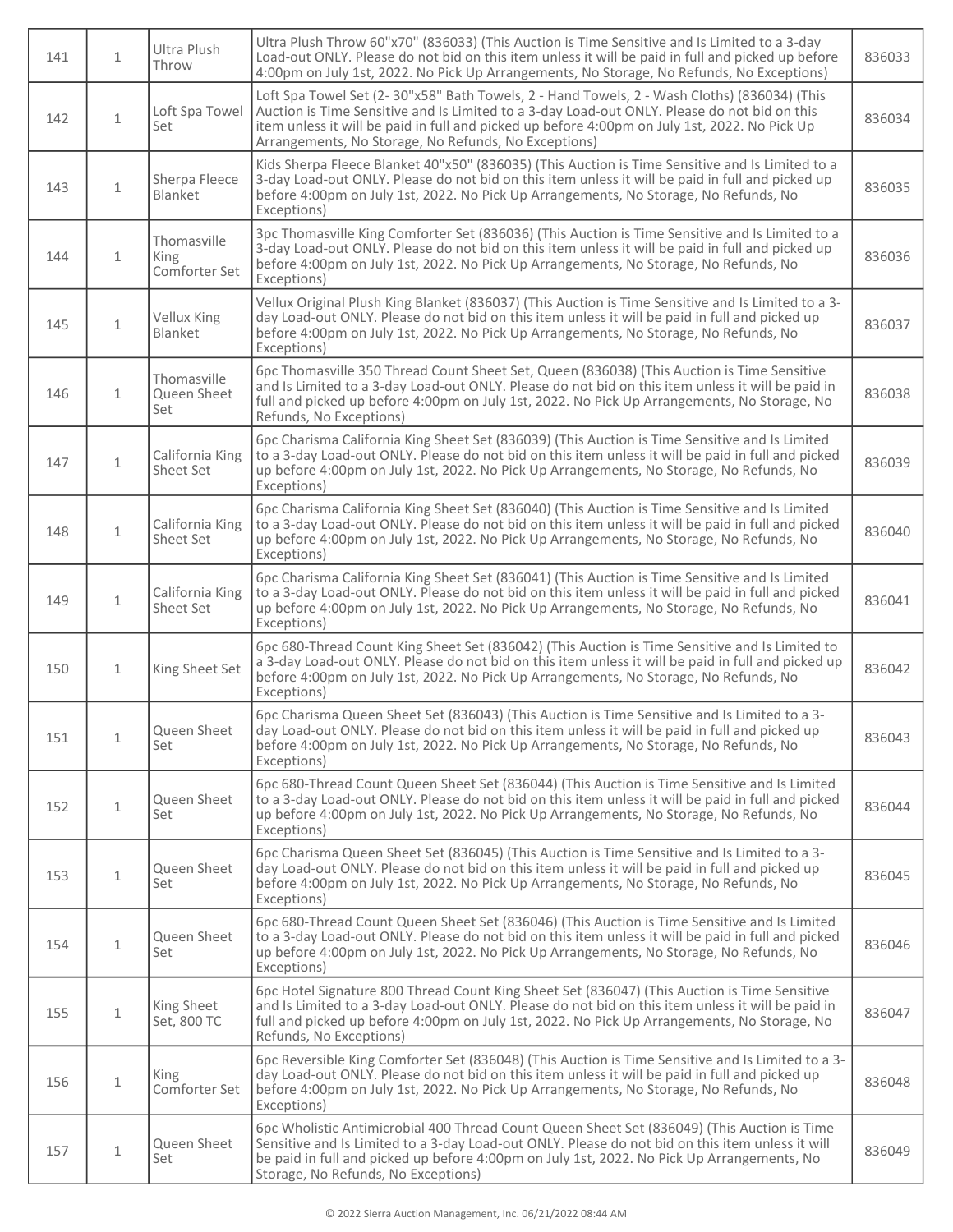| 141 | 1 | Ultra Plush Throw | Ultra Plush Throw 60"x70" (836033) (This Auction is Time Sensitive and Is Limited to a 3-day Load-out ONLY. Please do not bid on this item unless it will be paid in full and picked up before 4:00pm on July 1st, 2022. No Pick Up Arrangements, No Storage, No Refunds, No Exceptions) | 836033 |
|---|---|---|---|---|
| 142 | 1 | Loft Spa Towel Set | Loft Spa Towel Set (2- 30"x58" Bath Towels, 2 - Hand Towels, 2 - Wash Cloths) (836034) (This Auction is Time Sensitive and Is Limited to a 3-day Load-out ONLY. Please do not bid on this item unless it will be paid in full and picked up before 4:00pm on July 1st, 2022. No Pick Up Arrangements, No Storage, No Refunds, No Exceptions) | 836034 |
| 143 | 1 | Sherpa Fleece Blanket | Kids Sherpa Fleece Blanket 40"x50" (836035) (This Auction is Time Sensitive and Is Limited to a 3-day Load-out ONLY. Please do not bid on this item unless it will be paid in full and picked up before 4:00pm on July 1st, 2022. No Pick Up Arrangements, No Storage, No Refunds, No Exceptions) | 836035 |
| 144 | 1 | Thomasville King Comforter Set | 3pc Thomasville King Comforter Set (836036) (This Auction is Time Sensitive and Is Limited to a 3-day Load-out ONLY. Please do not bid on this item unless it will be paid in full and picked up before 4:00pm on July 1st, 2022. No Pick Up Arrangements, No Storage, No Refunds, No Exceptions) | 836036 |
| 145 | 1 | Vellux King Blanket | Vellux Original Plush King Blanket (836037) (This Auction is Time Sensitive and Is Limited to a 3-day Load-out ONLY. Please do not bid on this item unless it will be paid in full and picked up before 4:00pm on July 1st, 2022. No Pick Up Arrangements, No Storage, No Refunds, No Exceptions) | 836037 |
| 146 | 1 | Thomasville Queen Sheet Set | 6pc Thomasville 350 Thread Count Sheet Set, Queen (836038) (This Auction is Time Sensitive and Is Limited to a 3-day Load-out ONLY. Please do not bid on this item unless it will be paid in full and picked up before 4:00pm on July 1st, 2022. No Pick Up Arrangements, No Storage, No Refunds, No Exceptions) | 836038 |
| 147 | 1 | California King Sheet Set | 6pc Charisma California King Sheet Set (836039) (This Auction is Time Sensitive and Is Limited to a 3-day Load-out ONLY. Please do not bid on this item unless it will be paid in full and picked up before 4:00pm on July 1st, 2022. No Pick Up Arrangements, No Storage, No Refunds, No Exceptions) | 836039 |
| 148 | 1 | California King Sheet Set | 6pc Charisma California King Sheet Set (836040) (This Auction is Time Sensitive and Is Limited to a 3-day Load-out ONLY. Please do not bid on this item unless it will be paid in full and picked up before 4:00pm on July 1st, 2022. No Pick Up Arrangements, No Storage, No Refunds, No Exceptions) | 836040 |
| 149 | 1 | California King Sheet Set | 6pc Charisma California King Sheet Set (836041) (This Auction is Time Sensitive and Is Limited to a 3-day Load-out ONLY. Please do not bid on this item unless it will be paid in full and picked up before 4:00pm on July 1st, 2022. No Pick Up Arrangements, No Storage, No Refunds, No Exceptions) | 836041 |
| 150 | 1 | King Sheet Set | 6pc 680-Thread Count King Sheet Set (836042) (This Auction is Time Sensitive and Is Limited to a 3-day Load-out ONLY. Please do not bid on this item unless it will be paid in full and picked up before 4:00pm on July 1st, 2022. No Pick Up Arrangements, No Storage, No Refunds, No Exceptions) | 836042 |
| 151 | 1 | Queen Sheet Set | 6pc Charisma Queen Sheet Set (836043) (This Auction is Time Sensitive and Is Limited to a 3-day Load-out ONLY. Please do not bid on this item unless it will be paid in full and picked up before 4:00pm on July 1st, 2022. No Pick Up Arrangements, No Storage, No Refunds, No Exceptions) | 836043 |
| 152 | 1 | Queen Sheet Set | 6pc 680-Thread Count Queen Sheet Set (836044) (This Auction is Time Sensitive and Is Limited to a 3-day Load-out ONLY. Please do not bid on this item unless it will be paid in full and picked up before 4:00pm on July 1st, 2022. No Pick Up Arrangements, No Storage, No Refunds, No Exceptions) | 836044 |
| 153 | 1 | Queen Sheet Set | 6pc Charisma Queen Sheet Set (836045) (This Auction is Time Sensitive and Is Limited to a 3-day Load-out ONLY. Please do not bid on this item unless it will be paid in full and picked up before 4:00pm on July 1st, 2022. No Pick Up Arrangements, No Storage, No Refunds, No Exceptions) | 836045 |
| 154 | 1 | Queen Sheet Set | 6pc 680-Thread Count Queen Sheet Set (836046) (This Auction is Time Sensitive and Is Limited to a 3-day Load-out ONLY. Please do not bid on this item unless it will be paid in full and picked up before 4:00pm on July 1st, 2022. No Pick Up Arrangements, No Storage, No Refunds, No Exceptions) | 836046 |
| 155 | 1 | King Sheet Set, 800 TC | 6pc Hotel Signature 800 Thread Count King Sheet Set (836047) (This Auction is Time Sensitive and Is Limited to a 3-day Load-out ONLY. Please do not bid on this item unless it will be paid in full and picked up before 4:00pm on July 1st, 2022. No Pick Up Arrangements, No Storage, No Refunds, No Exceptions) | 836047 |
| 156 | 1 | King Comforter Set | 6pc Reversible King Comforter Set (836048) (This Auction is Time Sensitive and Is Limited to a 3-day Load-out ONLY. Please do not bid on this item unless it will be paid in full and picked up before 4:00pm on July 1st, 2022. No Pick Up Arrangements, No Storage, No Refunds, No Exceptions) | 836048 |
| 157 | 1 | Queen Sheet Set | 6pc Wholistic Antimicrobial 400 Thread Count Queen Sheet Set (836049) (This Auction is Time Sensitive and Is Limited to a 3-day Load-out ONLY. Please do not bid on this item unless it will be paid in full and picked up before 4:00pm on July 1st, 2022. No Pick Up Arrangements, No Storage, No Refunds, No Exceptions) | 836049 |

© 2022 Sierra Auction Management, Inc. 06/21/2022 08:44 AM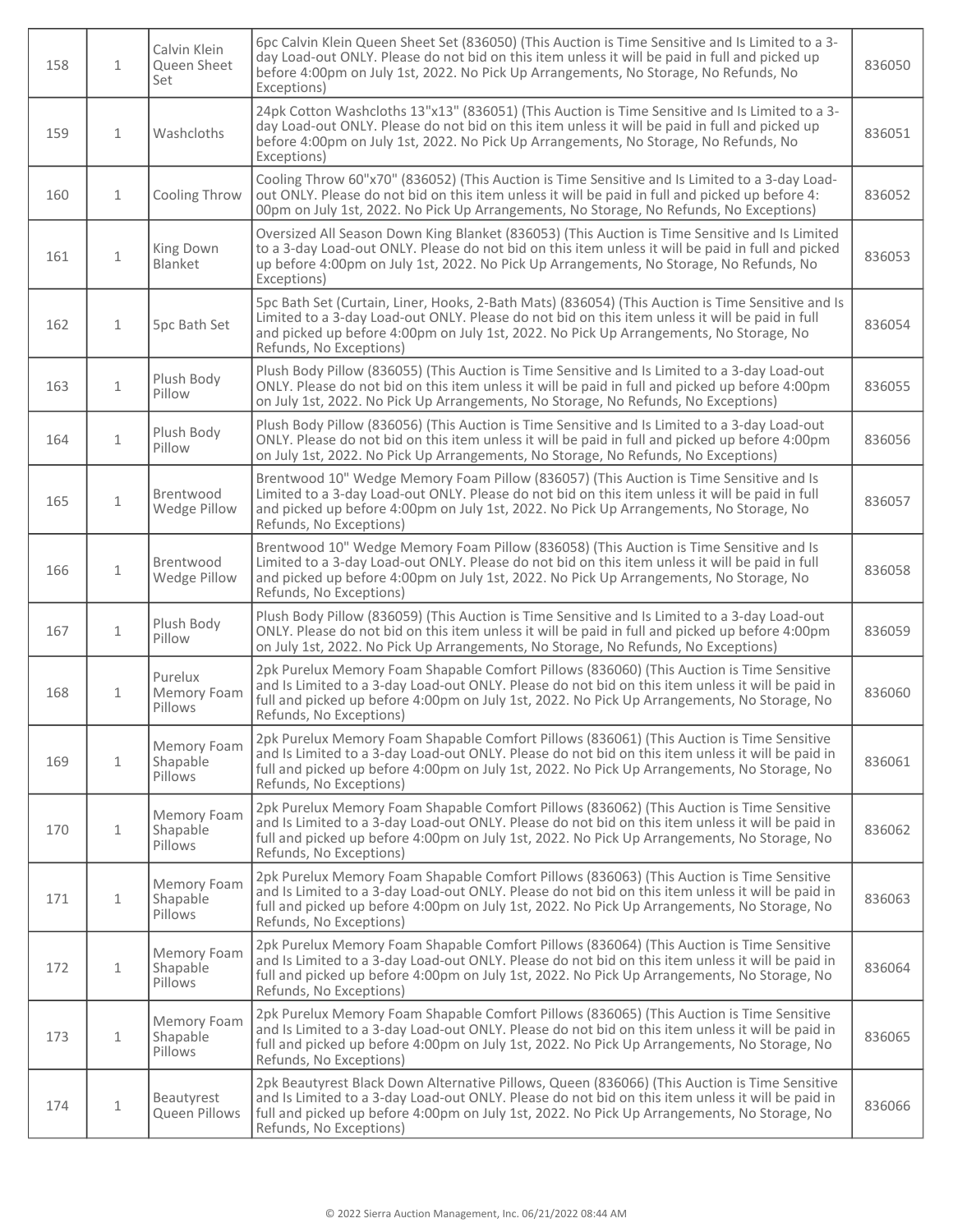| 158 | 1 | Calvin Klein Queen Sheet Set | 6pc Calvin Klein Queen Sheet Set (836050) (This Auction is Time Sensitive and Is Limited to a 3-day Load-out ONLY. Please do not bid on this item unless it will be paid in full and picked up before 4:00pm on July 1st, 2022. No Pick Up Arrangements, No Storage, No Refunds, No Exceptions) | 836050 |
|---|---|---|---|---|
| 159 | 1 | Washcloths | 24pk Cotton Washcloths 13"x13" (836051) (This Auction is Time Sensitive and Is Limited to a 3-day Load-out ONLY. Please do not bid on this item unless it will be paid in full and picked up before 4:00pm on July 1st, 2022. No Pick Up Arrangements, No Storage, No Refunds, No Exceptions) | 836051 |
| 160 | 1 | Cooling Throw | Cooling Throw 60"x70" (836052) (This Auction is Time Sensitive and Is Limited to a 3-day Load-out ONLY. Please do not bid on this item unless it will be paid in full and picked up before 4:00pm on July 1st, 2022. No Pick Up Arrangements, No Storage, No Refunds, No Exceptions) | 836052 |
| 161 | 1 | King Down Blanket | Oversized All Season Down King Blanket (836053) (This Auction is Time Sensitive and Is Limited to a 3-day Load-out ONLY. Please do not bid on this item unless it will be paid in full and picked up before 4:00pm on July 1st, 2022. No Pick Up Arrangements, No Storage, No Refunds, No Exceptions) | 836053 |
| 162 | 1 | 5pc Bath Set | 5pc Bath Set (Curtain, Liner, Hooks, 2-Bath Mats) (836054) (This Auction is Time Sensitive and Is Limited to a 3-day Load-out ONLY. Please do not bid on this item unless it will be paid in full and picked up before 4:00pm on July 1st, 2022. No Pick Up Arrangements, No Storage, No Refunds, No Exceptions) | 836054 |
| 163 | 1 | Plush Body Pillow | Plush Body Pillow (836055) (This Auction is Time Sensitive and Is Limited to a 3-day Load-out ONLY. Please do not bid on this item unless it will be paid in full and picked up before 4:00pm on July 1st, 2022. No Pick Up Arrangements, No Storage, No Refunds, No Exceptions) | 836055 |
| 164 | 1 | Plush Body Pillow | Plush Body Pillow (836056) (This Auction is Time Sensitive and Is Limited to a 3-day Load-out ONLY. Please do not bid on this item unless it will be paid in full and picked up before 4:00pm on July 1st, 2022. No Pick Up Arrangements, No Storage, No Refunds, No Exceptions) | 836056 |
| 165 | 1 | Brentwood Wedge Pillow | Brentwood 10" Wedge Memory Foam Pillow (836057) (This Auction is Time Sensitive and Is Limited to a 3-day Load-out ONLY. Please do not bid on this item unless it will be paid in full and picked up before 4:00pm on July 1st, 2022. No Pick Up Arrangements, No Storage, No Refunds, No Exceptions) | 836057 |
| 166 | 1 | Brentwood Wedge Pillow | Brentwood 10" Wedge Memory Foam Pillow (836058) (This Auction is Time Sensitive and Is Limited to a 3-day Load-out ONLY. Please do not bid on this item unless it will be paid in full and picked up before 4:00pm on July 1st, 2022. No Pick Up Arrangements, No Storage, No Refunds, No Exceptions) | 836058 |
| 167 | 1 | Plush Body Pillow | Plush Body Pillow (836059) (This Auction is Time Sensitive and Is Limited to a 3-day Load-out ONLY. Please do not bid on this item unless it will be paid in full and picked up before 4:00pm on July 1st, 2022. No Pick Up Arrangements, No Storage, No Refunds, No Exceptions) | 836059 |
| 168 | 1 | Purelux Memory Foam Pillows | 2pk Purelux Memory Foam Shapable Comfort Pillows (836060) (This Auction is Time Sensitive and Is Limited to a 3-day Load-out ONLY. Please do not bid on this item unless it will be paid in full and picked up before 4:00pm on July 1st, 2022. No Pick Up Arrangements, No Storage, No Refunds, No Exceptions) | 836060 |
| 169 | 1 | Memory Foam Shapable Pillows | 2pk Purelux Memory Foam Shapable Comfort Pillows (836061) (This Auction is Time Sensitive and Is Limited to a 3-day Load-out ONLY. Please do not bid on this item unless it will be paid in full and picked up before 4:00pm on July 1st, 2022. No Pick Up Arrangements, No Storage, No Refunds, No Exceptions) | 836061 |
| 170 | 1 | Memory Foam Shapable Pillows | 2pk Purelux Memory Foam Shapable Comfort Pillows (836062) (This Auction is Time Sensitive and Is Limited to a 3-day Load-out ONLY. Please do not bid on this item unless it will be paid in full and picked up before 4:00pm on July 1st, 2022. No Pick Up Arrangements, No Storage, No Refunds, No Exceptions) | 836062 |
| 171 | 1 | Memory Foam Shapable Pillows | 2pk Purelux Memory Foam Shapable Comfort Pillows (836063) (This Auction is Time Sensitive and Is Limited to a 3-day Load-out ONLY. Please do not bid on this item unless it will be paid in full and picked up before 4:00pm on July 1st, 2022. No Pick Up Arrangements, No Storage, No Refunds, No Exceptions) | 836063 |
| 172 | 1 | Memory Foam Shapable Pillows | 2pk Purelux Memory Foam Shapable Comfort Pillows (836064) (This Auction is Time Sensitive and Is Limited to a 3-day Load-out ONLY. Please do not bid on this item unless it will be paid in full and picked up before 4:00pm on July 1st, 2022. No Pick Up Arrangements, No Storage, No Refunds, No Exceptions) | 836064 |
| 173 | 1 | Memory Foam Shapable Pillows | 2pk Purelux Memory Foam Shapable Comfort Pillows (836065) (This Auction is Time Sensitive and Is Limited to a 3-day Load-out ONLY. Please do not bid on this item unless it will be paid in full and picked up before 4:00pm on July 1st, 2022. No Pick Up Arrangements, No Storage, No Refunds, No Exceptions) | 836065 |
| 174 | 1 | Beautyrest Queen Pillows | 2pk Beautyrest Black Down Alternative Pillows, Queen (836066) (This Auction is Time Sensitive and Is Limited to a 3-day Load-out ONLY. Please do not bid on this item unless it will be paid in full and picked up before 4:00pm on July 1st, 2022. No Pick Up Arrangements, No Storage, No Refunds, No Exceptions) | 836066 |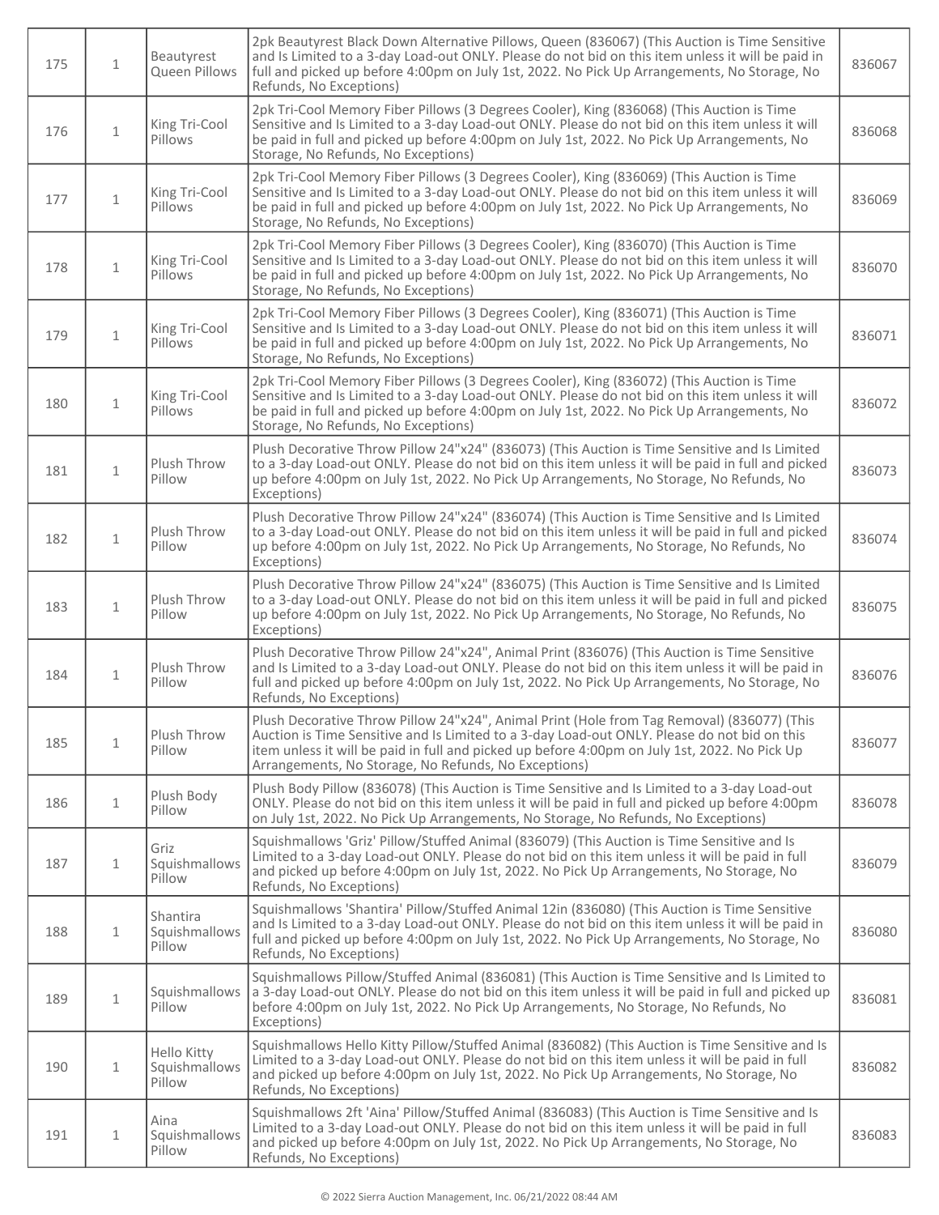| | | | | |
|---|---|---|---|---|
| 175 | 1 | Beautyrest Queen Pillows | 2pk Beautyrest Black Down Alternative Pillows, Queen (836067) (This Auction is Time Sensitive and Is Limited to a 3-day Load-out ONLY. Please do not bid on this item unless it will be paid in full and picked up before 4:00pm on July 1st, 2022. No Pick Up Arrangements, No Storage, No Refunds, No Exceptions) | 836067 |
| 176 | 1 | King Tri-Cool Pillows | 2pk Tri-Cool Memory Fiber Pillows (3 Degrees Cooler), King (836068) (This Auction is Time Sensitive and Is Limited to a 3-day Load-out ONLY. Please do not bid on this item unless it will be paid in full and picked up before 4:00pm on July 1st, 2022. No Pick Up Arrangements, No Storage, No Refunds, No Exceptions) | 836068 |
| 177 | 1 | King Tri-Cool Pillows | 2pk Tri-Cool Memory Fiber Pillows (3 Degrees Cooler), King (836069) (This Auction is Time Sensitive and Is Limited to a 3-day Load-out ONLY. Please do not bid on this item unless it will be paid in full and picked up before 4:00pm on July 1st, 2022. No Pick Up Arrangements, No Storage, No Refunds, No Exceptions) | 836069 |
| 178 | 1 | King Tri-Cool Pillows | 2pk Tri-Cool Memory Fiber Pillows (3 Degrees Cooler), King (836070) (This Auction is Time Sensitive and Is Limited to a 3-day Load-out ONLY. Please do not bid on this item unless it will be paid in full and picked up before 4:00pm on July 1st, 2022. No Pick Up Arrangements, No Storage, No Refunds, No Exceptions) | 836070 |
| 179 | 1 | King Tri-Cool Pillows | 2pk Tri-Cool Memory Fiber Pillows (3 Degrees Cooler), King (836071) (This Auction is Time Sensitive and Is Limited to a 3-day Load-out ONLY. Please do not bid on this item unless it will be paid in full and picked up before 4:00pm on July 1st, 2022. No Pick Up Arrangements, No Storage, No Refunds, No Exceptions) | 836071 |
| 180 | 1 | King Tri-Cool Pillows | 2pk Tri-Cool Memory Fiber Pillows (3 Degrees Cooler), King (836072) (This Auction is Time Sensitive and Is Limited to a 3-day Load-out ONLY. Please do not bid on this item unless it will be paid in full and picked up before 4:00pm on July 1st, 2022. No Pick Up Arrangements, No Storage, No Refunds, No Exceptions) | 836072 |
| 181 | 1 | Plush Throw Pillow | Plush Decorative Throw Pillow 24"x24" (836073) (This Auction is Time Sensitive and Is Limited to a 3-day Load-out ONLY. Please do not bid on this item unless it will be paid in full and picked up before 4:00pm on July 1st, 2022. No Pick Up Arrangements, No Storage, No Refunds, No Exceptions) | 836073 |
| 182 | 1 | Plush Throw Pillow | Plush Decorative Throw Pillow 24"x24" (836074) (This Auction is Time Sensitive and Is Limited to a 3-day Load-out ONLY. Please do not bid on this item unless it will be paid in full and picked up before 4:00pm on July 1st, 2022. No Pick Up Arrangements, No Storage, No Refunds, No Exceptions) | 836074 |
| 183 | 1 | Plush Throw Pillow | Plush Decorative Throw Pillow 24"x24" (836075) (This Auction is Time Sensitive and Is Limited to a 3-day Load-out ONLY. Please do not bid on this item unless it will be paid in full and picked up before 4:00pm on July 1st, 2022. No Pick Up Arrangements, No Storage, No Refunds, No Exceptions) | 836075 |
| 184 | 1 | Plush Throw Pillow | Plush Decorative Throw Pillow 24"x24", Animal Print (836076) (This Auction is Time Sensitive and Is Limited to a 3-day Load-out ONLY. Please do not bid on this item unless it will be paid in full and picked up before 4:00pm on July 1st, 2022. No Pick Up Arrangements, No Storage, No Refunds, No Exceptions) | 836076 |
| 185 | 1 | Plush Throw Pillow | Plush Decorative Throw Pillow 24"x24", Animal Print (Hole from Tag Removal) (836077) (This Auction is Time Sensitive and Is Limited to a 3-day Load-out ONLY. Please do not bid on this item unless it will be paid in full and picked up before 4:00pm on July 1st, 2022. No Pick Up Arrangements, No Storage, No Refunds, No Exceptions) | 836077 |
| 186 | 1 | Plush Body Pillow | Plush Body Pillow (836078) (This Auction is Time Sensitive and Is Limited to a 3-day Load-out ONLY. Please do not bid on this item unless it will be paid in full and picked up before 4:00pm on July 1st, 2022. No Pick Up Arrangements, No Storage, No Refunds, No Exceptions) | 836078 |
| 187 | 1 | Griz Squishmallows Pillow | Squishmallows 'Griz' Pillow/Stuffed Animal (836079) (This Auction is Time Sensitive and Is Limited to a 3-day Load-out ONLY. Please do not bid on this item unless it will be paid in full and picked up before 4:00pm on July 1st, 2022. No Pick Up Arrangements, No Storage, No Refunds, No Exceptions) | 836079 |
| 188 | 1 | Shantira Squishmallows Pillow | Squishmallows 'Shantira' Pillow/Stuffed Animal 12in (836080) (This Auction is Time Sensitive and Is Limited to a 3-day Load-out ONLY. Please do not bid on this item unless it will be paid in full and picked up before 4:00pm on July 1st, 2022. No Pick Up Arrangements, No Storage, No Refunds, No Exceptions) | 836080 |
| 189 | 1 | Squishmallows Pillow | Squishmallows Pillow/Stuffed Animal (836081) (This Auction is Time Sensitive and Is Limited to a 3-day Load-out ONLY. Please do not bid on this item unless it will be paid in full and picked up before 4:00pm on July 1st, 2022. No Pick Up Arrangements, No Storage, No Refunds, No Exceptions) | 836081 |
| 190 | 1 | Hello Kitty Squishmallows Pillow | Squishmallows Hello Kitty Pillow/Stuffed Animal (836082) (This Auction is Time Sensitive and Is Limited to a 3-day Load-out ONLY. Please do not bid on this item unless it will be paid in full and picked up before 4:00pm on July 1st, 2022. No Pick Up Arrangements, No Storage, No Refunds, No Exceptions) | 836082 |
| 191 | 1 | Aina Squishmallows Pillow | Squishmallows 2ft 'Aina' Pillow/Stuffed Animal (836083) (This Auction is Time Sensitive and Is Limited to a 3-day Load-out ONLY. Please do not bid on this item unless it will be paid in full and picked up before 4:00pm on July 1st, 2022. No Pick Up Arrangements, No Storage, No Refunds, No Exceptions) | 836083 |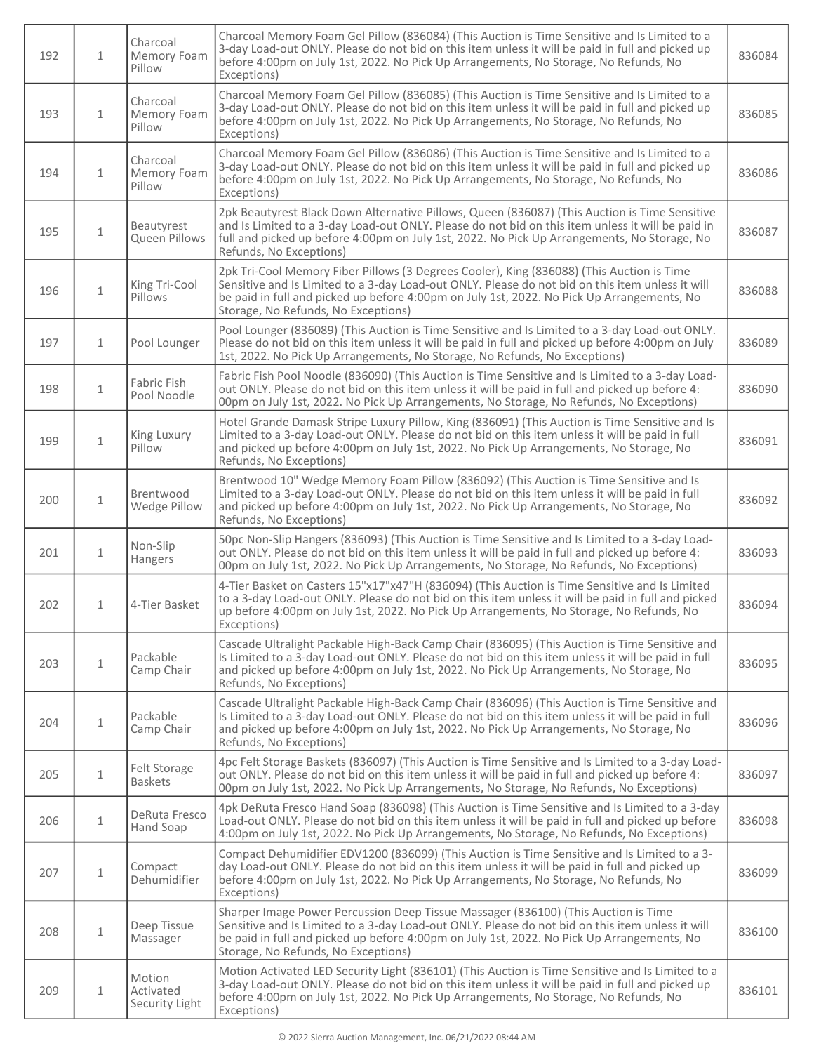| | | | | |
|---|---|---|---|---|
| 192 | 1 | Charcoal Memory Foam Pillow | Charcoal Memory Foam Gel Pillow (836084) (This Auction is Time Sensitive and Is Limited to a 3-day Load-out ONLY. Please do not bid on this item unless it will be paid in full and picked up before 4:00pm on July 1st, 2022. No Pick Up Arrangements, No Storage, No Refunds, No Exceptions) | 836084 |
| 193 | 1 | Charcoal Memory Foam Pillow | Charcoal Memory Foam Gel Pillow (836085) (This Auction is Time Sensitive and Is Limited to a 3-day Load-out ONLY. Please do not bid on this item unless it will be paid in full and picked up before 4:00pm on July 1st, 2022. No Pick Up Arrangements, No Storage, No Refunds, No Exceptions) | 836085 |
| 194 | 1 | Charcoal Memory Foam Pillow | Charcoal Memory Foam Gel Pillow (836086) (This Auction is Time Sensitive and Is Limited to a 3-day Load-out ONLY. Please do not bid on this item unless it will be paid in full and picked up before 4:00pm on July 1st, 2022. No Pick Up Arrangements, No Storage, No Refunds, No Exceptions) | 836086 |
| 195 | 1 | Beautyrest Queen Pillows | 2pk Beautyrest Black Down Alternative Pillows, Queen (836087) (This Auction is Time Sensitive and Is Limited to a 3-day Load-out ONLY. Please do not bid on this item unless it will be paid in full and picked up before 4:00pm on July 1st, 2022. No Pick Up Arrangements, No Storage, No Refunds, No Exceptions) | 836087 |
| 196 | 1 | King Tri-Cool Pillows | 2pk Tri-Cool Memory Fiber Pillows (3 Degrees Cooler), King (836088) (This Auction is Time Sensitive and Is Limited to a 3-day Load-out ONLY. Please do not bid on this item unless it will be paid in full and picked up before 4:00pm on July 1st, 2022. No Pick Up Arrangements, No Storage, No Refunds, No Exceptions) | 836088 |
| 197 | 1 | Pool Lounger | Pool Lounger (836089) (This Auction is Time Sensitive and Is Limited to a 3-day Load-out ONLY. Please do not bid on this item unless it will be paid in full and picked up before 4:00pm on July 1st, 2022. No Pick Up Arrangements, No Storage, No Refunds, No Exceptions) | 836089 |
| 198 | 1 | Fabric Fish Pool Noodle | Fabric Fish Pool Noodle (836090) (This Auction is Time Sensitive and Is Limited to a 3-day Load-out ONLY. Please do not bid on this item unless it will be paid in full and picked up before 4:00pm on July 1st, 2022. No Pick Up Arrangements, No Storage, No Refunds, No Exceptions) | 836090 |
| 199 | 1 | King Luxury Pillow | Hotel Grande Damask Stripe Luxury Pillow, King (836091) (This Auction is Time Sensitive and Is Limited to a 3-day Load-out ONLY. Please do not bid on this item unless it will be paid in full and picked up before 4:00pm on July 1st, 2022. No Pick Up Arrangements, No Storage, No Refunds, No Exceptions) | 836091 |
| 200 | 1 | Brentwood Wedge Pillow | Brentwood 10" Wedge Memory Foam Pillow (836092) (This Auction is Time Sensitive and Is Limited to a 3-day Load-out ONLY. Please do not bid on this item unless it will be paid in full and picked up before 4:00pm on July 1st, 2022. No Pick Up Arrangements, No Storage, No Refunds, No Exceptions) | 836092 |
| 201 | 1 | Non-Slip Hangers | 50pc Non-Slip Hangers (836093) (This Auction is Time Sensitive and Is Limited to a 3-day Load-out ONLY. Please do not bid on this item unless it will be paid in full and picked up before 4:00pm on July 1st, 2022. No Pick Up Arrangements, No Storage, No Refunds, No Exceptions) | 836093 |
| 202 | 1 | 4-Tier Basket | 4-Tier Basket on Casters 15"x17"x47"H (836094) (This Auction is Time Sensitive and Is Limited to a 3-day Load-out ONLY. Please do not bid on this item unless it will be paid in full and picked up before 4:00pm on July 1st, 2022. No Pick Up Arrangements, No Storage, No Refunds, No Exceptions) | 836094 |
| 203 | 1 | Packable Camp Chair | Cascade Ultralight Packable High-Back Camp Chair (836095) (This Auction is Time Sensitive and Is Limited to a 3-day Load-out ONLY. Please do not bid on this item unless it will be paid in full and picked up before 4:00pm on July 1st, 2022. No Pick Up Arrangements, No Storage, No Refunds, No Exceptions) | 836095 |
| 204 | 1 | Packable Camp Chair | Cascade Ultralight Packable High-Back Camp Chair (836096) (This Auction is Time Sensitive and Is Limited to a 3-day Load-out ONLY. Please do not bid on this item unless it will be paid in full and picked up before 4:00pm on July 1st, 2022. No Pick Up Arrangements, No Storage, No Refunds, No Exceptions) | 836096 |
| 205 | 1 | Felt Storage Baskets | 4pc Felt Storage Baskets (836097) (This Auction is Time Sensitive and Is Limited to a 3-day Load-out ONLY. Please do not bid on this item unless it will be paid in full and picked up before 4:00pm on July 1st, 2022. No Pick Up Arrangements, No Storage, No Refunds, No Exceptions) | 836097 |
| 206 | 1 | DeRuta Fresco Hand Soap | 4pk DeRuta Fresco Hand Soap (836098) (This Auction is Time Sensitive and Is Limited to a 3-day Load-out ONLY. Please do not bid on this item unless it will be paid in full and picked up before 4:00pm on July 1st, 2022. No Pick Up Arrangements, No Storage, No Refunds, No Exceptions) | 836098 |
| 207 | 1 | Compact Dehumidifier | Compact Dehumidifier EDV1200 (836099) (This Auction is Time Sensitive and Is Limited to a 3-day Load-out ONLY. Please do not bid on this item unless it will be paid in full and picked up before 4:00pm on July 1st, 2022. No Pick Up Arrangements, No Storage, No Refunds, No Exceptions) | 836099 |
| 208 | 1 | Deep Tissue Massager | Sharper Image Power Percussion Deep Tissue Massager (836100) (This Auction is Time Sensitive and Is Limited to a 3-day Load-out ONLY. Please do not bid on this item unless it will be paid in full and picked up before 4:00pm on July 1st, 2022. No Pick Up Arrangements, No Storage, No Refunds, No Exceptions) | 836100 |
| 209 | 1 | Motion Activated Security Light | Motion Activated LED Security Light (836101) (This Auction is Time Sensitive and Is Limited to a 3-day Load-out ONLY. Please do not bid on this item unless it will be paid in full and picked up before 4:00pm on July 1st, 2022. No Pick Up Arrangements, No Storage, No Refunds, No Exceptions) | 836101 |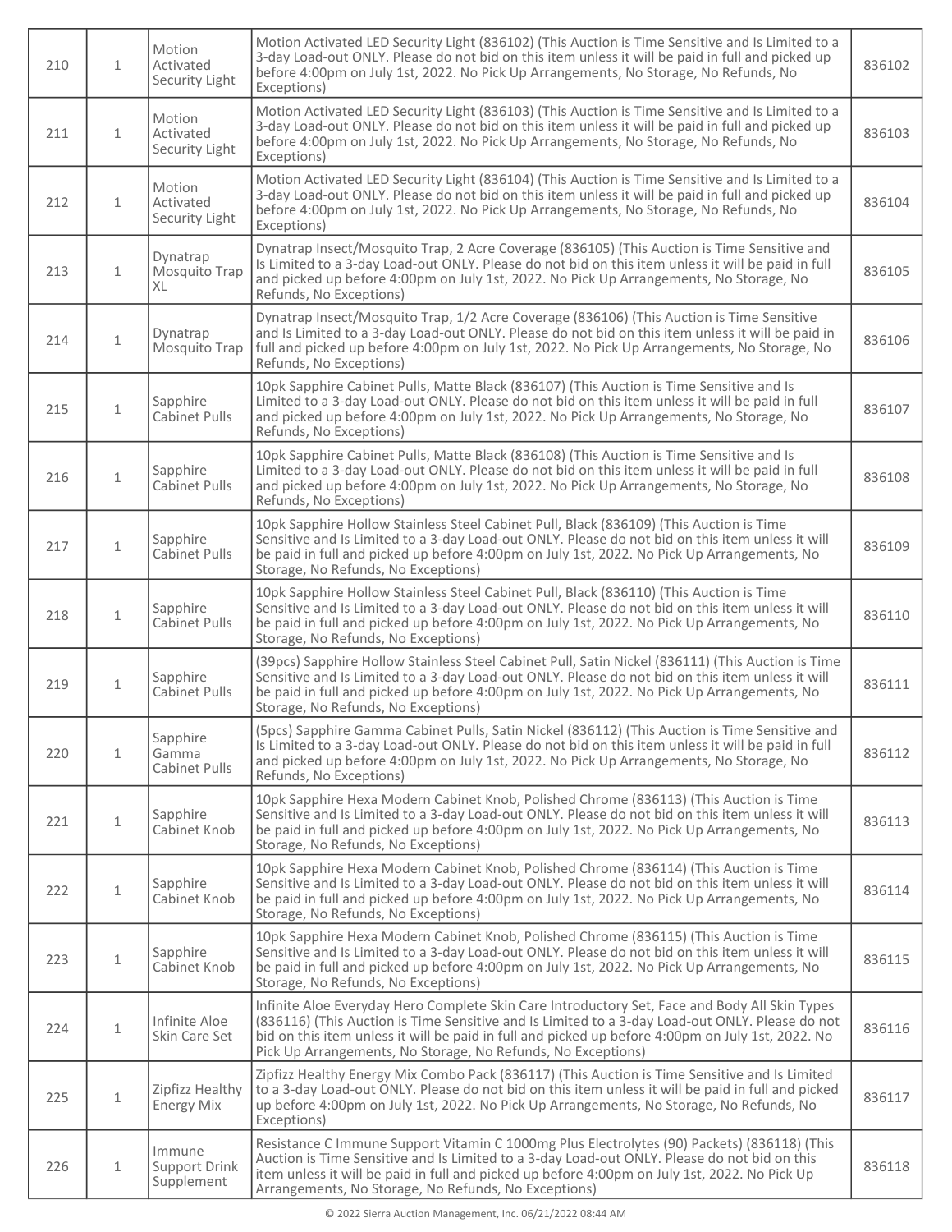| | | | | |
|---|---|---|---|---|
| 210 | 1 | Motion Activated Security Light | Motion Activated LED Security Light (836102) (This Auction is Time Sensitive and Is Limited to a 3-day Load-out ONLY. Please do not bid on this item unless it will be paid in full and picked up before 4:00pm on July 1st, 2022. No Pick Up Arrangements, No Storage, No Refunds, No Exceptions) | 836102 |
| 211 | 1 | Motion Activated Security Light | Motion Activated LED Security Light (836103) (This Auction is Time Sensitive and Is Limited to a 3-day Load-out ONLY. Please do not bid on this item unless it will be paid in full and picked up before 4:00pm on July 1st, 2022. No Pick Up Arrangements, No Storage, No Refunds, No Exceptions) | 836103 |
| 212 | 1 | Motion Activated Security Light | Motion Activated LED Security Light (836104) (This Auction is Time Sensitive and Is Limited to a 3-day Load-out ONLY. Please do not bid on this item unless it will be paid in full and picked up before 4:00pm on July 1st, 2022. No Pick Up Arrangements, No Storage, No Refunds, No Exceptions) | 836104 |
| 213 | 1 | Dynatrap Mosquito Trap XL | Dynatrap Insect/Mosquito Trap, 2 Acre Coverage (836105) (This Auction is Time Sensitive and Is Limited to a 3-day Load-out ONLY. Please do not bid on this item unless it will be paid in full and picked up before 4:00pm on July 1st, 2022. No Pick Up Arrangements, No Storage, No Refunds, No Exceptions) | 836105 |
| 214 | 1 | Dynatrap Mosquito Trap | Dynatrap Insect/Mosquito Trap, 1/2 Acre Coverage (836106) (This Auction is Time Sensitive and Is Limited to a 3-day Load-out ONLY. Please do not bid on this item unless it will be paid in full and picked up before 4:00pm on July 1st, 2022. No Pick Up Arrangements, No Storage, No Refunds, No Exceptions) | 836106 |
| 215 | 1 | Sapphire Cabinet Pulls | 10pk Sapphire Cabinet Pulls, Matte Black (836107) (This Auction is Time Sensitive and Is Limited to a 3-day Load-out ONLY. Please do not bid on this item unless it will be paid in full and picked up before 4:00pm on July 1st, 2022. No Pick Up Arrangements, No Storage, No Refunds, No Exceptions) | 836107 |
| 216 | 1 | Sapphire Cabinet Pulls | 10pk Sapphire Cabinet Pulls, Matte Black (836108) (This Auction is Time Sensitive and Is Limited to a 3-day Load-out ONLY. Please do not bid on this item unless it will be paid in full and picked up before 4:00pm on July 1st, 2022. No Pick Up Arrangements, No Storage, No Refunds, No Exceptions) | 836108 |
| 217 | 1 | Sapphire Cabinet Pulls | 10pk Sapphire Hollow Stainless Steel Cabinet Pull, Black (836109) (This Auction is Time Sensitive and Is Limited to a 3-day Load-out ONLY. Please do not bid on this item unless it will be paid in full and picked up before 4:00pm on July 1st, 2022. No Pick Up Arrangements, No Storage, No Refunds, No Exceptions) | 836109 |
| 218 | 1 | Sapphire Cabinet Pulls | 10pk Sapphire Hollow Stainless Steel Cabinet Pull, Black (836110) (This Auction is Time Sensitive and Is Limited to a 3-day Load-out ONLY. Please do not bid on this item unless it will be paid in full and picked up before 4:00pm on July 1st, 2022. No Pick Up Arrangements, No Storage, No Refunds, No Exceptions) | 836110 |
| 219 | 1 | Sapphire Cabinet Pulls | (39pcs) Sapphire Hollow Stainless Steel Cabinet Pull, Satin Nickel (836111) (This Auction is Time Sensitive and Is Limited to a 3-day Load-out ONLY. Please do not bid on this item unless it will be paid in full and picked up before 4:00pm on July 1st, 2022. No Pick Up Arrangements, No Storage, No Refunds, No Exceptions) | 836111 |
| 220 | 1 | Sapphire Gamma Cabinet Pulls | (5pcs) Sapphire Gamma Cabinet Pulls, Satin Nickel (836112) (This Auction is Time Sensitive and Is Limited to a 3-day Load-out ONLY. Please do not bid on this item unless it will be paid in full and picked up before 4:00pm on July 1st, 2022. No Pick Up Arrangements, No Storage, No Refunds, No Exceptions) | 836112 |
| 221 | 1 | Sapphire Cabinet Knob | 10pk Sapphire Hexa Modern Cabinet Knob, Polished Chrome (836113) (This Auction is Time Sensitive and Is Limited to a 3-day Load-out ONLY. Please do not bid on this item unless it will be paid in full and picked up before 4:00pm on July 1st, 2022. No Pick Up Arrangements, No Storage, No Refunds, No Exceptions) | 836113 |
| 222 | 1 | Sapphire Cabinet Knob | 10pk Sapphire Hexa Modern Cabinet Knob, Polished Chrome (836114) (This Auction is Time Sensitive and Is Limited to a 3-day Load-out ONLY. Please do not bid on this item unless it will be paid in full and picked up before 4:00pm on July 1st, 2022. No Pick Up Arrangements, No Storage, No Refunds, No Exceptions) | 836114 |
| 223 | 1 | Sapphire Cabinet Knob | 10pk Sapphire Hexa Modern Cabinet Knob, Polished Chrome (836115) (This Auction is Time Sensitive and Is Limited to a 3-day Load-out ONLY. Please do not bid on this item unless it will be paid in full and picked up before 4:00pm on July 1st, 2022. No Pick Up Arrangements, No Storage, No Refunds, No Exceptions) | 836115 |
| 224 | 1 | Infinite Aloe Skin Care Set | Infinite Aloe Everyday Hero Complete Skin Care Introductory Set, Face and Body All Skin Types (836116) (This Auction is Time Sensitive and Is Limited to a 3-day Load-out ONLY. Please do not bid on this item unless it will be paid in full and picked up before 4:00pm on July 1st, 2022. No Pick Up Arrangements, No Storage, No Refunds, No Exceptions) | 836116 |
| 225 | 1 | Zipfizz Healthy Energy Mix | Zipfizz Healthy Energy Mix Combo Pack (836117) (This Auction is Time Sensitive and Is Limited to a 3-day Load-out ONLY. Please do not bid on this item unless it will be paid in full and picked up before 4:00pm on July 1st, 2022. No Pick Up Arrangements, No Storage, No Refunds, No Exceptions) | 836117 |
| 226 | 1 | Immune Support Drink Supplement | Resistance C Immune Support Vitamin C 1000mg Plus Electrolytes (90) Packets) (836118) (This Auction is Time Sensitive and Is Limited to a 3-day Load-out ONLY. Please do not bid on this item unless it will be paid in full and picked up before 4:00pm on July 1st, 2022. No Pick Up Arrangements, No Storage, No Refunds, No Exceptions) | 836118 |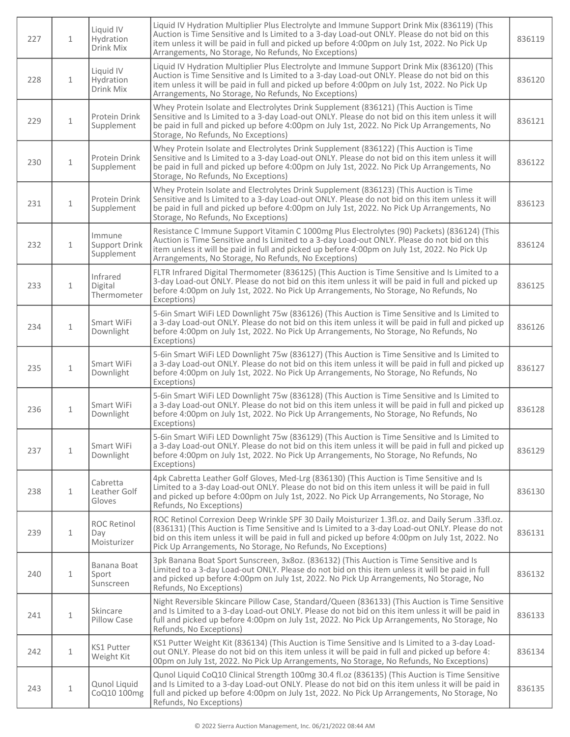| | | | | |
|---|---|---|---|---|
| 227 | 1 | Liquid IV Hydration Drink Mix | Liquid IV Hydration Multiplier Plus Electrolyte and Immune Support Drink Mix (836119) (This Auction is Time Sensitive and Is Limited to a 3-day Load-out ONLY. Please do not bid on this item unless it will be paid in full and picked up before 4:00pm on July 1st, 2022. No Pick Up Arrangements, No Storage, No Refunds, No Exceptions) | 836119 |
| 228 | 1 | Liquid IV Hydration Drink Mix | Liquid IV Hydration Multiplier Plus Electrolyte and Immune Support Drink Mix (836120) (This Auction is Time Sensitive and Is Limited to a 3-day Load-out ONLY. Please do not bid on this item unless it will be paid in full and picked up before 4:00pm on July 1st, 2022. No Pick Up Arrangements, No Storage, No Refunds, No Exceptions) | 836120 |
| 229 | 1 | Protein Drink Supplement | Whey Protein Isolate and Electrolytes Drink Supplement (836121) (This Auction is Time Sensitive and Is Limited to a 3-day Load-out ONLY. Please do not bid on this item unless it will be paid in full and picked up before 4:00pm on July 1st, 2022. No Pick Up Arrangements, No Storage, No Refunds, No Exceptions) | 836121 |
| 230 | 1 | Protein Drink Supplement | Whey Protein Isolate and Electrolytes Drink Supplement (836122) (This Auction is Time Sensitive and Is Limited to a 3-day Load-out ONLY. Please do not bid on this item unless it will be paid in full and picked up before 4:00pm on July 1st, 2022. No Pick Up Arrangements, No Storage, No Refunds, No Exceptions) | 836122 |
| 231 | 1 | Protein Drink Supplement | Whey Protein Isolate and Electrolytes Drink Supplement (836123) (This Auction is Time Sensitive and Is Limited to a 3-day Load-out ONLY. Please do not bid on this item unless it will be paid in full and picked up before 4:00pm on July 1st, 2022. No Pick Up Arrangements, No Storage, No Refunds, No Exceptions) | 836123 |
| 232 | 1 | Immune Support Drink Supplement | Resistance C Immune Support Vitamin C 1000mg Plus Electrolytes (90) Packets) (836124) (This Auction is Time Sensitive and Is Limited to a 3-day Load-out ONLY. Please do not bid on this item unless it will be paid in full and picked up before 4:00pm on July 1st, 2022. No Pick Up Arrangements, No Storage, No Refunds, No Exceptions) | 836124 |
| 233 | 1 | Infrared Digital Thermometer | FLTR Infrared Digital Thermometer (836125) (This Auction is Time Sensitive and Is Limited to a 3-day Load-out ONLY. Please do not bid on this item unless it will be paid in full and picked up before 4:00pm on July 1st, 2022. No Pick Up Arrangements, No Storage, No Refunds, No Exceptions) | 836125 |
| 234 | 1 | Smart WiFi Downlight | 5-6in Smart WiFi LED Downlight 75w (836126) (This Auction is Time Sensitive and Is Limited to a 3-day Load-out ONLY. Please do not bid on this item unless it will be paid in full and picked up before 4:00pm on July 1st, 2022. No Pick Up Arrangements, No Storage, No Refunds, No Exceptions) | 836126 |
| 235 | 1 | Smart WiFi Downlight | 5-6in Smart WiFi LED Downlight 75w (836127) (This Auction is Time Sensitive and Is Limited to a 3-day Load-out ONLY. Please do not bid on this item unless it will be paid in full and picked up before 4:00pm on July 1st, 2022. No Pick Up Arrangements, No Storage, No Refunds, No Exceptions) | 836127 |
| 236 | 1 | Smart WiFi Downlight | 5-6in Smart WiFi LED Downlight 75w (836128) (This Auction is Time Sensitive and Is Limited to a 3-day Load-out ONLY. Please do not bid on this item unless it will be paid in full and picked up before 4:00pm on July 1st, 2022. No Pick Up Arrangements, No Storage, No Refunds, No Exceptions) | 836128 |
| 237 | 1 | Smart WiFi Downlight | 5-6in Smart WiFi LED Downlight 75w (836129) (This Auction is Time Sensitive and Is Limited to a 3-day Load-out ONLY. Please do not bid on this item unless it will be paid in full and picked up before 4:00pm on July 1st, 2022. No Pick Up Arrangements, No Storage, No Refunds, No Exceptions) | 836129 |
| 238 | 1 | Cabretta Leather Golf Gloves | 4pk Cabretta Leather Golf Gloves, Med-Lrg (836130) (This Auction is Time Sensitive and Is Limited to a 3-day Load-out ONLY. Please do not bid on this item unless it will be paid in full and picked up before 4:00pm on July 1st, 2022. No Pick Up Arrangements, No Storage, No Refunds, No Exceptions) | 836130 |
| 239 | 1 | ROC Retinol Day Moisturizer | ROC Retinol Correxion Deep Wrinkle SPF 30 Daily Moisturizer 1.3fl.oz. and Daily Serum .33fl.oz. (836131) (This Auction is Time Sensitive and Is Limited to a 3-day Load-out ONLY. Please do not bid on this item unless it will be paid in full and picked up before 4:00pm on July 1st, 2022. No Pick Up Arrangements, No Storage, No Refunds, No Exceptions) | 836131 |
| 240 | 1 | Banana Boat Sport Sunscreen | 3pk Banana Boat Sport Sunscreen, 3x8oz. (836132) (This Auction is Time Sensitive and Is Limited to a 3-day Load-out ONLY. Please do not bid on this item unless it will be paid in full and picked up before 4:00pm on July 1st, 2022. No Pick Up Arrangements, No Storage, No Refunds, No Exceptions) | 836132 |
| 241 | 1 | Skincare Pillow Case | Night Reversible Skincare Pillow Case, Standard/Queen (836133) (This Auction is Time Sensitive and Is Limited to a 3-day Load-out ONLY. Please do not bid on this item unless it will be paid in full and picked up before 4:00pm on July 1st, 2022. No Pick Up Arrangements, No Storage, No Refunds, No Exceptions) | 836133 |
| 242 | 1 | KS1 Putter Weight Kit | KS1 Putter Weight Kit (836134) (This Auction is Time Sensitive and Is Limited to a 3-day Load-out ONLY. Please do not bid on this item unless it will be paid in full and picked up before 4:00pm on July 1st, 2022. No Pick Up Arrangements, No Storage, No Refunds, No Exceptions) | 836134 |
| 243 | 1 | Qunol Liquid CoQ10 100mg | Qunol Liquid CoQ10 Clinical Strength 100mg 30.4 fl.oz (836135) (This Auction is Time Sensitive and Is Limited to a 3-day Load-out ONLY. Please do not bid on this item unless it will be paid in full and picked up before 4:00pm on July 1st, 2022. No Pick Up Arrangements, No Storage, No Refunds, No Exceptions) | 836135 |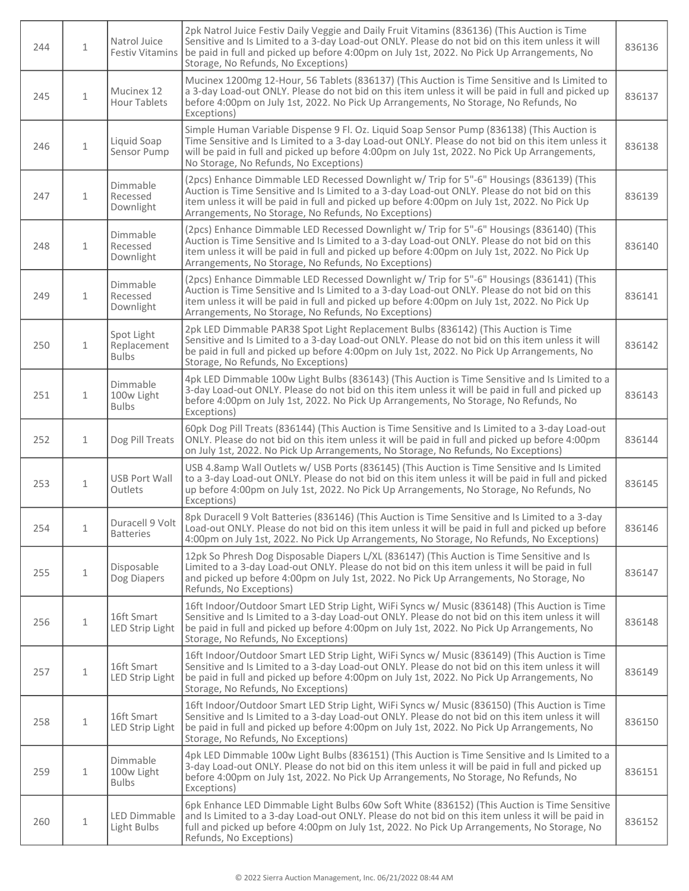| 244 | 1 | Natrol Juice Festiv Vitamins | 2pk Natrol Juice Festiv Daily Veggie and Daily Fruit Vitamins (836136) (This Auction is Time Sensitive and Is Limited to a 3-day Load-out ONLY. Please do not bid on this item unless it will be paid in full and picked up before 4:00pm on July 1st, 2022. No Pick Up Arrangements, No Storage, No Refunds, No Exceptions) | 836136 |
|---|---|---|---|---|
| 245 | 1 | Mucinex 12 Hour Tablets | Mucinex 1200mg 12-Hour, 56 Tablets (836137) (This Auction is Time Sensitive and Is Limited to a 3-day Load-out ONLY. Please do not bid on this item unless it will be paid in full and picked up before 4:00pm on July 1st, 2022. No Pick Up Arrangements, No Storage, No Refunds, No Exceptions) | 836137 |
| 246 | 1 | Liquid Soap Sensor Pump | Simple Human Variable Dispense 9 Fl. Oz. Liquid Soap Sensor Pump (836138) (This Auction is Time Sensitive and Is Limited to a 3-day Load-out ONLY. Please do not bid on this item unless it will be paid in full and picked up before 4:00pm on July 1st, 2022. No Pick Up Arrangements, No Storage, No Refunds, No Exceptions) | 836138 |
| 247 | 1 | Dimmable Recessed Downlight | (2pcs) Enhance Dimmable LED Recessed Downlight w/ Trip for 5"-6" Housings (836139) (This Auction is Time Sensitive and Is Limited to a 3-day Load-out ONLY. Please do not bid on this item unless it will be paid in full and picked up before 4:00pm on July 1st, 2022. No Pick Up Arrangements, No Storage, No Refunds, No Exceptions) | 836139 |
| 248 | 1 | Dimmable Recessed Downlight | (2pcs) Enhance Dimmable LED Recessed Downlight w/ Trip for 5"-6" Housings (836140) (This Auction is Time Sensitive and Is Limited to a 3-day Load-out ONLY. Please do not bid on this item unless it will be paid in full and picked up before 4:00pm on July 1st, 2022. No Pick Up Arrangements, No Storage, No Refunds, No Exceptions) | 836140 |
| 249 | 1 | Dimmable Recessed Downlight | (2pcs) Enhance Dimmable LED Recessed Downlight w/ Trip for 5"-6" Housings (836141) (This Auction is Time Sensitive and Is Limited to a 3-day Load-out ONLY. Please do not bid on this item unless it will be paid in full and picked up before 4:00pm on July 1st, 2022. No Pick Up Arrangements, No Storage, No Refunds, No Exceptions) | 836141 |
| 250 | 1 | Spot Light Replacement Bulbs | 2pk LED Dimmable PAR38 Spot Light Replacement Bulbs (836142) (This Auction is Time Sensitive and Is Limited to a 3-day Load-out ONLY. Please do not bid on this item unless it will be paid in full and picked up before 4:00pm on July 1st, 2022. No Pick Up Arrangements, No Storage, No Refunds, No Exceptions) | 836142 |
| 251 | 1 | Dimmable 100w Light Bulbs | 4pk LED Dimmable 100w Light Bulbs (836143) (This Auction is Time Sensitive and Is Limited to a 3-day Load-out ONLY. Please do not bid on this item unless it will be paid in full and picked up before 4:00pm on July 1st, 2022. No Pick Up Arrangements, No Storage, No Refunds, No Exceptions) | 836143 |
| 252 | 1 | Dog Pill Treats | 60pk Dog Pill Treats (836144) (This Auction is Time Sensitive and Is Limited to a 3-day Load-out ONLY. Please do not bid on this item unless it will be paid in full and picked up before 4:00pm on July 1st, 2022. No Pick Up Arrangements, No Storage, No Refunds, No Exceptions) | 836144 |
| 253 | 1 | USB Port Wall Outlets | USB 4.8amp Wall Outlets w/ USB Ports (836145) (This Auction is Time Sensitive and Is Limited to a 3-day Load-out ONLY. Please do not bid on this item unless it will be paid in full and picked up before 4:00pm on July 1st, 2022. No Pick Up Arrangements, No Storage, No Refunds, No Exceptions) | 836145 |
| 254 | 1 | Duracell 9 Volt Batteries | 8pk Duracell 9 Volt Batteries (836146) (This Auction is Time Sensitive and Is Limited to a 3-day Load-out ONLY. Please do not bid on this item unless it will be paid in full and picked up before 4:00pm on July 1st, 2022. No Pick Up Arrangements, No Storage, No Refunds, No Exceptions) | 836146 |
| 255 | 1 | Disposable Dog Diapers | 12pk So Phresh Dog Disposable Diapers L/XL (836147) (This Auction is Time Sensitive and Is Limited to a 3-day Load-out ONLY. Please do not bid on this item unless it will be paid in full and picked up before 4:00pm on July 1st, 2022. No Pick Up Arrangements, No Storage, No Refunds, No Exceptions) | 836147 |
| 256 | 1 | 16ft Smart LED Strip Light | 16ft Indoor/Outdoor Smart LED Strip Light, WiFi Syncs w/ Music (836148) (This Auction is Time Sensitive and Is Limited to a 3-day Load-out ONLY. Please do not bid on this item unless it will be paid in full and picked up before 4:00pm on July 1st, 2022. No Pick Up Arrangements, No Storage, No Refunds, No Exceptions) | 836148 |
| 257 | 1 | 16ft Smart LED Strip Light | 16ft Indoor/Outdoor Smart LED Strip Light, WiFi Syncs w/ Music (836149) (This Auction is Time Sensitive and Is Limited to a 3-day Load-out ONLY. Please do not bid on this item unless it will be paid in full and picked up before 4:00pm on July 1st, 2022. No Pick Up Arrangements, No Storage, No Refunds, No Exceptions) | 836149 |
| 258 | 1 | 16ft Smart LED Strip Light | 16ft Indoor/Outdoor Smart LED Strip Light, WiFi Syncs w/ Music (836150) (This Auction is Time Sensitive and Is Limited to a 3-day Load-out ONLY. Please do not bid on this item unless it will be paid in full and picked up before 4:00pm on July 1st, 2022. No Pick Up Arrangements, No Storage, No Refunds, No Exceptions) | 836150 |
| 259 | 1 | Dimmable 100w Light Bulbs | 4pk LED Dimmable 100w Light Bulbs (836151) (This Auction is Time Sensitive and Is Limited to a 3-day Load-out ONLY. Please do not bid on this item unless it will be paid in full and picked up before 4:00pm on July 1st, 2022. No Pick Up Arrangements, No Storage, No Refunds, No Exceptions) | 836151 |
| 260 | 1 | LED Dimmable Light Bulbs | 6pk Enhance LED Dimmable Light Bulbs 60w Soft White (836152) (This Auction is Time Sensitive and Is Limited to a 3-day Load-out ONLY. Please do not bid on this item unless it will be paid in full and picked up before 4:00pm on July 1st, 2022. No Pick Up Arrangements, No Storage, No Refunds, No Exceptions) | 836152 |

© 2022 Sierra Auction Management, Inc. 06/21/2022 08:44 AM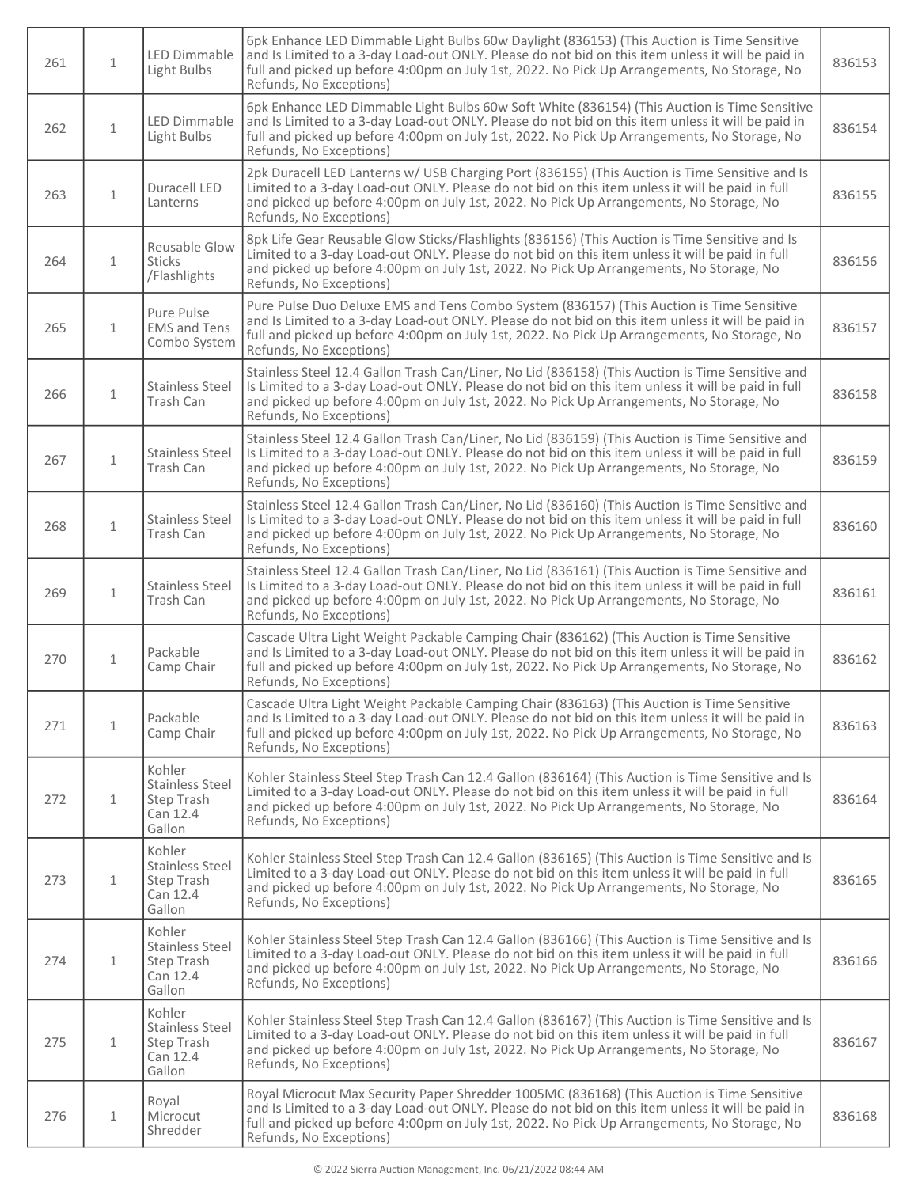| 261 | 1 | LED Dimmable Light Bulbs | 6pk Enhance LED Dimmable Light Bulbs 60w Daylight (836153) (This Auction is Time Sensitive and Is Limited to a 3-day Load-out ONLY. Please do not bid on this item unless it will be paid in full and picked up before 4:00pm on July 1st, 2022. No Pick Up Arrangements, No Storage, No Refunds, No Exceptions) | 836153 |
|---|---|---|---|---|
| 262 | 1 | LED Dimmable Light Bulbs | 6pk Enhance LED Dimmable Light Bulbs 60w Soft White (836154) (This Auction is Time Sensitive and Is Limited to a 3-day Load-out ONLY. Please do not bid on this item unless it will be paid in full and picked up before 4:00pm on July 1st, 2022. No Pick Up Arrangements, No Storage, No Refunds, No Exceptions) | 836154 |
| 263 | 1 | Duracell LED Lanterns | 2pk Duracell LED Lanterns w/ USB Charging Port (836155) (This Auction is Time Sensitive and Is Limited to a 3-day Load-out ONLY. Please do not bid on this item unless it will be paid in full and picked up before 4:00pm on July 1st, 2022. No Pick Up Arrangements, No Storage, No Refunds, No Exceptions) | 836155 |
| 264 | 1 | Reusable Glow Sticks /Flashlights | 8pk Life Gear Reusable Glow Sticks/Flashlights (836156) (This Auction is Time Sensitive and Is Limited to a 3-day Load-out ONLY. Please do not bid on this item unless it will be paid in full and picked up before 4:00pm on July 1st, 2022. No Pick Up Arrangements, No Storage, No Refunds, No Exceptions) | 836156 |
| 265 | 1 | Pure Pulse EMS and Tens Combo System | Pure Pulse Duo Deluxe EMS and Tens Combo System (836157) (This Auction is Time Sensitive and Is Limited to a 3-day Load-out ONLY. Please do not bid on this item unless it will be paid in full and picked up before 4:00pm on July 1st, 2022. No Pick Up Arrangements, No Storage, No Refunds, No Exceptions) | 836157 |
| 266 | 1 | Stainless Steel Trash Can | Stainless Steel 12.4 Gallon Trash Can/Liner, No Lid (836158) (This Auction is Time Sensitive and Is Limited to a 3-day Load-out ONLY. Please do not bid on this item unless it will be paid in full and picked up before 4:00pm on July 1st, 2022. No Pick Up Arrangements, No Storage, No Refunds, No Exceptions) | 836158 |
| 267 | 1 | Stainless Steel Trash Can | Stainless Steel 12.4 Gallon Trash Can/Liner, No Lid (836159) (This Auction is Time Sensitive and Is Limited to a 3-day Load-out ONLY. Please do not bid on this item unless it will be paid in full and picked up before 4:00pm on July 1st, 2022. No Pick Up Arrangements, No Storage, No Refunds, No Exceptions) | 836159 |
| 268 | 1 | Stainless Steel Trash Can | Stainless Steel 12.4 Gallon Trash Can/Liner, No Lid (836160) (This Auction is Time Sensitive and Is Limited to a 3-day Load-out ONLY. Please do not bid on this item unless it will be paid in full and picked up before 4:00pm on July 1st, 2022. No Pick Up Arrangements, No Storage, No Refunds, No Exceptions) | 836160 |
| 269 | 1 | Stainless Steel Trash Can | Stainless Steel 12.4 Gallon Trash Can/Liner, No Lid (836161) (This Auction is Time Sensitive and Is Limited to a 3-day Load-out ONLY. Please do not bid on this item unless it will be paid in full and picked up before 4:00pm on July 1st, 2022. No Pick Up Arrangements, No Storage, No Refunds, No Exceptions) | 836161 |
| 270 | 1 | Packable Camp Chair | Cascade Ultra Light Weight Packable Camping Chair (836162) (This Auction is Time Sensitive and Is Limited to a 3-day Load-out ONLY. Please do not bid on this item unless it will be paid in full and picked up before 4:00pm on July 1st, 2022. No Pick Up Arrangements, No Storage, No Refunds, No Exceptions) | 836162 |
| 271 | 1 | Packable Camp Chair | Cascade Ultra Light Weight Packable Camping Chair (836163) (This Auction is Time Sensitive and Is Limited to a 3-day Load-out ONLY. Please do not bid on this item unless it will be paid in full and picked up before 4:00pm on July 1st, 2022. No Pick Up Arrangements, No Storage, No Refunds, No Exceptions) | 836163 |
| 272 | 1 | Kohler Stainless Steel Step Trash Can 12.4 Gallon | Kohler Stainless Steel Step Trash Can 12.4 Gallon (836164) (This Auction is Time Sensitive and Is Limited to a 3-day Load-out ONLY. Please do not bid on this item unless it will be paid in full and picked up before 4:00pm on July 1st, 2022. No Pick Up Arrangements, No Storage, No Refunds, No Exceptions) | 836164 |
| 273 | 1 | Kohler Stainless Steel Step Trash Can 12.4 Gallon | Kohler Stainless Steel Step Trash Can 12.4 Gallon (836165) (This Auction is Time Sensitive and Is Limited to a 3-day Load-out ONLY. Please do not bid on this item unless it will be paid in full and picked up before 4:00pm on July 1st, 2022. No Pick Up Arrangements, No Storage, No Refunds, No Exceptions) | 836165 |
| 274 | 1 | Kohler Stainless Steel Step Trash Can 12.4 Gallon | Kohler Stainless Steel Step Trash Can 12.4 Gallon (836166) (This Auction is Time Sensitive and Is Limited to a 3-day Load-out ONLY. Please do not bid on this item unless it will be paid in full and picked up before 4:00pm on July 1st, 2022. No Pick Up Arrangements, No Storage, No Refunds, No Exceptions) | 836166 |
| 275 | 1 | Kohler Stainless Steel Step Trash Can 12.4 Gallon | Kohler Stainless Steel Step Trash Can 12.4 Gallon (836167) (This Auction is Time Sensitive and Is Limited to a 3-day Load-out ONLY. Please do not bid on this item unless it will be paid in full and picked up before 4:00pm on July 1st, 2022. No Pick Up Arrangements, No Storage, No Refunds, No Exceptions) | 836167 |
| 276 | 1 | Royal Microcut Shredder | Royal Microcut Max Security Paper Shredder 1005MC (836168) (This Auction is Time Sensitive and Is Limited to a 3-day Load-out ONLY. Please do not bid on this item unless it will be paid in full and picked up before 4:00pm on July 1st, 2022. No Pick Up Arrangements, No Storage, No Refunds, No Exceptions) | 836168 |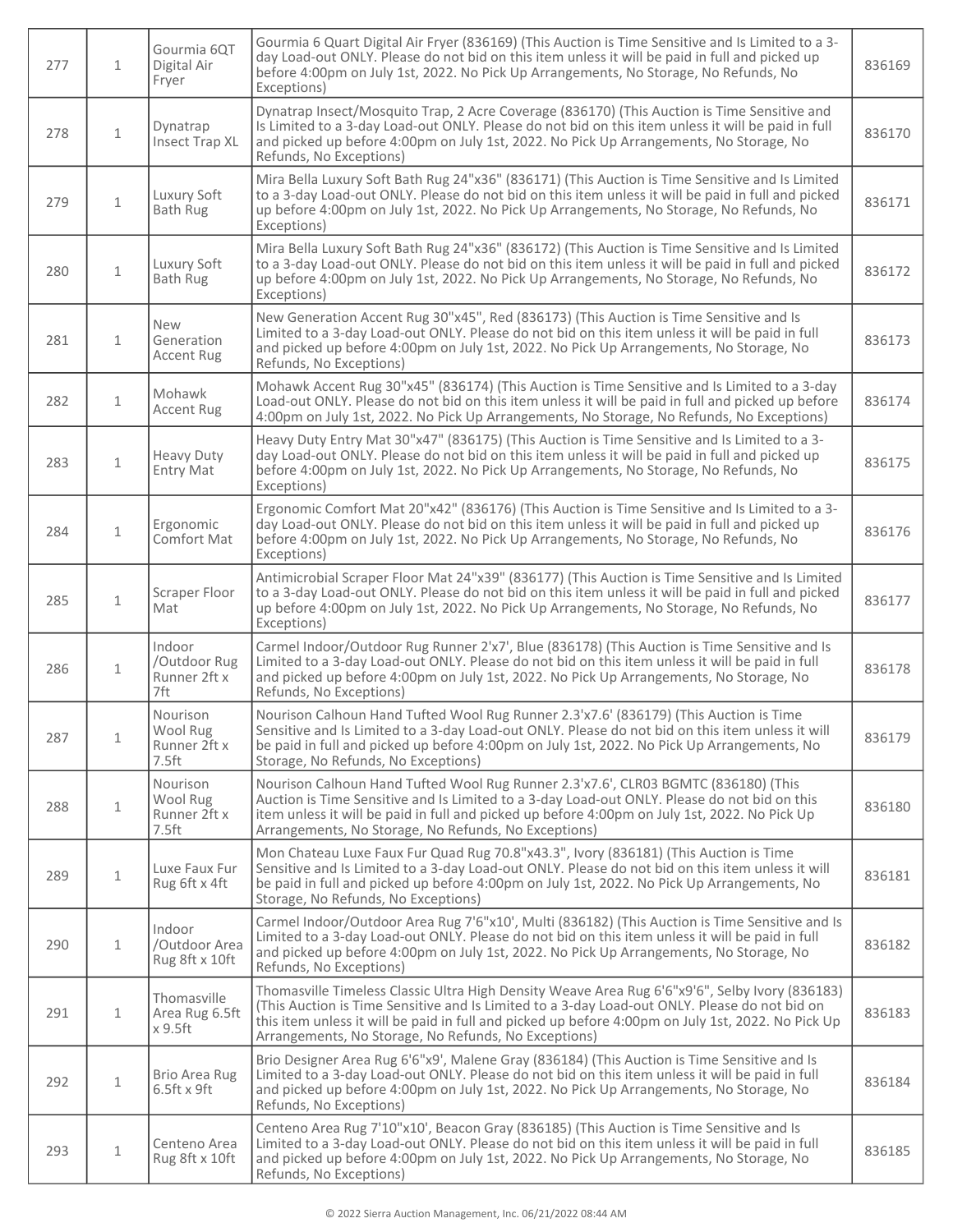| | | | | |
|---|---|---|---|---|
| 277 | 1 | Gourmia 6QT Digital Air Fryer | Gourmia 6 Quart Digital Air Fryer (836169) (This Auction is Time Sensitive and Is Limited to a 3-day Load-out ONLY. Please do not bid on this item unless it will be paid in full and picked up before 4:00pm on July 1st, 2022. No Pick Up Arrangements, No Storage, No Refunds, No Exceptions) | 836169 |
| 278 | 1 | Dynatrap Insect Trap XL | Dynatrap Insect/Mosquito Trap, 2 Acre Coverage (836170) (This Auction is Time Sensitive and Is Limited to a 3-day Load-out ONLY. Please do not bid on this item unless it will be paid in full and picked up before 4:00pm on July 1st, 2022. No Pick Up Arrangements, No Storage, No Refunds, No Exceptions) | 836170 |
| 279 | 1 | Luxury Soft Bath Rug | Mira Bella Luxury Soft Bath Rug 24"x36" (836171) (This Auction is Time Sensitive and Is Limited to a 3-day Load-out ONLY. Please do not bid on this item unless it will be paid in full and picked up before 4:00pm on July 1st, 2022. No Pick Up Arrangements, No Storage, No Refunds, No Exceptions) | 836171 |
| 280 | 1 | Luxury Soft Bath Rug | Mira Bella Luxury Soft Bath Rug 24"x36" (836172) (This Auction is Time Sensitive and Is Limited to a 3-day Load-out ONLY. Please do not bid on this item unless it will be paid in full and picked up before 4:00pm on July 1st, 2022. No Pick Up Arrangements, No Storage, No Refunds, No Exceptions) | 836172 |
| 281 | 1 | New Generation Accent Rug | New Generation Accent Rug 30"x45", Red (836173) (This Auction is Time Sensitive and Is Limited to a 3-day Load-out ONLY. Please do not bid on this item unless it will be paid in full and picked up before 4:00pm on July 1st, 2022. No Pick Up Arrangements, No Storage, No Refunds, No Exceptions) | 836173 |
| 282 | 1 | Mohawk Accent Rug | Mohawk Accent Rug 30"x45" (836174) (This Auction is Time Sensitive and Is Limited to a 3-day Load-out ONLY. Please do not bid on this item unless it will be paid in full and picked up before 4:00pm on July 1st, 2022. No Pick Up Arrangements, No Storage, No Refunds, No Exceptions) | 836174 |
| 283 | 1 | Heavy Duty Entry Mat | Heavy Duty Entry Mat 30"x47" (836175) (This Auction is Time Sensitive and Is Limited to a 3-day Load-out ONLY. Please do not bid on this item unless it will be paid in full and picked up before 4:00pm on July 1st, 2022. No Pick Up Arrangements, No Storage, No Refunds, No Exceptions) | 836175 |
| 284 | 1 | Ergonomic Comfort Mat | Ergonomic Comfort Mat 20"x42" (836176) (This Auction is Time Sensitive and Is Limited to a 3-day Load-out ONLY. Please do not bid on this item unless it will be paid in full and picked up before 4:00pm on July 1st, 2022. No Pick Up Arrangements, No Storage, No Refunds, No Exceptions) | 836176 |
| 285 | 1 | Scraper Floor Mat | Antimicrobial Scraper Floor Mat 24"x39" (836177) (This Auction is Time Sensitive and Is Limited to a 3-day Load-out ONLY. Please do not bid on this item unless it will be paid in full and picked up before 4:00pm on July 1st, 2022. No Pick Up Arrangements, No Storage, No Refunds, No Exceptions) | 836177 |
| 286 | 1 | Indoor /Outdoor Rug Runner 2ft x 7ft | Carmel Indoor/Outdoor Rug Runner 2'x7', Blue (836178) (This Auction is Time Sensitive and Is Limited to a 3-day Load-out ONLY. Please do not bid on this item unless it will be paid in full and picked up before 4:00pm on July 1st, 2022. No Pick Up Arrangements, No Storage, No Refunds, No Exceptions) | 836178 |
| 287 | 1 | Nourison Wool Rug Runner 2ft x 7.5ft | Nourison Calhoun Hand Tufted Wool Rug Runner 2.3'x7.6' (836179) (This Auction is Time Sensitive and Is Limited to a 3-day Load-out ONLY. Please do not bid on this item unless it will be paid in full and picked up before 4:00pm on July 1st, 2022. No Pick Up Arrangements, No Storage, No Refunds, No Exceptions) | 836179 |
| 288 | 1 | Nourison Wool Rug Runner 2ft x 7.5ft | Nourison Calhoun Hand Tufted Wool Rug Runner 2.3'x7.6', CLR03 BGMTC (836180) (This Auction is Time Sensitive and Is Limited to a 3-day Load-out ONLY. Please do not bid on this item unless it will be paid in full and picked up before 4:00pm on July 1st, 2022. No Pick Up Arrangements, No Storage, No Refunds, No Exceptions) | 836180 |
| 289 | 1 | Luxe Faux Fur Rug 6ft x 4ft | Mon Chateau Luxe Faux Fur Quad Rug 70.8"x43.3", Ivory (836181) (This Auction is Time Sensitive and Is Limited to a 3-day Load-out ONLY. Please do not bid on this item unless it will be paid in full and picked up before 4:00pm on July 1st, 2022. No Pick Up Arrangements, No Storage, No Refunds, No Exceptions) | 836181 |
| 290 | 1 | Indoor /Outdoor Area Rug 8ft x 10ft | Carmel Indoor/Outdoor Area Rug 7'6"x10', Multi (836182) (This Auction is Time Sensitive and Is Limited to a 3-day Load-out ONLY. Please do not bid on this item unless it will be paid in full and picked up before 4:00pm on July 1st, 2022. No Pick Up Arrangements, No Storage, No Refunds, No Exceptions) | 836182 |
| 291 | 1 | Thomasville Area Rug 6.5ft x 9.5ft | Thomasville Timeless Classic Ultra High Density Weave Area Rug 6'6"x9'6", Selby Ivory (836183) (This Auction is Time Sensitive and Is Limited to a 3-day Load-out ONLY. Please do not bid on this item unless it will be paid in full and picked up before 4:00pm on July 1st, 2022. No Pick Up Arrangements, No Storage, No Refunds, No Exceptions) | 836183 |
| 292 | 1 | Brio Area Rug 6.5ft x 9ft | Brio Designer Area Rug 6'6"x9', Malene Gray (836184) (This Auction is Time Sensitive and Is Limited to a 3-day Load-out ONLY. Please do not bid on this item unless it will be paid in full and picked up before 4:00pm on July 1st, 2022. No Pick Up Arrangements, No Storage, No Refunds, No Exceptions) | 836184 |
| 293 | 1 | Centeno Area Rug 8ft x 10ft | Centeno Area Rug 7'10"x10', Beacon Gray (836185) (This Auction is Time Sensitive and Is Limited to a 3-day Load-out ONLY. Please do not bid on this item unless it will be paid in full and picked up before 4:00pm on July 1st, 2022. No Pick Up Arrangements, No Storage, No Refunds, No Exceptions) | 836185 |

© 2022 Sierra Auction Management, Inc. 06/21/2022 08:44 AM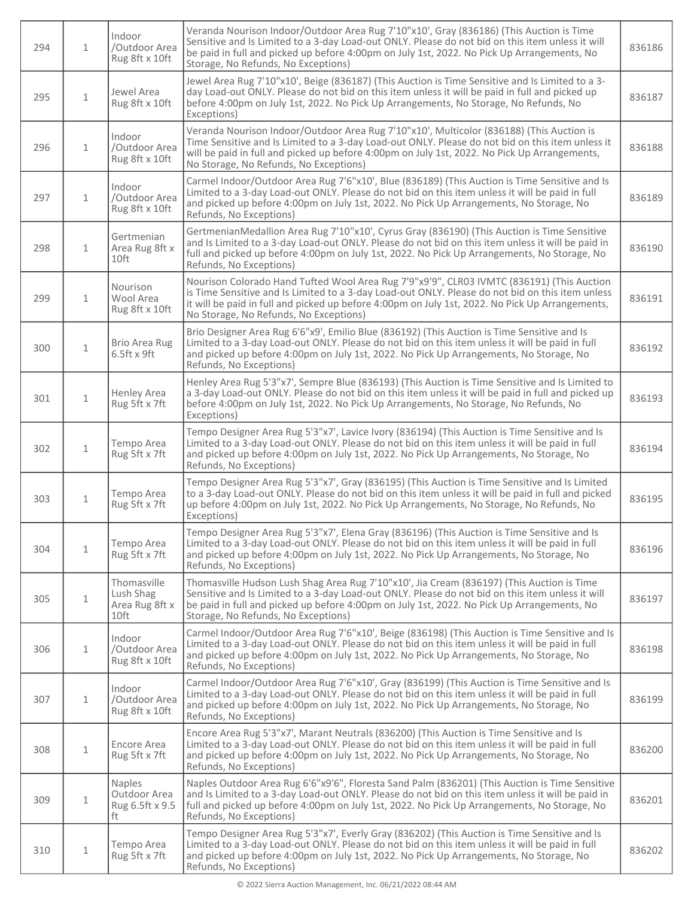| 294 | 1 | Indoor /Outdoor Area Rug 8ft x 10ft | Veranda Nourison Indoor/Outdoor Area Rug 7'10"x10', Gray (836186) (This Auction is Time Sensitive and Is Limited to a 3-day Load-out ONLY. Please do not bid on this item unless it will be paid in full and picked up before 4:00pm on July 1st, 2022. No Pick Up Arrangements, No Storage, No Refunds, No Exceptions) | 836186 |
|---|---|---|---|---|
| 295 | 1 | Jewel Area Rug 8ft x 10ft | Jewel Area Rug 7'10"x10', Beige (836187) (This Auction is Time Sensitive and Is Limited to a 3-day Load-out ONLY. Please do not bid on this item unless it will be paid in full and picked up before 4:00pm on July 1st, 2022. No Pick Up Arrangements, No Storage, No Refunds, No Exceptions) | 836187 |
| 296 | 1 | Indoor /Outdoor Area Rug 8ft x 10ft | Veranda Nourison Indoor/Outdoor Area Rug 7'10"x10', Multicolor (836188) (This Auction is Time Sensitive and Is Limited to a 3-day Load-out ONLY. Please do not bid on this item unless it will be paid in full and picked up before 4:00pm on July 1st, 2022. No Pick Up Arrangements, No Storage, No Refunds, No Exceptions) | 836188 |
| 297 | 1 | Indoor /Outdoor Area Rug 8ft x 10ft | Carmel Indoor/Outdoor Area Rug 7'6"x10', Blue (836189) (This Auction is Time Sensitive and Is Limited to a 3-day Load-out ONLY. Please do not bid on this item unless it will be paid in full and picked up before 4:00pm on July 1st, 2022. No Pick Up Arrangements, No Storage, No Refunds, No Exceptions) | 836189 |
| 298 | 1 | Gertmenian Area Rug 8ft x 10ft | GertmenianMedallion Area Rug 7'10"x10', Cyrus Gray (836190) (This Auction is Time Sensitive and Is Limited to a 3-day Load-out ONLY. Please do not bid on this item unless it will be paid in full and picked up before 4:00pm on July 1st, 2022. No Pick Up Arrangements, No Storage, No Refunds, No Exceptions) | 836190 |
| 299 | 1 | Nourison Wool Area Rug 8ft x 10ft | Nourison Colorado Hand Tufted Wool Area Rug 7'9"x9'9", CLR03 IVMTC (836191) (This Auction is Time Sensitive and Is Limited to a 3-day Load-out ONLY. Please do not bid on this item unless it will be paid in full and picked up before 4:00pm on July 1st, 2022. No Pick Up Arrangements, No Storage, No Refunds, No Exceptions) | 836191 |
| 300 | 1 | Brio Area Rug 6.5ft x 9ft | Brio Designer Area Rug 6'6"x9', Emilio Blue (836192) (This Auction is Time Sensitive and Is Limited to a 3-day Load-out ONLY. Please do not bid on this item unless it will be paid in full and picked up before 4:00pm on July 1st, 2022. No Pick Up Arrangements, No Storage, No Refunds, No Exceptions) | 836192 |
| 301 | 1 | Henley Area Rug 5ft x 7ft | Henley Area Rug 5'3"x7', Sempre Blue (836193) (This Auction is Time Sensitive and Is Limited to a 3-day Load-out ONLY. Please do not bid on this item unless it will be paid in full and picked up before 4:00pm on July 1st, 2022. No Pick Up Arrangements, No Storage, No Refunds, No Exceptions) | 836193 |
| 302 | 1 | Tempo Area Rug 5ft x 7ft | Tempo Designer Area Rug 5'3"x7', Lavice Ivory (836194) (This Auction is Time Sensitive and Is Limited to a 3-day Load-out ONLY. Please do not bid on this item unless it will be paid in full and picked up before 4:00pm on July 1st, 2022. No Pick Up Arrangements, No Storage, No Refunds, No Exceptions) | 836194 |
| 303 | 1 | Tempo Area Rug 5ft x 7ft | Tempo Designer Area Rug 5'3"x7', Gray (836195) (This Auction is Time Sensitive and Is Limited to a 3-day Load-out ONLY. Please do not bid on this item unless it will be paid in full and picked up before 4:00pm on July 1st, 2022. No Pick Up Arrangements, No Storage, No Refunds, No Exceptions) | 836195 |
| 304 | 1 | Tempo Area Rug 5ft x 7ft | Tempo Designer Area Rug 5'3"x7', Elena Gray (836196) (This Auction is Time Sensitive and Is Limited to a 3-day Load-out ONLY. Please do not bid on this item unless it will be paid in full and picked up before 4:00pm on July 1st, 2022. No Pick Up Arrangements, No Storage, No Refunds, No Exceptions) | 836196 |
| 305 | 1 | Thomasville Lush Shag Area Rug 8ft x 10ft | Thomasville Hudson Lush Shag Area Rug 7'10"x10', Jia Cream (836197) (This Auction is Time Sensitive and Is Limited to a 3-day Load-out ONLY. Please do not bid on this item unless it will be paid in full and picked up before 4:00pm on July 1st, 2022. No Pick Up Arrangements, No Storage, No Refunds, No Exceptions) | 836197 |
| 306 | 1 | Indoor /Outdoor Area Rug 8ft x 10ft | Carmel Indoor/Outdoor Area Rug 7'6"x10', Beige (836198) (This Auction is Time Sensitive and Is Limited to a 3-day Load-out ONLY. Please do not bid on this item unless it will be paid in full and picked up before 4:00pm on July 1st, 2022. No Pick Up Arrangements, No Storage, No Refunds, No Exceptions) | 836198 |
| 307 | 1 | Indoor /Outdoor Area Rug 8ft x 10ft | Carmel Indoor/Outdoor Area Rug 7'6"x10', Gray (836199) (This Auction is Time Sensitive and Is Limited to a 3-day Load-out ONLY. Please do not bid on this item unless it will be paid in full and picked up before 4:00pm on July 1st, 2022. No Pick Up Arrangements, No Storage, No Refunds, No Exceptions) | 836199 |
| 308 | 1 | Encore Area Rug 5ft x 7ft | Encore Area Rug 5'3"x7', Marant Neutrals (836200) (This Auction is Time Sensitive and Is Limited to a 3-day Load-out ONLY. Please do not bid on this item unless it will be paid in full and picked up before 4:00pm on July 1st, 2022. No Pick Up Arrangements, No Storage, No Refunds, No Exceptions) | 836200 |
| 309 | 1 | Naples Outdoor Area Rug 6.5ft x 9.5 ft | Naples Outdoor Area Rug 6'6"x9'6", Floresta Sand Palm (836201) (This Auction is Time Sensitive and Is Limited to a 3-day Load-out ONLY. Please do not bid on this item unless it will be paid in full and picked up before 4:00pm on July 1st, 2022. No Pick Up Arrangements, No Storage, No Refunds, No Exceptions) | 836201 |
| 310 | 1 | Tempo Area Rug 5ft x 7ft | Tempo Designer Area Rug 5'3"x7', Everly Gray (836202) (This Auction is Time Sensitive and Is Limited to a 3-day Load-out ONLY. Please do not bid on this item unless it will be paid in full and picked up before 4:00pm on July 1st, 2022. No Pick Up Arrangements, No Storage, No Refunds, No Exceptions) | 836202 |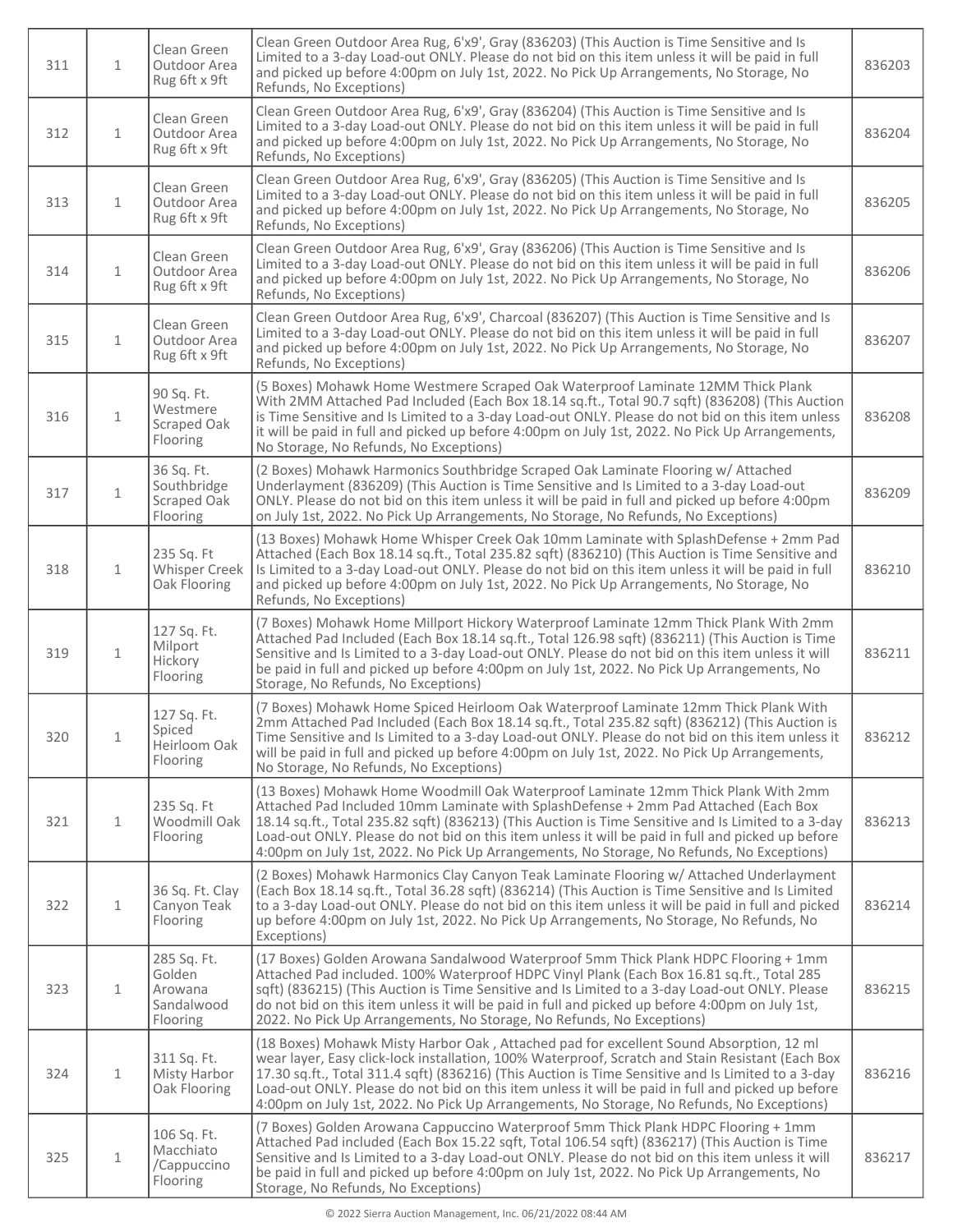| | | | | |
|---|---|---|---|---|
| 311 | 1 | Clean Green Outdoor Area Rug 6ft x 9ft | Clean Green Outdoor Area Rug, 6'x9', Gray (836203) (This Auction is Time Sensitive and Is Limited to a 3-day Load-out ONLY. Please do not bid on this item unless it will be paid in full and picked up before 4:00pm on July 1st, 2022. No Pick Up Arrangements, No Storage, No Refunds, No Exceptions) | 836203 |
| 312 | 1 | Clean Green Outdoor Area Rug 6ft x 9ft | Clean Green Outdoor Area Rug, 6'x9', Gray (836204) (This Auction is Time Sensitive and Is Limited to a 3-day Load-out ONLY. Please do not bid on this item unless it will be paid in full and picked up before 4:00pm on July 1st, 2022. No Pick Up Arrangements, No Storage, No Refunds, No Exceptions) | 836204 |
| 313 | 1 | Clean Green Outdoor Area Rug 6ft x 9ft | Clean Green Outdoor Area Rug, 6'x9', Gray (836205) (This Auction is Time Sensitive and Is Limited to a 3-day Load-out ONLY. Please do not bid on this item unless it will be paid in full and picked up before 4:00pm on July 1st, 2022. No Pick Up Arrangements, No Storage, No Refunds, No Exceptions) | 836205 |
| 314 | 1 | Clean Green Outdoor Area Rug 6ft x 9ft | Clean Green Outdoor Area Rug, 6'x9', Gray (836206) (This Auction is Time Sensitive and Is Limited to a 3-day Load-out ONLY. Please do not bid on this item unless it will be paid in full and picked up before 4:00pm on July 1st, 2022. No Pick Up Arrangements, No Storage, No Refunds, No Exceptions) | 836206 |
| 315 | 1 | Clean Green Outdoor Area Rug 6ft x 9ft | Clean Green Outdoor Area Rug, 6'x9', Charcoal (836207) (This Auction is Time Sensitive and Is Limited to a 3-day Load-out ONLY. Please do not bid on this item unless it will be paid in full and picked up before 4:00pm on July 1st, 2022. No Pick Up Arrangements, No Storage, No Refunds, No Exceptions) | 836207 |
| 316 | 1 | 90 Sq. Ft. Westmere Scraped Oak Flooring | (5 Boxes) Mohawk Home Westmere Scraped Oak Waterproof Laminate 12MM Thick Plank With 2MM Attached Pad Included (Each Box 18.14 sq.ft., Total 90.7 sqft) (836208) (This Auction is Time Sensitive and Is Limited to a 3-day Load-out ONLY. Please do not bid on this item unless it will be paid in full and picked up before 4:00pm on July 1st, 2022. No Pick Up Arrangements, No Storage, No Refunds, No Exceptions) | 836208 |
| 317 | 1 | 36 Sq. Ft. Southbridge Scraped Oak Flooring | (2 Boxes) Mohawk Harmonics Southbridge Scraped Oak Laminate Flooring w/ Attached Underlayment (836209) (This Auction is Time Sensitive and Is Limited to a 3-day Load-out ONLY. Please do not bid on this item unless it will be paid in full and picked up before 4:00pm on July 1st, 2022. No Pick Up Arrangements, No Storage, No Refunds, No Exceptions) | 836209 |
| 318 | 1 | 235 Sq. Ft Whisper Creek Oak Flooring | (13 Boxes) Mohawk Home Whisper Creek Oak 10mm Laminate with SplashDefense + 2mm Pad Attached (Each Box 18.14 sq.ft., Total 235.82 sqft) (836210) (This Auction is Time Sensitive and Is Limited to a 3-day Load-out ONLY. Please do not bid on this item unless it will be paid in full and picked up before 4:00pm on July 1st, 2022. No Pick Up Arrangements, No Storage, No Refunds, No Exceptions) | 836210 |
| 319 | 1 | 127 Sq. Ft. Milport Hickory Flooring | (7 Boxes) Mohawk Home Millport Hickory Waterproof Laminate 12mm Thick Plank With 2mm Attached Pad Included (Each Box 18.14 sq.ft., Total 126.98 sqft) (836211) (This Auction is Time Sensitive and Is Limited to a 3-day Load-out ONLY. Please do not bid on this item unless it will be paid in full and picked up before 4:00pm on July 1st, 2022. No Pick Up Arrangements, No Storage, No Refunds, No Exceptions) | 836211 |
| 320 | 1 | 127 Sq. Ft. Spiced Heirloom Oak Flooring | (7 Boxes) Mohawk Home Spiced Heirloom Oak Waterproof Laminate 12mm Thick Plank With 2mm Attached Pad Included (Each Box 18.14 sq.ft., Total 235.82 sqft) (836212) (This Auction is Time Sensitive and Is Limited to a 3-day Load-out ONLY. Please do not bid on this item unless it will be paid in full and picked up before 4:00pm on July 1st, 2022. No Pick Up Arrangements, No Storage, No Refunds, No Exceptions) | 836212 |
| 321 | 1 | 235 Sq. Ft Woodmill Oak Flooring | (13 Boxes) Mohawk Home Woodmill Oak Waterproof Laminate 12mm Thick Plank With 2mm Attached Pad Included 10mm Laminate with SplashDefense + 2mm Pad Attached (Each Box 18.14 sq.ft., Total 235.82 sqft) (836213) (This Auction is Time Sensitive and Is Limited to a 3-day Load-out ONLY. Please do not bid on this item unless it will be paid in full and picked up before 4:00pm on July 1st, 2022. No Pick Up Arrangements, No Storage, No Refunds, No Exceptions) | 836213 |
| 322 | 1 | 36 Sq. Ft. Clay Canyon Teak Flooring | (2 Boxes) Mohawk Harmonics Clay Canyon Teak Laminate Flooring w/ Attached Underlayment (Each Box 18.14 sq.ft., Total 36.28 sqft) (836214) (This Auction is Time Sensitive and Is Limited to a 3-day Load-out ONLY. Please do not bid on this item unless it will be paid in full and picked up before 4:00pm on July 1st, 2022. No Pick Up Arrangements, No Storage, No Refunds, No Exceptions) | 836214 |
| 323 | 1 | 285 Sq. Ft. Golden Arowana Sandalwood Flooring | (17 Boxes) Golden Arowana Sandalwood Waterproof 5mm Thick Plank HDPC Flooring + 1mm Attached Pad included. 100% Waterproof HDPC Vinyl Plank (Each Box 16.81 sq.ft., Total 285 sqft) (836215) (This Auction is Time Sensitive and Is Limited to a 3-day Load-out ONLY. Please do not bid on this item unless it will be paid in full and picked up before 4:00pm on July 1st, 2022. No Pick Up Arrangements, No Storage, No Refunds, No Exceptions) | 836215 |
| 324 | 1 | 311 Sq. Ft. Misty Harbor Oak Flooring | (18 Boxes) Mohawk Misty Harbor Oak , Attached pad for excellent Sound Absorption, 12 ml wear layer, Easy click-lock installation, 100% Waterproof, Scratch and Stain Resistant (Each Box 17.30 sq.ft., Total 311.4 sqft) (836216) (This Auction is Time Sensitive and Is Limited to a 3-day Load-out ONLY. Please do not bid on this item unless it will be paid in full and picked up before 4:00pm on July 1st, 2022. No Pick Up Arrangements, No Storage, No Refunds, No Exceptions) | 836216 |
| 325 | 1 | 106 Sq. Ft. Macchiato /Cappuccino Flooring | (7 Boxes) Golden Arowana Cappuccino Waterproof 5mm Thick Plank HDPC Flooring + 1mm Attached Pad included (Each Box 15.22 sqft, Total 106.54 sqft) (836217) (This Auction is Time Sensitive and Is Limited to a 3-day Load-out ONLY. Please do not bid on this item unless it will be paid in full and picked up before 4:00pm on July 1st, 2022. No Pick Up Arrangements, No Storage, No Refunds, No Exceptions) | 836217 |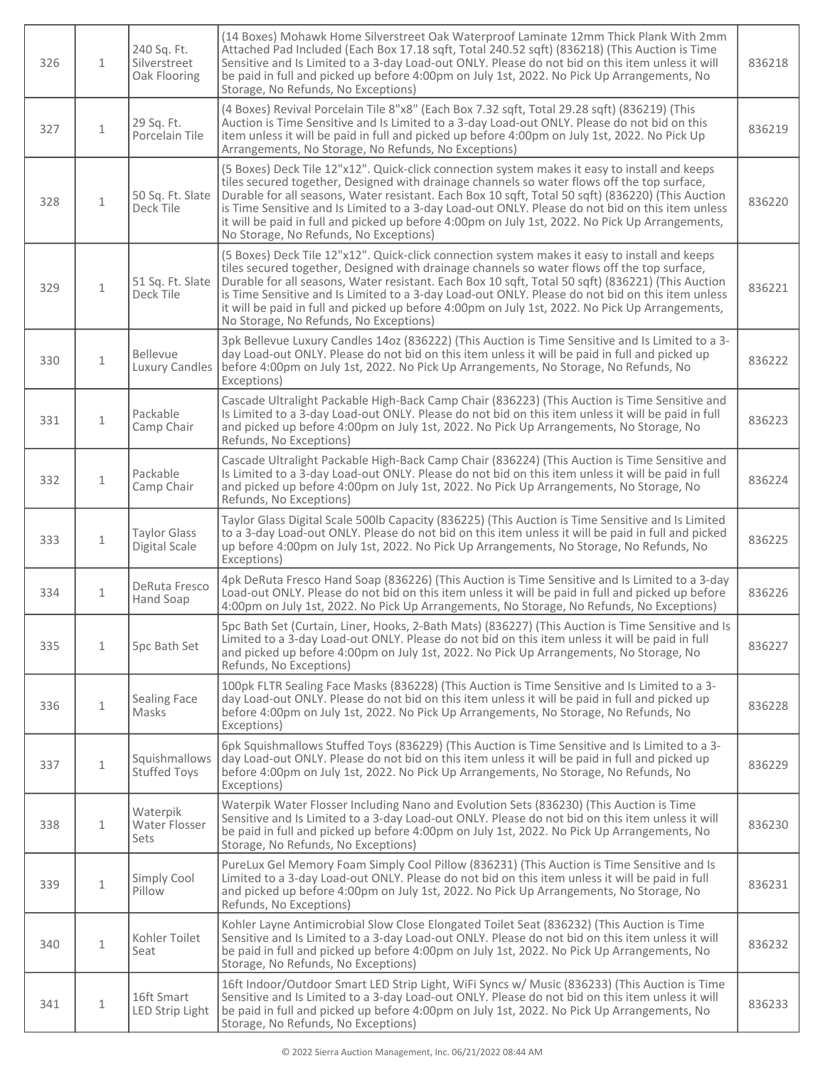| 326 | 1 | 240 Sq. Ft. Silverstreet Oak Flooring | (14 Boxes) Mohawk Home Silverstreet Oak Waterproof Laminate 12mm Thick Plank With 2mm Attached Pad Included (Each Box 17.18 sqft, Total 240.52 sqft) (836218) (This Auction is Time Sensitive and Is Limited to a 3-day Load-out ONLY. Please do not bid on this item unless it will be paid in full and picked up before 4:00pm on July 1st, 2022. No Pick Up Arrangements, No Storage, No Refunds, No Exceptions) | 836218 |
|---|---|---|---|---|
| 327 | 1 | 29 Sq. Ft. Porcelain Tile | (4 Boxes) Revival Porcelain Tile 8"x8" (Each Box 7.32 sqft, Total 29.28 sqft) (836219) (This Auction is Time Sensitive and Is Limited to a 3-day Load-out ONLY. Please do not bid on this item unless it will be paid in full and picked up before 4:00pm on July 1st, 2022. No Pick Up Arrangements, No Storage, No Refunds, No Exceptions) | 836219 |
| 328 | 1 | 50 Sq. Ft. Slate Deck Tile | (5 Boxes) Deck Tile 12"x12". Quick-click connection system makes it easy to install and keeps tiles secured together, Designed with drainage channels so water flows off the top surface, Durable for all seasons, Water resistant. Each Box 10 sqft, Total 50 sqft) (836220) (This Auction is Time Sensitive and Is Limited to a 3-day Load-out ONLY. Please do not bid on this item unless it will be paid in full and picked up before 4:00pm on July 1st, 2022. No Pick Up Arrangements, No Storage, No Refunds, No Exceptions) | 836220 |
| 329 | 1 | 51 Sq. Ft. Slate Deck Tile | (5 Boxes) Deck Tile 12"x12". Quick-click connection system makes it easy to install and keeps tiles secured together, Designed with drainage channels so water flows off the top surface, Durable for all seasons, Water resistant. Each Box 10 sqft, Total 50 sqft) (836221) (This Auction is Time Sensitive and Is Limited to a 3-day Load-out ONLY. Please do not bid on this item unless it will be paid in full and picked up before 4:00pm on July 1st, 2022. No Pick Up Arrangements, No Storage, No Refunds, No Exceptions) | 836221 |
| 330 | 1 | Bellevue Luxury Candles | 3pk Bellevue Luxury Candles 14oz (836222) (This Auction is Time Sensitive and Is Limited to a 3-day Load-out ONLY. Please do not bid on this item unless it will be paid in full and picked up before 4:00pm on July 1st, 2022. No Pick Up Arrangements, No Storage, No Refunds, No Exceptions) | 836222 |
| 331 | 1 | Packable Camp Chair | Cascade Ultralight Packable High-Back Camp Chair (836223) (This Auction is Time Sensitive and Is Limited to a 3-day Load-out ONLY. Please do not bid on this item unless it will be paid in full and picked up before 4:00pm on July 1st, 2022. No Pick Up Arrangements, No Storage, No Refunds, No Exceptions) | 836223 |
| 332 | 1 | Packable Camp Chair | Cascade Ultralight Packable High-Back Camp Chair (836224) (This Auction is Time Sensitive and Is Limited to a 3-day Load-out ONLY. Please do not bid on this item unless it will be paid in full and picked up before 4:00pm on July 1st, 2022. No Pick Up Arrangements, No Storage, No Refunds, No Exceptions) | 836224 |
| 333 | 1 | Taylor Glass Digital Scale | Taylor Glass Digital Scale 500lb Capacity (836225) (This Auction is Time Sensitive and Is Limited to a 3-day Load-out ONLY. Please do not bid on this item unless it will be paid in full and picked up before 4:00pm on July 1st, 2022. No Pick Up Arrangements, No Storage, No Refunds, No Exceptions) | 836225 |
| 334 | 1 | DeRuta Fresco Hand Soap | 4pk DeRuta Fresco Hand Soap (836226) (This Auction is Time Sensitive and Is Limited to a 3-day Load-out ONLY. Please do not bid on this item unless it will be paid in full and picked up before 4:00pm on July 1st, 2022. No Pick Up Arrangements, No Storage, No Refunds, No Exceptions) | 836226 |
| 335 | 1 | 5pc Bath Set | 5pc Bath Set (Curtain, Liner, Hooks, 2-Bath Mats) (836227) (This Auction is Time Sensitive and Is Limited to a 3-day Load-out ONLY. Please do not bid on this item unless it will be paid in full and picked up before 4:00pm on July 1st, 2022. No Pick Up Arrangements, No Storage, No Refunds, No Exceptions) | 836227 |
| 336 | 1 | Sealing Face Masks | 100pk FLTR Sealing Face Masks (836228) (This Auction is Time Sensitive and Is Limited to a 3-day Load-out ONLY. Please do not bid on this item unless it will be paid in full and picked up before 4:00pm on July 1st, 2022. No Pick Up Arrangements, No Storage, No Refunds, No Exceptions) | 836228 |
| 337 | 1 | Squishmallows Stuffed Toys | 6pk Squishmallows Stuffed Toys (836229) (This Auction is Time Sensitive and Is Limited to a 3-day Load-out ONLY. Please do not bid on this item unless it will be paid in full and picked up before 4:00pm on July 1st, 2022. No Pick Up Arrangements, No Storage, No Refunds, No Exceptions) | 836229 |
| 338 | 1 | Waterpik Water Flosser Sets | Waterpik Water Flosser Including Nano and Evolution Sets (836230) (This Auction is Time Sensitive and Is Limited to a 3-day Load-out ONLY. Please do not bid on this item unless it will be paid in full and picked up before 4:00pm on July 1st, 2022. No Pick Up Arrangements, No Storage, No Refunds, No Exceptions) | 836230 |
| 339 | 1 | Simply Cool Pillow | PureLux Gel Memory Foam Simply Cool Pillow (836231) (This Auction is Time Sensitive and Is Limited to a 3-day Load-out ONLY. Please do not bid on this item unless it will be paid in full and picked up before 4:00pm on July 1st, 2022. No Pick Up Arrangements, No Storage, No Refunds, No Exceptions) | 836231 |
| 340 | 1 | Kohler Toilet Seat | Kohler Layne Antimicrobial Slow Close Elongated Toilet Seat (836232) (This Auction is Time Sensitive and Is Limited to a 3-day Load-out ONLY. Please do not bid on this item unless it will be paid in full and picked up before 4:00pm on July 1st, 2022. No Pick Up Arrangements, No Storage, No Refunds, No Exceptions) | 836232 |
| 341 | 1 | 16ft Smart LED Strip Light | 16ft Indoor/Outdoor Smart LED Strip Light, WiFi Syncs w/ Music (836233) (This Auction is Time Sensitive and Is Limited to a 3-day Load-out ONLY. Please do not bid on this item unless it will be paid in full and picked up before 4:00pm on July 1st, 2022. No Pick Up Arrangements, No Storage, No Refunds, No Exceptions) | 836233 |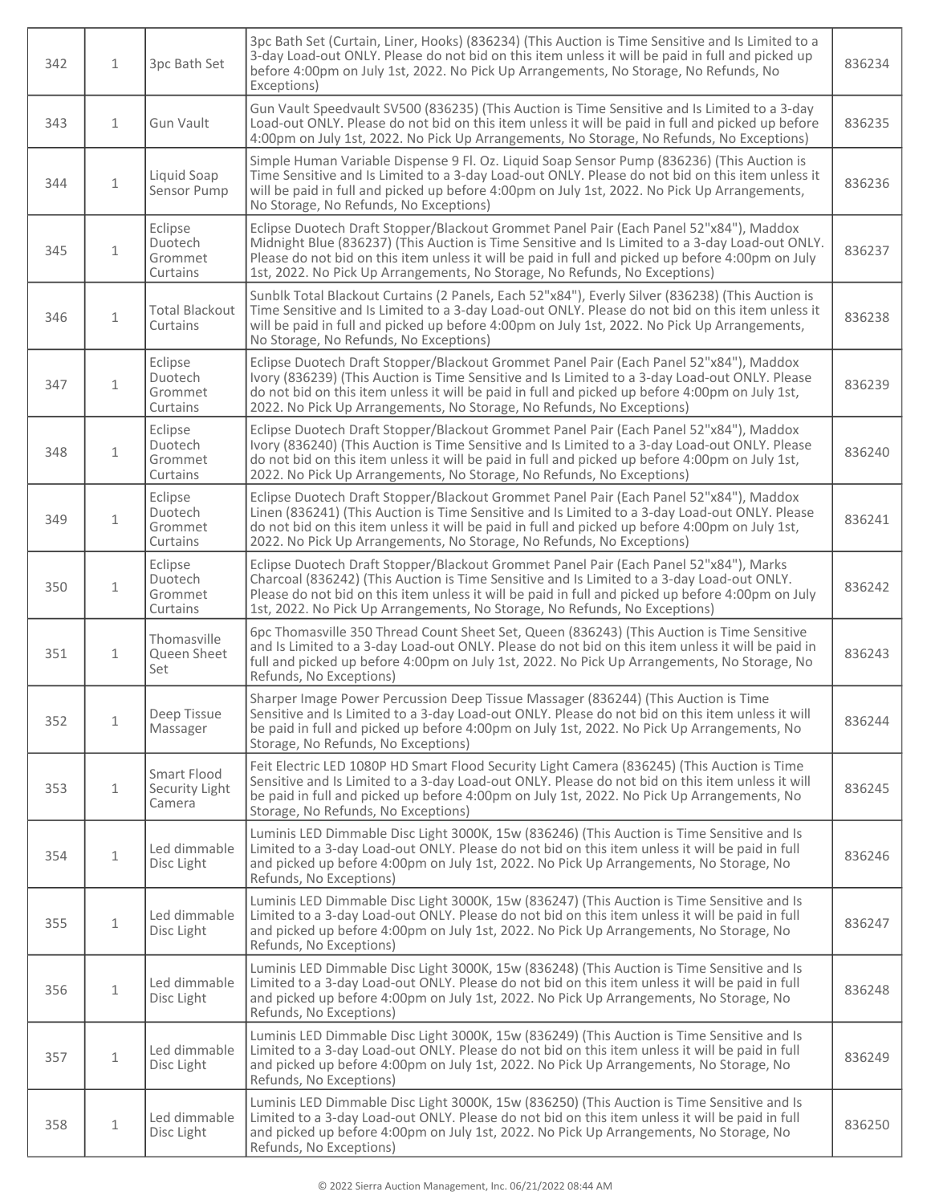| 342 | 1 | 3pc Bath Set | 3pc Bath Set (Curtain, Liner, Hooks) (836234) (This Auction is Time Sensitive and Is Limited to a 3-day Load-out ONLY. Please do not bid on this item unless it will be paid in full and picked up before 4:00pm on July 1st, 2022. No Pick Up Arrangements, No Storage, No Refunds, No Exceptions) | 836234 |
|---|---|---|---|---|
| 343 | 1 | Gun Vault | Gun Vault Speedvault SV500 (836235) (This Auction is Time Sensitive and Is Limited to a 3-day Load-out ONLY. Please do not bid on this item unless it will be paid in full and picked up before 4:00pm on July 1st, 2022. No Pick Up Arrangements, No Storage, No Refunds, No Exceptions) | 836235 |
| 344 | 1 | Liquid Soap Sensor Pump | Simple Human Variable Dispense 9 Fl. Oz. Liquid Soap Sensor Pump (836236) (This Auction is Time Sensitive and Is Limited to a 3-day Load-out ONLY. Please do not bid on this item unless it will be paid in full and picked up before 4:00pm on July 1st, 2022. No Pick Up Arrangements, No Storage, No Refunds, No Exceptions) | 836236 |
| 345 | 1 | Eclipse Duotech Grommet Curtains | Eclipse Duotech Draft Stopper/Blackout Grommet Panel Pair (Each Panel 52"x84"), Maddox Midnight Blue (836237) (This Auction is Time Sensitive and Is Limited to a 3-day Load-out ONLY. Please do not bid on this item unless it will be paid in full and picked up before 4:00pm on July 1st, 2022. No Pick Up Arrangements, No Storage, No Refunds, No Exceptions) | 836237 |
| 346 | 1 | Total Blackout Curtains | Sunblk Total Blackout Curtains (2 Panels, Each 52"x84"), Everly Silver (836238) (This Auction is Time Sensitive and Is Limited to a 3-day Load-out ONLY. Please do not bid on this item unless it will be paid in full and picked up before 4:00pm on July 1st, 2022. No Pick Up Arrangements, No Storage, No Refunds, No Exceptions) | 836238 |
| 347 | 1 | Eclipse Duotech Grommet Curtains | Eclipse Duotech Draft Stopper/Blackout Grommet Panel Pair (Each Panel 52"x84"), Maddox Ivory (836239) (This Auction is Time Sensitive and Is Limited to a 3-day Load-out ONLY. Please do not bid on this item unless it will be paid in full and picked up before 4:00pm on July 1st, 2022. No Pick Up Arrangements, No Storage, No Refunds, No Exceptions) | 836239 |
| 348 | 1 | Eclipse Duotech Grommet Curtains | Eclipse Duotech Draft Stopper/Blackout Grommet Panel Pair (Each Panel 52"x84"), Maddox Ivory (836240) (This Auction is Time Sensitive and Is Limited to a 3-day Load-out ONLY. Please do not bid on this item unless it will be paid in full and picked up before 4:00pm on July 1st, 2022. No Pick Up Arrangements, No Storage, No Refunds, No Exceptions) | 836240 |
| 349 | 1 | Eclipse Duotech Grommet Curtains | Eclipse Duotech Draft Stopper/Blackout Grommet Panel Pair (Each Panel 52"x84"), Maddox Linen (836241) (This Auction is Time Sensitive and Is Limited to a 3-day Load-out ONLY. Please do not bid on this item unless it will be paid in full and picked up before 4:00pm on July 1st, 2022. No Pick Up Arrangements, No Storage, No Refunds, No Exceptions) | 836241 |
| 350 | 1 | Eclipse Duotech Grommet Curtains | Eclipse Duotech Draft Stopper/Blackout Grommet Panel Pair (Each Panel 52"x84"), Marks Charcoal (836242) (This Auction is Time Sensitive and Is Limited to a 3-day Load-out ONLY. Please do not bid on this item unless it will be paid in full and picked up before 4:00pm on July 1st, 2022. No Pick Up Arrangements, No Storage, No Refunds, No Exceptions) | 836242 |
| 351 | 1 | Thomasville Queen Sheet Set | 6pc Thomasville 350 Thread Count Sheet Set, Queen (836243) (This Auction is Time Sensitive and Is Limited to a 3-day Load-out ONLY. Please do not bid on this item unless it will be paid in full and picked up before 4:00pm on July 1st, 2022. No Pick Up Arrangements, No Storage, No Refunds, No Exceptions) | 836243 |
| 352 | 1 | Deep Tissue Massager | Sharper Image Power Percussion Deep Tissue Massager (836244) (This Auction is Time Sensitive and Is Limited to a 3-day Load-out ONLY. Please do not bid on this item unless it will be paid in full and picked up before 4:00pm on July 1st, 2022. No Pick Up Arrangements, No Storage, No Refunds, No Exceptions) | 836244 |
| 353 | 1 | Smart Flood Security Light Camera | Feit Electric LED 1080P HD Smart Flood Security Light Camera (836245) (This Auction is Time Sensitive and Is Limited to a 3-day Load-out ONLY. Please do not bid on this item unless it will be paid in full and picked up before 4:00pm on July 1st, 2022. No Pick Up Arrangements, No Storage, No Refunds, No Exceptions) | 836245 |
| 354 | 1 | Led dimmable Disc Light | Luminis LED Dimmable Disc Light 3000K, 15w (836246) (This Auction is Time Sensitive and Is Limited to a 3-day Load-out ONLY. Please do not bid on this item unless it will be paid in full and picked up before 4:00pm on July 1st, 2022. No Pick Up Arrangements, No Storage, No Refunds, No Exceptions) | 836246 |
| 355 | 1 | Led dimmable Disc Light | Luminis LED Dimmable Disc Light 3000K, 15w (836247) (This Auction is Time Sensitive and Is Limited to a 3-day Load-out ONLY. Please do not bid on this item unless it will be paid in full and picked up before 4:00pm on July 1st, 2022. No Pick Up Arrangements, No Storage, No Refunds, No Exceptions) | 836247 |
| 356 | 1 | Led dimmable Disc Light | Luminis LED Dimmable Disc Light 3000K, 15w (836248) (This Auction is Time Sensitive and Is Limited to a 3-day Load-out ONLY. Please do not bid on this item unless it will be paid in full and picked up before 4:00pm on July 1st, 2022. No Pick Up Arrangements, No Storage, No Refunds, No Exceptions) | 836248 |
| 357 | 1 | Led dimmable Disc Light | Luminis LED Dimmable Disc Light 3000K, 15w (836249) (This Auction is Time Sensitive and Is Limited to a 3-day Load-out ONLY. Please do not bid on this item unless it will be paid in full and picked up before 4:00pm on July 1st, 2022. No Pick Up Arrangements, No Storage, No Refunds, No Exceptions) | 836249 |
| 358 | 1 | Led dimmable Disc Light | Luminis LED Dimmable Disc Light 3000K, 15w (836250) (This Auction is Time Sensitive and Is Limited to a 3-day Load-out ONLY. Please do not bid on this item unless it will be paid in full and picked up before 4:00pm on July 1st, 2022. No Pick Up Arrangements, No Storage, No Refunds, No Exceptions) | 836250 |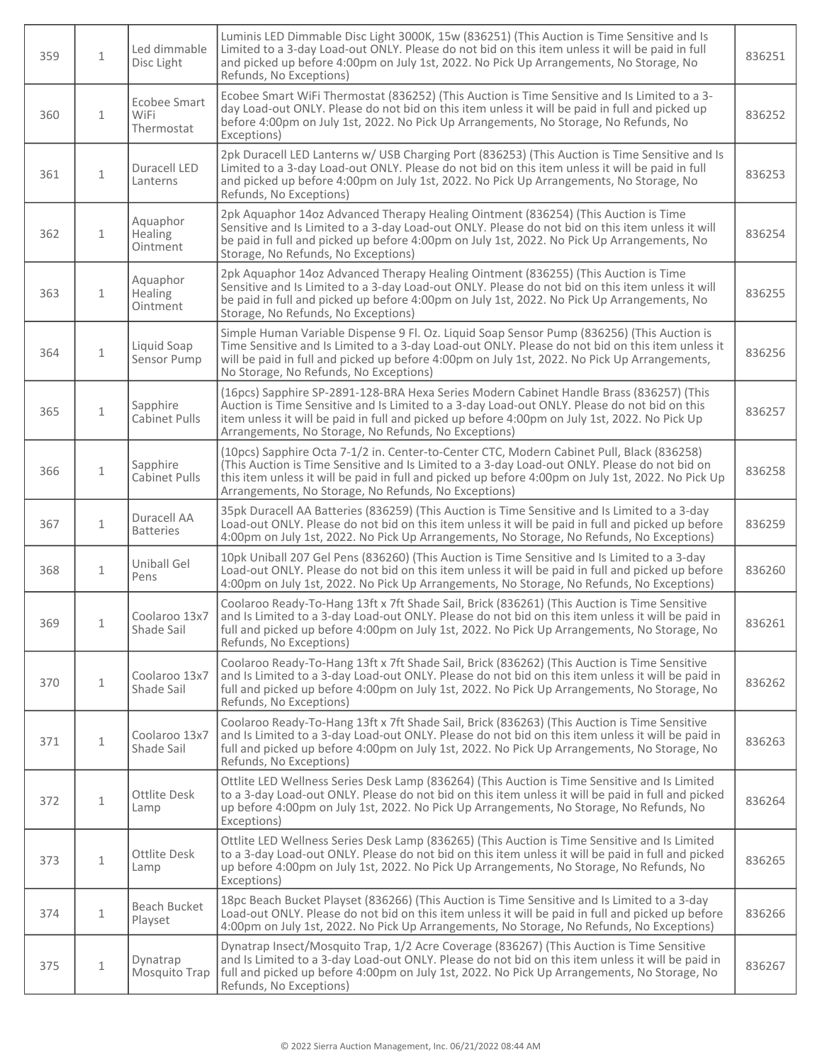| 359 | 1 | Led dimmable Disc Light | Luminis LED Dimmable Disc Light 3000K, 15w (836251) (This Auction is Time Sensitive and Is Limited to a 3-day Load-out ONLY. Please do not bid on this item unless it will be paid in full and picked up before 4:00pm on July 1st, 2022. No Pick Up Arrangements, No Storage, No Refunds, No Exceptions) | 836251 |
|---|---|---|---|---|
| 360 | 1 | Ecobee Smart WiFi Thermostat | Ecobee Smart WiFi Thermostat (836252) (This Auction is Time Sensitive and Is Limited to a 3-day Load-out ONLY. Please do not bid on this item unless it will be paid in full and picked up before 4:00pm on July 1st, 2022. No Pick Up Arrangements, No Storage, No Refunds, No Exceptions) | 836252 |
| 361 | 1 | Duracell LED Lanterns | 2pk Duracell LED Lanterns w/ USB Charging Port (836253) (This Auction is Time Sensitive and Is Limited to a 3-day Load-out ONLY. Please do not bid on this item unless it will be paid in full and picked up before 4:00pm on July 1st, 2022. No Pick Up Arrangements, No Storage, No Refunds, No Exceptions) | 836253 |
| 362 | 1 | Aquaphor Healing Ointment | 2pk Aquaphor 14oz Advanced Therapy Healing Ointment (836254) (This Auction is Time Sensitive and Is Limited to a 3-day Load-out ONLY. Please do not bid on this item unless it will be paid in full and picked up before 4:00pm on July 1st, 2022. No Pick Up Arrangements, No Storage, No Refunds, No Exceptions) | 836254 |
| 363 | 1 | Aquaphor Healing Ointment | 2pk Aquaphor 14oz Advanced Therapy Healing Ointment (836255) (This Auction is Time Sensitive and Is Limited to a 3-day Load-out ONLY. Please do not bid on this item unless it will be paid in full and picked up before 4:00pm on July 1st, 2022. No Pick Up Arrangements, No Storage, No Refunds, No Exceptions) | 836255 |
| 364 | 1 | Liquid Soap Sensor Pump | Simple Human Variable Dispense 9 Fl. Oz. Liquid Soap Sensor Pump (836256) (This Auction is Time Sensitive and Is Limited to a 3-day Load-out ONLY. Please do not bid on this item unless it will be paid in full and picked up before 4:00pm on July 1st, 2022. No Pick Up Arrangements, No Storage, No Refunds, No Exceptions) | 836256 |
| 365 | 1 | Sapphire Cabinet Pulls | (16pcs) Sapphire SP-2891-128-BRA Hexa Series Modern Cabinet Handle Brass (836257) (This Auction is Time Sensitive and Is Limited to a 3-day Load-out ONLY. Please do not bid on this item unless it will be paid in full and picked up before 4:00pm on July 1st, 2022. No Pick Up Arrangements, No Storage, No Refunds, No Exceptions) | 836257 |
| 366 | 1 | Sapphire Cabinet Pulls | (10pcs) Sapphire Octa 7-1/2 in. Center-to-Center CTC, Modern Cabinet Pull, Black (836258) (This Auction is Time Sensitive and Is Limited to a 3-day Load-out ONLY. Please do not bid on this item unless it will be paid in full and picked up before 4:00pm on July 1st, 2022. No Pick Up Arrangements, No Storage, No Refunds, No Exceptions) | 836258 |
| 367 | 1 | Duracell AA Batteries | 35pk Duracell AA Batteries (836259) (This Auction is Time Sensitive and Is Limited to a 3-day Load-out ONLY. Please do not bid on this item unless it will be paid in full and picked up before 4:00pm on July 1st, 2022. No Pick Up Arrangements, No Storage, No Refunds, No Exceptions) | 836259 |
| 368 | 1 | Uniball Gel Pens | 10pk Uniball 207 Gel Pens (836260) (This Auction is Time Sensitive and Is Limited to a 3-day Load-out ONLY. Please do not bid on this item unless it will be paid in full and picked up before 4:00pm on July 1st, 2022. No Pick Up Arrangements, No Storage, No Refunds, No Exceptions) | 836260 |
| 369 | 1 | Coolaroo 13x7 Shade Sail | Coolaroo Ready-To-Hang 13ft x 7ft Shade Sail, Brick (836261) (This Auction is Time Sensitive and Is Limited to a 3-day Load-out ONLY. Please do not bid on this item unless it will be paid in full and picked up before 4:00pm on July 1st, 2022. No Pick Up Arrangements, No Storage, No Refunds, No Exceptions) | 836261 |
| 370 | 1 | Coolaroo 13x7 Shade Sail | Coolaroo Ready-To-Hang 13ft x 7ft Shade Sail, Brick (836262) (This Auction is Time Sensitive and Is Limited to a 3-day Load-out ONLY. Please do not bid on this item unless it will be paid in full and picked up before 4:00pm on July 1st, 2022. No Pick Up Arrangements, No Storage, No Refunds, No Exceptions) | 836262 |
| 371 | 1 | Coolaroo 13x7 Shade Sail | Coolaroo Ready-To-Hang 13ft x 7ft Shade Sail, Brick (836263) (This Auction is Time Sensitive and Is Limited to a 3-day Load-out ONLY. Please do not bid on this item unless it will be paid in full and picked up before 4:00pm on July 1st, 2022. No Pick Up Arrangements, No Storage, No Refunds, No Exceptions) | 836263 |
| 372 | 1 | Ottlite Desk Lamp | Ottlite LED Wellness Series Desk Lamp (836264) (This Auction is Time Sensitive and Is Limited to a 3-day Load-out ONLY. Please do not bid on this item unless it will be paid in full and picked up before 4:00pm on July 1st, 2022. No Pick Up Arrangements, No Storage, No Refunds, No Exceptions) | 836264 |
| 373 | 1 | Ottlite Desk Lamp | Ottlite LED Wellness Series Desk Lamp (836265) (This Auction is Time Sensitive and Is Limited to a 3-day Load-out ONLY. Please do not bid on this item unless it will be paid in full and picked up before 4:00pm on July 1st, 2022. No Pick Up Arrangements, No Storage, No Refunds, No Exceptions) | 836265 |
| 374 | 1 | Beach Bucket Playset | 18pc Beach Bucket Playset (836266) (This Auction is Time Sensitive and Is Limited to a 3-day Load-out ONLY. Please do not bid on this item unless it will be paid in full and picked up before 4:00pm on July 1st, 2022. No Pick Up Arrangements, No Storage, No Refunds, No Exceptions) | 836266 |
| 375 | 1 | Dynatrap Mosquito Trap | Dynatrap Insect/Mosquito Trap, 1/2 Acre Coverage (836267) (This Auction is Time Sensitive and Is Limited to a 3-day Load-out ONLY. Please do not bid on this item unless it will be paid in full and picked up before 4:00pm on July 1st, 2022. No Pick Up Arrangements, No Storage, No Refunds, No Exceptions) | 836267 |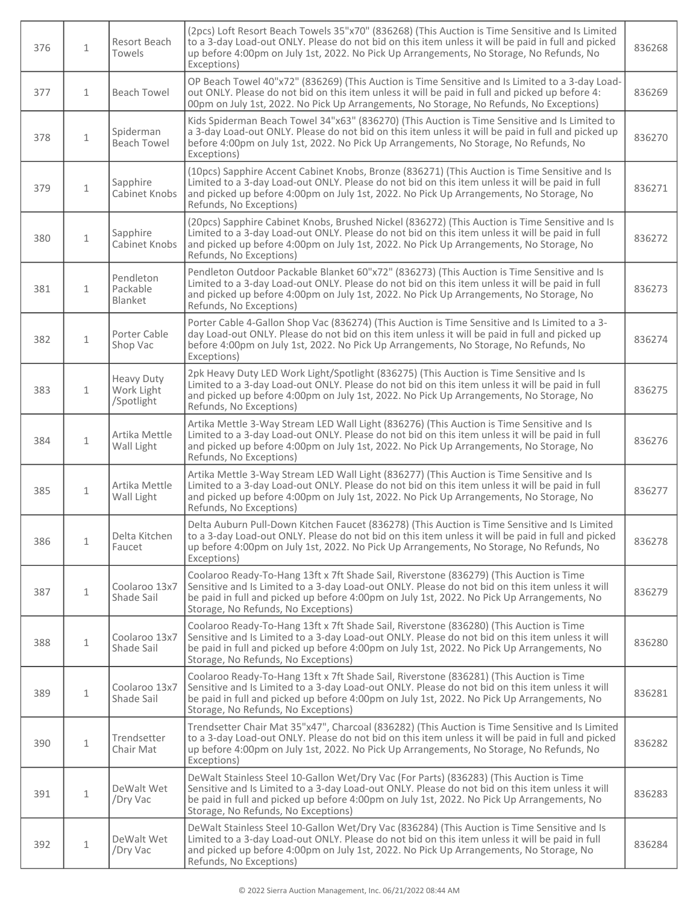| 376 | 1 | Resort Beach Towels | (2pcs) Loft Resort Beach Towels 35"x70" (836268) (This Auction is Time Sensitive and Is Limited to a 3-day Load-out ONLY. Please do not bid on this item unless it will be paid in full and picked up before 4:00pm on July 1st, 2022. No Pick Up Arrangements, No Storage, No Refunds, No Exceptions) | 836268 |
|---|---|---|---|---|
| 377 | 1 | Beach Towel | OP Beach Towel 40"x72" (836269) (This Auction is Time Sensitive and Is Limited to a 3-day Load-out ONLY. Please do not bid on this item unless it will be paid in full and picked up before 4:00pm on July 1st, 2022. No Pick Up Arrangements, No Storage, No Refunds, No Exceptions) | 836269 |
| 378 | 1 | Spiderman Beach Towel | Kids Spiderman Beach Towel 34"x63" (836270) (This Auction is Time Sensitive and Is Limited to a 3-day Load-out ONLY. Please do not bid on this item unless it will be paid in full and picked up before 4:00pm on July 1st, 2022. No Pick Up Arrangements, No Storage, No Refunds, No Exceptions) | 836270 |
| 379 | 1 | Sapphire Cabinet Knobs | (10pcs) Sapphire Accent Cabinet Knobs, Bronze (836271) (This Auction is Time Sensitive and Is Limited to a 3-day Load-out ONLY. Please do not bid on this item unless it will be paid in full and picked up before 4:00pm on July 1st, 2022. No Pick Up Arrangements, No Storage, No Refunds, No Exceptions) | 836271 |
| 380 | 1 | Sapphire Cabinet Knobs | (20pcs) Sapphire Cabinet Knobs, Brushed Nickel (836272) (This Auction is Time Sensitive and Is Limited to a 3-day Load-out ONLY. Please do not bid on this item unless it will be paid in full and picked up before 4:00pm on July 1st, 2022. No Pick Up Arrangements, No Storage, No Refunds, No Exceptions) | 836272 |
| 381 | 1 | Pendleton Packable Blanket | Pendleton Outdoor Packable Blanket 60"x72" (836273) (This Auction is Time Sensitive and Is Limited to a 3-day Load-out ONLY. Please do not bid on this item unless it will be paid in full and picked up before 4:00pm on July 1st, 2022. No Pick Up Arrangements, No Storage, No Refunds, No Exceptions) | 836273 |
| 382 | 1 | Porter Cable Shop Vac | Porter Cable 4-Gallon Shop Vac (836274) (This Auction is Time Sensitive and Is Limited to a 3-day Load-out ONLY. Please do not bid on this item unless it will be paid in full and picked up before 4:00pm on July 1st, 2022. No Pick Up Arrangements, No Storage, No Refunds, No Exceptions) | 836274 |
| 383 | 1 | Heavy Duty Work Light /Spotlight | 2pk Heavy Duty LED Work Light/Spotlight (836275) (This Auction is Time Sensitive and Is Limited to a 3-day Load-out ONLY. Please do not bid on this item unless it will be paid in full and picked up before 4:00pm on July 1st, 2022. No Pick Up Arrangements, No Storage, No Refunds, No Exceptions) | 836275 |
| 384 | 1 | Artika Mettle Wall Light | Artika Mettle 3-Way Stream LED Wall Light (836276) (This Auction is Time Sensitive and Is Limited to a 3-day Load-out ONLY. Please do not bid on this item unless it will be paid in full and picked up before 4:00pm on July 1st, 2022. No Pick Up Arrangements, No Storage, No Refunds, No Exceptions) | 836276 |
| 385 | 1 | Artika Mettle Wall Light | Artika Mettle 3-Way Stream LED Wall Light (836277) (This Auction is Time Sensitive and Is Limited to a 3-day Load-out ONLY. Please do not bid on this item unless it will be paid in full and picked up before 4:00pm on July 1st, 2022. No Pick Up Arrangements, No Storage, No Refunds, No Exceptions) | 836277 |
| 386 | 1 | Delta Kitchen Faucet | Delta Auburn Pull-Down Kitchen Faucet (836278) (This Auction is Time Sensitive and Is Limited to a 3-day Load-out ONLY. Please do not bid on this item unless it will be paid in full and picked up before 4:00pm on July 1st, 2022. No Pick Up Arrangements, No Storage, No Refunds, No Exceptions) | 836278 |
| 387 | 1 | Coolaroo 13x7 Shade Sail | Coolaroo Ready-To-Hang 13ft x 7ft Shade Sail, Riverstone (836279) (This Auction is Time Sensitive and Is Limited to a 3-day Load-out ONLY. Please do not bid on this item unless it will be paid in full and picked up before 4:00pm on July 1st, 2022. No Pick Up Arrangements, No Storage, No Refunds, No Exceptions) | 836279 |
| 388 | 1 | Coolaroo 13x7 Shade Sail | Coolaroo Ready-To-Hang 13ft x 7ft Shade Sail, Riverstone (836280) (This Auction is Time Sensitive and Is Limited to a 3-day Load-out ONLY. Please do not bid on this item unless it will be paid in full and picked up before 4:00pm on July 1st, 2022. No Pick Up Arrangements, No Storage, No Refunds, No Exceptions) | 836280 |
| 389 | 1 | Coolaroo 13x7 Shade Sail | Coolaroo Ready-To-Hang 13ft x 7ft Shade Sail, Riverstone (836281) (This Auction is Time Sensitive and Is Limited to a 3-day Load-out ONLY. Please do not bid on this item unless it will be paid in full and picked up before 4:00pm on July 1st, 2022. No Pick Up Arrangements, No Storage, No Refunds, No Exceptions) | 836281 |
| 390 | 1 | Trendsetter Chair Mat | Trendsetter Chair Mat 35"x47", Charcoal (836282) (This Auction is Time Sensitive and Is Limited to a 3-day Load-out ONLY. Please do not bid on this item unless it will be paid in full and picked up before 4:00pm on July 1st, 2022. No Pick Up Arrangements, No Storage, No Refunds, No Exceptions) | 836282 |
| 391 | 1 | DeWalt Wet /Dry Vac | DeWalt Stainless Steel 10-Gallon Wet/Dry Vac (For Parts) (836283) (This Auction is Time Sensitive and Is Limited to a 3-day Load-out ONLY. Please do not bid on this item unless it will be paid in full and picked up before 4:00pm on July 1st, 2022. No Pick Up Arrangements, No Storage, No Refunds, No Exceptions) | 836283 |
| 392 | 1 | DeWalt Wet /Dry Vac | DeWalt Stainless Steel 10-Gallon Wet/Dry Vac (836284) (This Auction is Time Sensitive and Is Limited to a 3-day Load-out ONLY. Please do not bid on this item unless it will be paid in full and picked up before 4:00pm on July 1st, 2022. No Pick Up Arrangements, No Storage, No Refunds, No Exceptions) | 836284 |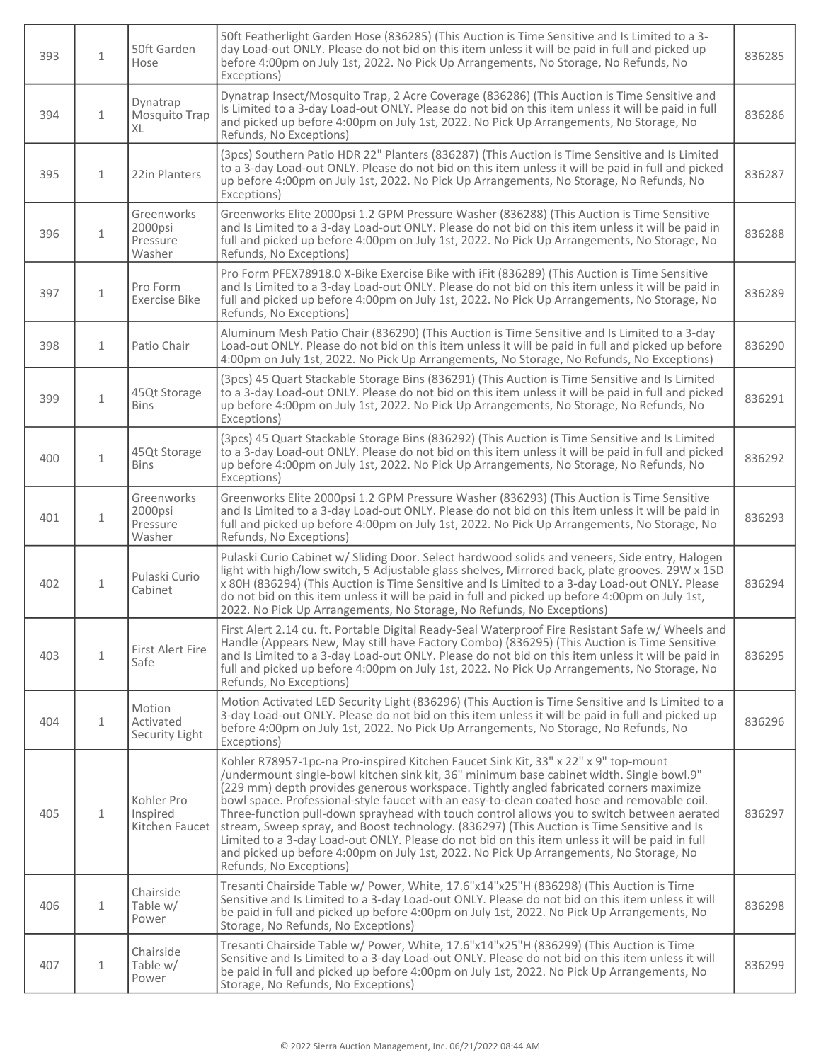| 393 | 1 | 50ft Garden Hose | 50ft Featherlight Garden Hose (836285) (This Auction is Time Sensitive and Is Limited to a 3-day Load-out ONLY. Please do not bid on this item unless it will be paid in full and picked up before 4:00pm on July 1st, 2022. No Pick Up Arrangements, No Storage, No Refunds, No Exceptions) | 836285 |
|---|---|---|---|---|
| 394 | 1 | Dynatrap Mosquito Trap XL | Dynatrap Insect/Mosquito Trap, 2 Acre Coverage (836286) (This Auction is Time Sensitive and Is Limited to a 3-day Load-out ONLY. Please do not bid on this item unless it will be paid in full and picked up before 4:00pm on July 1st, 2022. No Pick Up Arrangements, No Storage, No Refunds, No Exceptions) | 836286 |
| 395 | 1 | 22in Planters | (3pcs) Southern Patio HDR 22" Planters (836287) (This Auction is Time Sensitive and Is Limited to a 3-day Load-out ONLY. Please do not bid on this item unless it will be paid in full and picked up before 4:00pm on July 1st, 2022. No Pick Up Arrangements, No Storage, No Refunds, No Exceptions) | 836287 |
| 396 | 1 | Greenworks 2000psi Pressure Washer | Greenworks Elite 2000psi 1.2 GPM Pressure Washer (836288) (This Auction is Time Sensitive and Is Limited to a 3-day Load-out ONLY. Please do not bid on this item unless it will be paid in full and picked up before 4:00pm on July 1st, 2022. No Pick Up Arrangements, No Storage, No Refunds, No Exceptions) | 836288 |
| 397 | 1 | Pro Form Exercise Bike | Pro Form PFEX78918.0 X-Bike Exercise Bike with iFit (836289) (This Auction is Time Sensitive and Is Limited to a 3-day Load-out ONLY. Please do not bid on this item unless it will be paid in full and picked up before 4:00pm on July 1st, 2022. No Pick Up Arrangements, No Storage, No Refunds, No Exceptions) | 836289 |
| 398 | 1 | Patio Chair | Aluminum Mesh Patio Chair (836290) (This Auction is Time Sensitive and Is Limited to a 3-day Load-out ONLY. Please do not bid on this item unless it will be paid in full and picked up before 4:00pm on July 1st, 2022. No Pick Up Arrangements, No Storage, No Refunds, No Exceptions) | 836290 |
| 399 | 1 | 45Qt Storage Bins | (3pcs) 45 Quart Stackable Storage Bins (836291) (This Auction is Time Sensitive and Is Limited to a 3-day Load-out ONLY. Please do not bid on this item unless it will be paid in full and picked up before 4:00pm on July 1st, 2022. No Pick Up Arrangements, No Storage, No Refunds, No Exceptions) | 836291 |
| 400 | 1 | 45Qt Storage Bins | (3pcs) 45 Quart Stackable Storage Bins (836292) (This Auction is Time Sensitive and Is Limited to a 3-day Load-out ONLY. Please do not bid on this item unless it will be paid in full and picked up before 4:00pm on July 1st, 2022. No Pick Up Arrangements, No Storage, No Refunds, No Exceptions) | 836292 |
| 401 | 1 | Greenworks 2000psi Pressure Washer | Greenworks Elite 2000psi 1.2 GPM Pressure Washer (836293) (This Auction is Time Sensitive and Is Limited to a 3-day Load-out ONLY. Please do not bid on this item unless it will be paid in full and picked up before 4:00pm on July 1st, 2022. No Pick Up Arrangements, No Storage, No Refunds, No Exceptions) | 836293 |
| 402 | 1 | Pulaski Curio Cabinet | Pulaski Curio Cabinet w/ Sliding Door. Select hardwood solids and veneers, Side entry, Halogen light with high/low switch, 5 Adjustable glass shelves, Mirrored back, plate grooves. 29W x 15D x 80H (836294) (This Auction is Time Sensitive and Is Limited to a 3-day Load-out ONLY. Please do not bid on this item unless it will be paid in full and picked up before 4:00pm on July 1st, 2022. No Pick Up Arrangements, No Storage, No Refunds, No Exceptions) | 836294 |
| 403 | 1 | First Alert Fire Safe | First Alert 2.14 cu. ft. Portable Digital Ready-Seal Waterproof Fire Resistant Safe w/ Wheels and Handle (Appears New, May still have Factory Combo) (836295) (This Auction is Time Sensitive and Is Limited to a 3-day Load-out ONLY. Please do not bid on this item unless it will be paid in full and picked up before 4:00pm on July 1st, 2022. No Pick Up Arrangements, No Storage, No Refunds, No Exceptions) | 836295 |
| 404 | 1 | Motion Activated Security Light | Motion Activated LED Security Light (836296) (This Auction is Time Sensitive and Is Limited to a 3-day Load-out ONLY. Please do not bid on this item unless it will be paid in full and picked up before 4:00pm on July 1st, 2022. No Pick Up Arrangements, No Storage, No Refunds, No Exceptions) | 836296 |
| 405 | 1 | Kohler Pro Inspired Kitchen Faucet | Kohler R78957-1pc-na Pro-inspired Kitchen Faucet Sink Kit, 33" x 22" x 9" top-mount /undermount single-bowl kitchen sink kit, 36" minimum base cabinet width. Single bowl.9" (229 mm) depth provides generous workspace. Tightly angled fabricated corners maximize bowl space. Professional-style faucet with an easy-to-clean coated hose and removable coil. Three-function pull-down sprayhead with touch control allows you to switch between aerated stream, Sweep spray, and Boost technology. (836297) (This Auction is Time Sensitive and Is Limited to a 3-day Load-out ONLY. Please do not bid on this item unless it will be paid in full and picked up before 4:00pm on July 1st, 2022. No Pick Up Arrangements, No Storage, No Refunds, No Exceptions) | 836297 |
| 406 | 1 | Chairside Table w/ Power | Tresanti Chairside Table w/ Power, White, 17.6"x14"x25"H (836298) (This Auction is Time Sensitive and Is Limited to a 3-day Load-out ONLY. Please do not bid on this item unless it will be paid in full and picked up before 4:00pm on July 1st, 2022. No Pick Up Arrangements, No Storage, No Refunds, No Exceptions) | 836298 |
| 407 | 1 | Chairside Table w/ Power | Tresanti Chairside Table w/ Power, White, 17.6"x14"x25"H (836299) (This Auction is Time Sensitive and Is Limited to a 3-day Load-out ONLY. Please do not bid on this item unless it will be paid in full and picked up before 4:00pm on July 1st, 2022. No Pick Up Arrangements, No Storage, No Refunds, No Exceptions) | 836299 |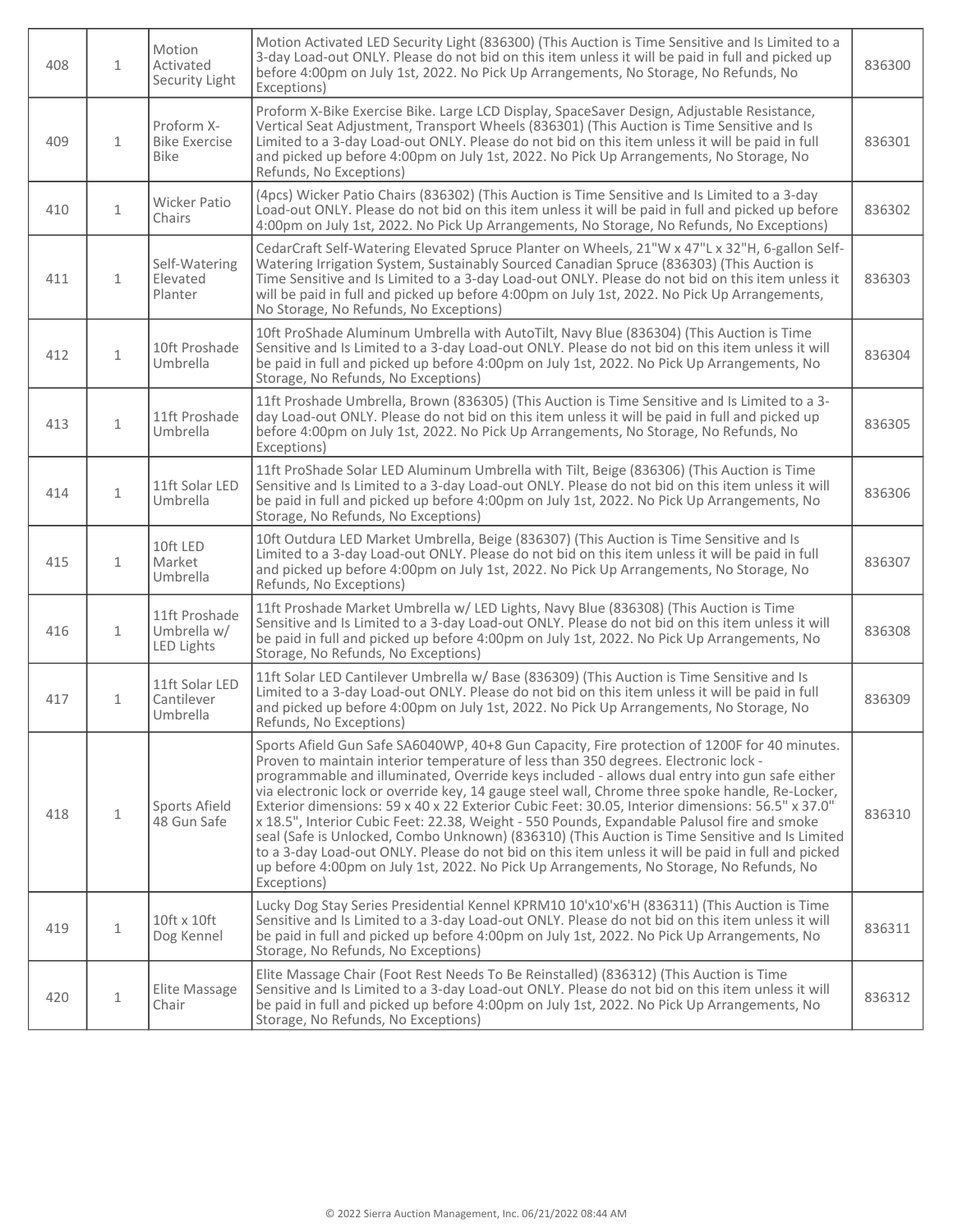| | | | | |
|---|---|---|---|---|
| 408 | 1 | Motion Activated Security Light | Motion Activated LED Security Light (836300) (This Auction is Time Sensitive and Is Limited to a 3-day Load-out ONLY. Please do not bid on this item unless it will be paid in full and picked up before 4:00pm on July 1st, 2022. No Pick Up Arrangements, No Storage, No Refunds, No Exceptions) | 836300 |
| 409 | 1 | Proform X-Bike Exercise Bike | Proform X-Bike Exercise Bike. Large LCD Display, SpaceSaver Design, Adjustable Resistance, Vertical Seat Adjustment, Transport Wheels (836301) (This Auction is Time Sensitive and Is Limited to a 3-day Load-out ONLY. Please do not bid on this item unless it will be paid in full and picked up before 4:00pm on July 1st, 2022. No Pick Up Arrangements, No Storage, No Refunds, No Exceptions) | 836301 |
| 410 | 1 | Wicker Patio Chairs | (4pcs) Wicker Patio Chairs (836302) (This Auction is Time Sensitive and Is Limited to a 3-day Load-out ONLY. Please do not bid on this item unless it will be paid in full and picked up before 4:00pm on July 1st, 2022. No Pick Up Arrangements, No Storage, No Refunds, No Exceptions) | 836302 |
| 411 | 1 | Self-Watering Elevated Planter | CedarCraft Self-Watering Elevated Spruce Planter on Wheels, 21"W x 47"L x 32"H, 6-gallon Self-Watering Irrigation System, Sustainably Sourced Canadian Spruce (836303) (This Auction is Time Sensitive and Is Limited to a 3-day Load-out ONLY. Please do not bid on this item unless it will be paid in full and picked up before 4:00pm on July 1st, 2022. No Pick Up Arrangements, No Storage, No Refunds, No Exceptions) | 836303 |
| 412 | 1 | 10ft Proshade Umbrella | 10ft ProShade Aluminum Umbrella with AutoTilt, Navy Blue (836304) (This Auction is Time Sensitive and Is Limited to a 3-day Load-out ONLY. Please do not bid on this item unless it will be paid in full and picked up before 4:00pm on July 1st, 2022. No Pick Up Arrangements, No Storage, No Refunds, No Exceptions) | 836304 |
| 413 | 1 | 11ft Proshade Umbrella | 11ft Proshade Umbrella, Brown (836305) (This Auction is Time Sensitive and Is Limited to a 3-day Load-out ONLY. Please do not bid on this item unless it will be paid in full and picked up before 4:00pm on July 1st, 2022. No Pick Up Arrangements, No Storage, No Refunds, No Exceptions) | 836305 |
| 414 | 1 | 11ft Solar LED Umbrella | 11ft ProShade Solar LED Aluminum Umbrella with Tilt, Beige (836306) (This Auction is Time Sensitive and Is Limited to a 3-day Load-out ONLY. Please do not bid on this item unless it will be paid in full and picked up before 4:00pm on July 1st, 2022. No Pick Up Arrangements, No Storage, No Refunds, No Exceptions) | 836306 |
| 415 | 1 | 10ft LED Market Umbrella | 10ft Outdura LED Market Umbrella, Beige (836307) (This Auction is Time Sensitive and Is Limited to a 3-day Load-out ONLY. Please do not bid on this item unless it will be paid in full and picked up before 4:00pm on July 1st, 2022. No Pick Up Arrangements, No Storage, No Refunds, No Exceptions) | 836307 |
| 416 | 1 | 11ft Proshade Umbrella w/ LED Lights | 11ft Proshade Market Umbrella w/ LED Lights, Navy Blue (836308) (This Auction is Time Sensitive and Is Limited to a 3-day Load-out ONLY. Please do not bid on this item unless it will be paid in full and picked up before 4:00pm on July 1st, 2022. No Pick Up Arrangements, No Storage, No Refunds, No Exceptions) | 836308 |
| 417 | 1 | 11ft Solar LED Cantilever Umbrella | 11ft Solar LED Cantilever Umbrella w/ Base (836309) (This Auction is Time Sensitive and Is Limited to a 3-day Load-out ONLY. Please do not bid on this item unless it will be paid in full and picked up before 4:00pm on July 1st, 2022. No Pick Up Arrangements, No Storage, No Refunds, No Exceptions) | 836309 |
| 418 | 1 | Sports Afield 48 Gun Safe | Sports Afield Gun Safe SA6040WP, 40+8 Gun Capacity, Fire protection of 1200F for 40 minutes. Proven to maintain interior temperature of less than 350 degrees. Electronic lock - programmable and illuminated, Override keys included - allows dual entry into gun safe either via electronic lock or override key, 14 gauge steel wall, Chrome three spoke handle, Re-Locker, Exterior dimensions: 59 x 40 x 22 Exterior Cubic Feet: 30.05, Interior dimensions: 56.5" x 37.0" x 18.5", Interior Cubic Feet: 22.38, Weight - 550 Pounds, Expandable Palusol fire and smoke seal (Safe is Unlocked, Combo Unknown) (836310) (This Auction is Time Sensitive and Is Limited to a 3-day Load-out ONLY. Please do not bid on this item unless it will be paid in full and picked up before 4:00pm on July 1st, 2022. No Pick Up Arrangements, No Storage, No Refunds, No Exceptions) | 836310 |
| 419 | 1 | 10ft x 10ft Dog Kennel | Lucky Dog Stay Series Presidential Kennel KPRM10 10'x10'x6'H (836311) (This Auction is Time Sensitive and Is Limited to a 3-day Load-out ONLY. Please do not bid on this item unless it will be paid in full and picked up before 4:00pm on July 1st, 2022. No Pick Up Arrangements, No Storage, No Refunds, No Exceptions) | 836311 |
| 420 | 1 | Elite Massage Chair | Elite Massage Chair (Foot Rest Needs To Be Reinstalled) (836312) (This Auction is Time Sensitive and Is Limited to a 3-day Load-out ONLY. Please do not bid on this item unless it will be paid in full and picked up before 4:00pm on July 1st, 2022. No Pick Up Arrangements, No Storage, No Refunds, No Exceptions) | 836312 |